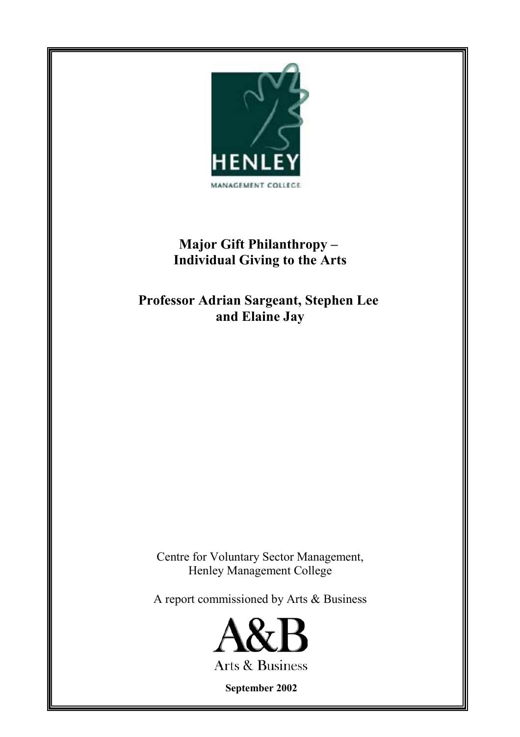HENLEY

MANAGEMENT COLLEGE

# Major Gift Philanthropy – Individual Giving to the Arts

## Professor Adrian Sargeant, Stephen Lee and Elaine Jay

Centre for Voluntary Sector Management,
Henley Management College

A report commissioned by Arts & Business

A&B

Arts & Business

**September 2002**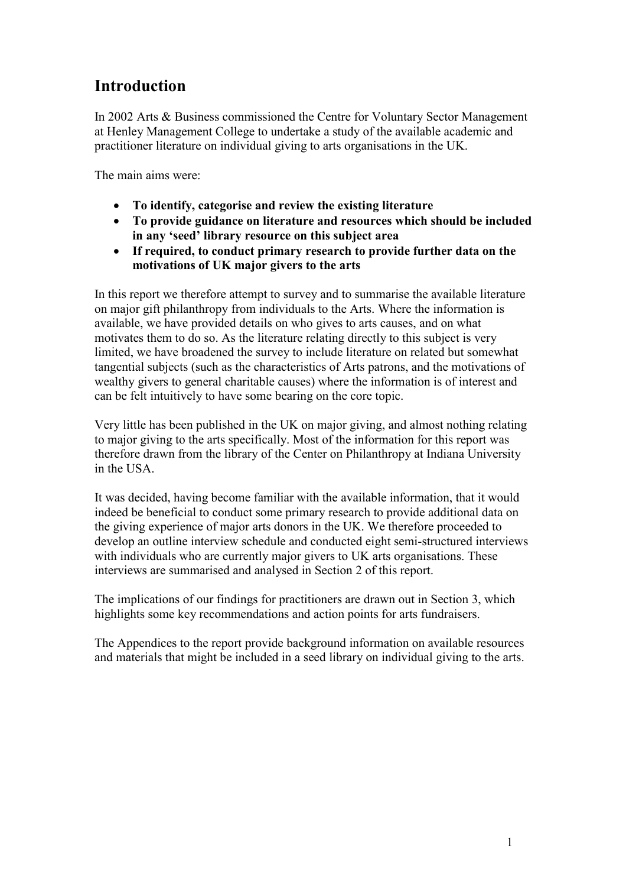# Introduction

In 2002 Arts & Business commissioned the Centre for Voluntary Sector Management at Henley Management College to undertake a study of the available academic and practitioner literature on individual giving to arts organisations in the UK.

The main aims were:

- **To identify, categorise and review the existing literature**
- **To provide guidance on literature and resources which should be included in any 'seed' library resource on this subject area**
- **If required, to conduct primary research to provide further data on the motivations of UK major givers to the arts**

In this report we therefore attempt to survey and to summarise the available literature on major gift philanthropy from individuals to the Arts. Where the information is available, we have provided details on who gives to arts causes, and on what motivates them to do so. As the literature relating directly to this subject is very limited, we have broadened the survey to include literature on related but somewhat tangential subjects (such as the characteristics of Arts patrons, and the motivations of wealthy givers to general charitable causes) where the information is of interest and can be felt intuitively to have some bearing on the core topic.

Very little has been published in the UK on major giving, and almost nothing relating to major giving to the arts specifically. Most of the information for this report was therefore drawn from the library of the Center on Philanthropy at Indiana University in the USA.

It was decided, having become familiar with the available information, that it would indeed be beneficial to conduct some primary research to provide additional data on the giving experience of major arts donors in the UK. We therefore proceeded to develop an outline interview schedule and conducted eight semi-structured interviews with individuals who are currently major givers to UK arts organisations. These interviews are summarised and analysed in Section 2 of this report.

The implications of our findings for practitioners are drawn out in Section 3, which highlights some key recommendations and action points for arts fundraisers.

The Appendices to the report provide background information on available resources and materials that might be included in a seed library on individual giving to the arts.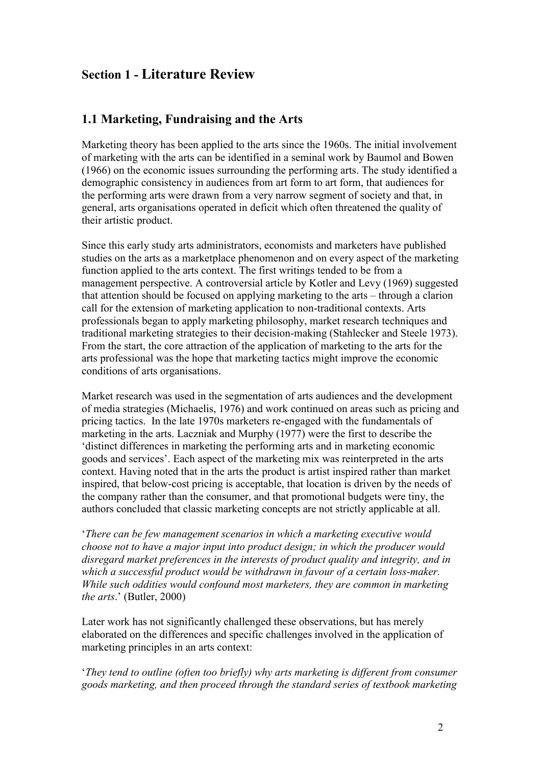# Section 1 - Literature Review

## 1.1 Marketing, Fundraising and the Arts

Marketing theory has been applied to the arts since the 1960s. The initial involvement of marketing with the arts can be identified in a seminal work by Baumol and Bowen (1966) on the economic issues surrounding the performing arts. The study identified a demographic consistency in audiences from art form to art form, that audiences for the performing arts were drawn from a very narrow segment of society and that, in general, arts organisations operated in deficit which often threatened the quality of their artistic product.

Since this early study arts administrators, economists and marketers have published studies on the arts as a marketplace phenomenon and on every aspect of the marketing function applied to the arts context. The first writings tended to be from a management perspective. A controversial article by Kotler and Levy (1969) suggested that attention should be focused on applying marketing to the arts – through a clarion call for the extension of marketing application to non-traditional contexts. Arts professionals began to apply marketing philosophy, market research techniques and traditional marketing strategies to their decision-making (Stahlecker and Steele 1973). From the start, the core attraction of the application of marketing to the arts for the arts professional was the hope that marketing tactics might improve the economic conditions of arts organisations.

Market research was used in the segmentation of arts audiences and the development of media strategies (Michaelis, 1976) and work continued on areas such as pricing and pricing tactics. In the late 1970s marketers re-engaged with the fundamentals of marketing in the arts. Laczniak and Murphy (1977) were the first to describe the 'distinct differences in marketing the performing arts and in marketing economic goods and services'. Each aspect of the marketing mix was reinterpreted in the arts context. Having noted that in the arts the product is artist inspired rather than market inspired, that below-cost pricing is acceptable, that location is driven by the needs of the company rather than the consumer, and that promotional budgets were tiny, the authors concluded that classic marketing concepts are not strictly applicable at all.

'*There can be few management scenarios in which a marketing executive would choose not to have a major input into product design; in which the producer would disregard market preferences in the interests of product quality and integrity, and in which a successful product would be withdrawn in favour of a certain loss-maker. While such oddities would confound most marketers, they are common in marketing the arts*.' (Butler, 2000)

Later work has not significantly challenged these observations, but has merely elaborated on the differences and specific challenges involved in the application of marketing principles in an arts context:

'*They tend to outline (often too briefly) why arts marketing is different from consumer goods marketing, and then proceed through the standard series of textbook marketing*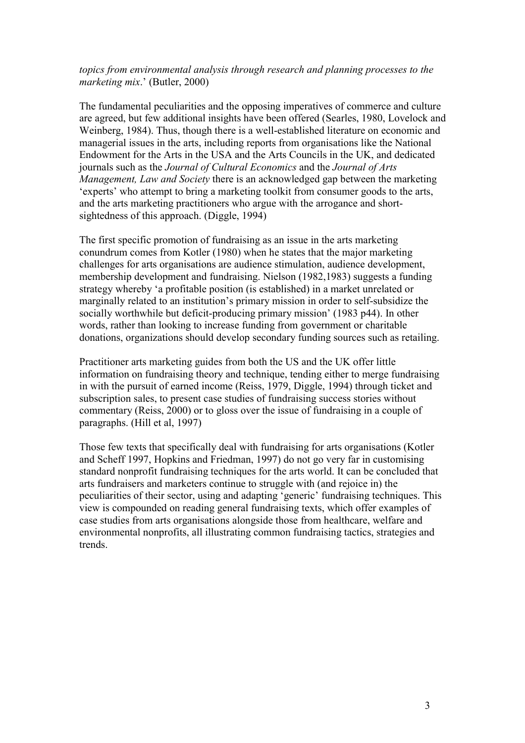*topics from environmental analysis through research and planning processes to the marketing mix*.' (Butler, 2000)

The fundamental peculiarities and the opposing imperatives of commerce and culture are agreed, but few additional insights have been offered (Searles, 1980, Lovelock and Weinberg, 1984). Thus, though there is a well-established literature on economic and managerial issues in the arts, including reports from organisations like the National Endowment for the Arts in the USA and the Arts Councils in the UK, and dedicated journals such as the *Journal of Cultural Economics* and the *Journal of Arts Management, Law and Society* there is an acknowledged gap between the marketing 'experts' who attempt to bring a marketing toolkit from consumer goods to the arts, and the arts marketing practitioners who argue with the arrogance and short-sightedness of this approach. (Diggle, 1994)

The first specific promotion of fundraising as an issue in the arts marketing conundrum comes from Kotler (1980) when he states that the major marketing challenges for arts organisations are audience stimulation, audience development, membership development and fundraising. Nielson (1982,1983) suggests a funding strategy whereby 'a profitable position (is established) in a market unrelated or marginally related to an institution's primary mission in order to self-subsidize the socially worthwhile but deficit-producing primary mission' (1983 p44). In other words, rather than looking to increase funding from government or charitable donations, organizations should develop secondary funding sources such as retailing.

Practitioner arts marketing guides from both the US and the UK offer little information on fundraising theory and technique, tending either to merge fundraising in with the pursuit of earned income (Reiss, 1979, Diggle, 1994) through ticket and subscription sales, to present case studies of fundraising success stories without commentary (Reiss, 2000) or to gloss over the issue of fundraising in a couple of paragraphs. (Hill et al, 1997)

Those few texts that specifically deal with fundraising for arts organisations (Kotler and Scheff 1997, Hopkins and Friedman, 1997) do not go very far in customising standard nonprofit fundraising techniques for the arts world. It can be concluded that arts fundraisers and marketers continue to struggle with (and rejoice in) the peculiarities of their sector, using and adapting 'generic' fundraising techniques. This view is compounded on reading general fundraising texts, which offer examples of case studies from arts organisations alongside those from healthcare, welfare and environmental nonprofits, all illustrating common fundraising tactics, strategies and trends.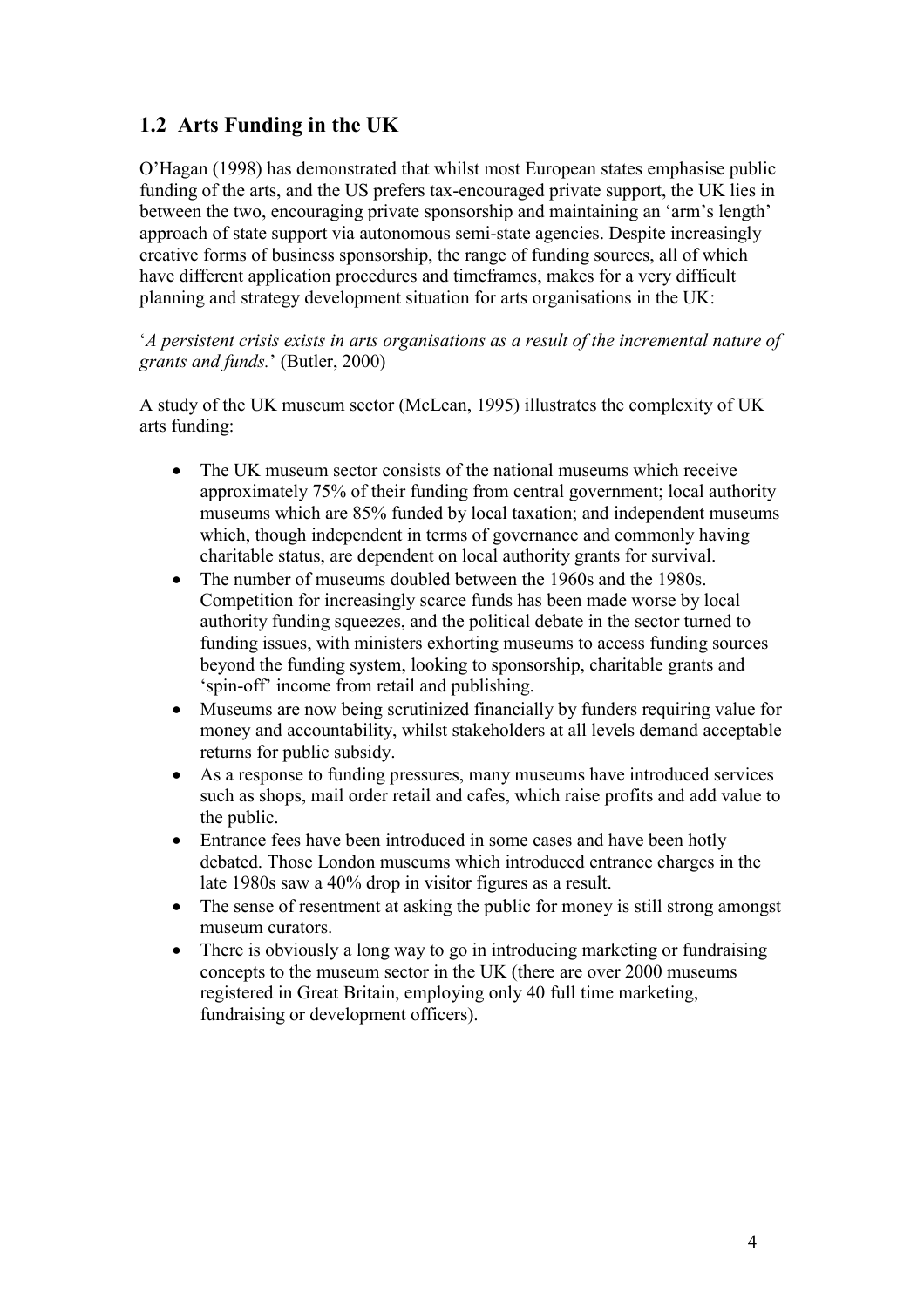## 1.2 Arts Funding in the UK

O'Hagan (1998) has demonstrated that whilst most European states emphasise public funding of the arts, and the US prefers tax-encouraged private support, the UK lies in between the two, encouraging private sponsorship and maintaining an 'arm's length' approach of state support via autonomous semi-state agencies. Despite increasingly creative forms of business sponsorship, the range of funding sources, all of which have different application procedures and timeframes, makes for a very difficult planning and strategy development situation for arts organisations in the UK:

'*A persistent crisis exists in arts organisations as a result of the incremental nature of grants and funds.*' (Butler, 2000)

A study of the UK museum sector (McLean, 1995) illustrates the complexity of UK arts funding:

- The UK museum sector consists of the national museums which receive approximately 75% of their funding from central government; local authority museums which are 85% funded by local taxation; and independent museums which, though independent in terms of governance and commonly having charitable status, are dependent on local authority grants for survival.
- The number of museums doubled between the 1960s and the 1980s. Competition for increasingly scarce funds has been made worse by local authority funding squeezes, and the political debate in the sector turned to funding issues, with ministers exhorting museums to access funding sources beyond the funding system, looking to sponsorship, charitable grants and 'spin-off' income from retail and publishing.
- Museums are now being scrutinized financially by funders requiring value for money and accountability, whilst stakeholders at all levels demand acceptable returns for public subsidy.
- As a response to funding pressures, many museums have introduced services such as shops, mail order retail and cafes, which raise profits and add value to the public.
- Entrance fees have been introduced in some cases and have been hotly debated. Those London museums which introduced entrance charges in the late 1980s saw a 40% drop in visitor figures as a result.
- The sense of resentment at asking the public for money is still strong amongst museum curators.
- There is obviously a long way to go in introducing marketing or fundraising concepts to the museum sector in the UK (there are over 2000 museums registered in Great Britain, employing only 40 full time marketing, fundraising or development officers).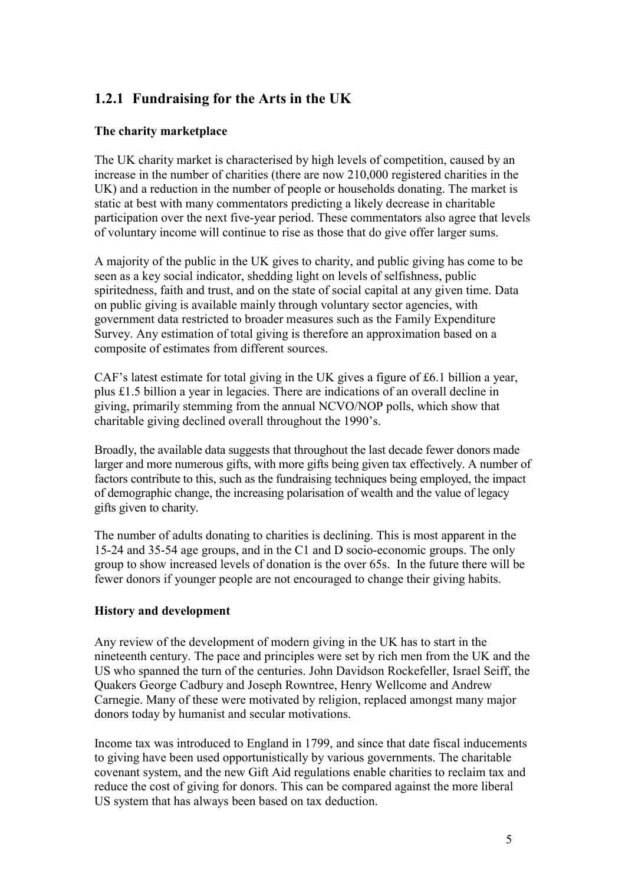### 1.2.1 Fundraising for the Arts in the UK

**The charity marketplace**

The UK charity market is characterised by high levels of competition, caused by an increase in the number of charities (there are now 210,000 registered charities in the UK) and a reduction in the number of people or households donating. The market is static at best with many commentators predicting a likely decrease in charitable participation over the next five-year period. These commentators also agree that levels of voluntary income will continue to rise as those that do give offer larger sums.

A majority of the public in the UK gives to charity, and public giving has come to be seen as a key social indicator, shedding light on levels of selfishness, public spiritedness, faith and trust, and on the state of social capital at any given time. Data on public giving is available mainly through voluntary sector agencies, with government data restricted to broader measures such as the Family Expenditure Survey. Any estimation of total giving is therefore an approximation based on a composite of estimates from different sources.

CAF's latest estimate for total giving in the UK gives a figure of £6.1 billion a year, plus £1.5 billion a year in legacies. There are indications of an overall decline in giving, primarily stemming from the annual NCVO/NOP polls, which show that charitable giving declined overall throughout the 1990's.

Broadly, the available data suggests that throughout the last decade fewer donors made larger and more numerous gifts, with more gifts being given tax effectively. A number of factors contribute to this, such as the fundraising techniques being employed, the impact of demographic change, the increasing polarisation of wealth and the value of legacy gifts given to charity.

The number of adults donating to charities is declining. This is most apparent in the 15-24 and 35-54 age groups, and in the C1 and D socio-economic groups. The only group to show increased levels of donation is the over 65s. In the future there will be fewer donors if younger people are not encouraged to change their giving habits.

**History and development**

Any review of the development of modern giving in the UK has to start in the nineteenth century. The pace and principles were set by rich men from the UK and the US who spanned the turn of the centuries. John Davidson Rockefeller, Israel Seiff, the Quakers George Cadbury and Joseph Rowntree, Henry Wellcome and Andrew Carnegie. Many of these were motivated by religion, replaced amongst many major donors today by humanist and secular motivations.

Income tax was introduced to England in 1799, and since that date fiscal inducements to giving have been used opportunistically by various governments. The charitable covenant system, and the new Gift Aid regulations enable charities to reclaim tax and reduce the cost of giving for donors. This can be compared against the more liberal US system that has always been based on tax deduction.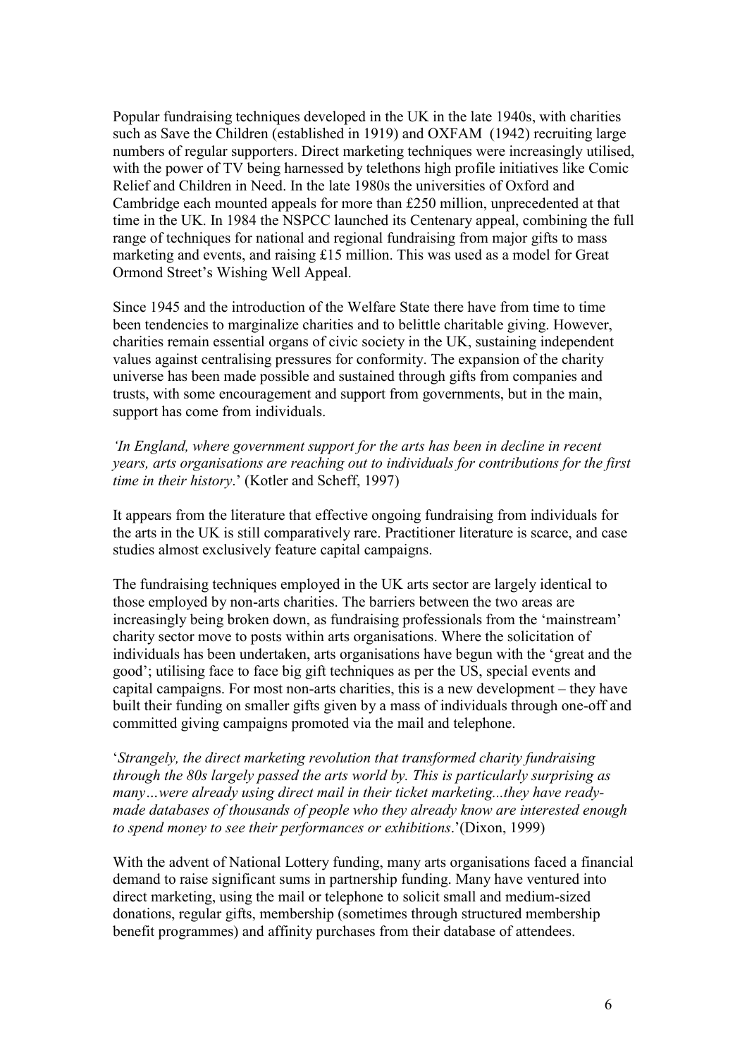Popular fundraising techniques developed in the UK in the late 1940s, with charities such as Save the Children (established in 1919) and OXFAM (1942) recruiting large numbers of regular supporters. Direct marketing techniques were increasingly utilised, with the power of TV being harnessed by telethons high profile initiatives like Comic Relief and Children in Need. In the late 1980s the universities of Oxford and Cambridge each mounted appeals for more than £250 million, unprecedented at that time in the UK. In 1984 the NSPCC launched its Centenary appeal, combining the full range of techniques for national and regional fundraising from major gifts to mass marketing and events, and raising £15 million. This was used as a model for Great Ormond Street's Wishing Well Appeal.

Since 1945 and the introduction of the Welfare State there have from time to time been tendencies to marginalize charities and to belittle charitable giving. However, charities remain essential organs of civic society in the UK, sustaining independent values against centralising pressures for conformity. The expansion of the charity universe has been made possible and sustained through gifts from companies and trusts, with some encouragement and support from governments, but in the main, support has come from individuals.

*'In England, where government support for the arts has been in decline in recent years, arts organisations are reaching out to individuals for contributions for the first time in their history*.' (Kotler and Scheff, 1997)

It appears from the literature that effective ongoing fundraising from individuals for the arts in the UK is still comparatively rare. Practitioner literature is scarce, and case studies almost exclusively feature capital campaigns.

The fundraising techniques employed in the UK arts sector are largely identical to those employed by non-arts charities. The barriers between the two areas are increasingly being broken down, as fundraising professionals from the 'mainstream' charity sector move to posts within arts organisations. Where the solicitation of individuals has been undertaken, arts organisations have begun with the 'great and the good'; utilising face to face big gift techniques as per the US, special events and capital campaigns. For most non-arts charities, this is a new development – they have built their funding on smaller gifts given by a mass of individuals through one-off and committed giving campaigns promoted via the mail and telephone.

'*Strangely, the direct marketing revolution that transformed charity fundraising through the 80s largely passed the arts world by. This is particularly surprising as many…were already using direct mail in their ticket marketing...they have ready-made databases of thousands of people who they already know are interested enough to spend money to see their performances or exhibitions*.'(Dixon, 1999)

With the advent of National Lottery funding, many arts organisations faced a financial demand to raise significant sums in partnership funding. Many have ventured into direct marketing, using the mail or telephone to solicit small and medium-sized donations, regular gifts, membership (sometimes through structured membership benefit programmes) and affinity purchases from their database of attendees.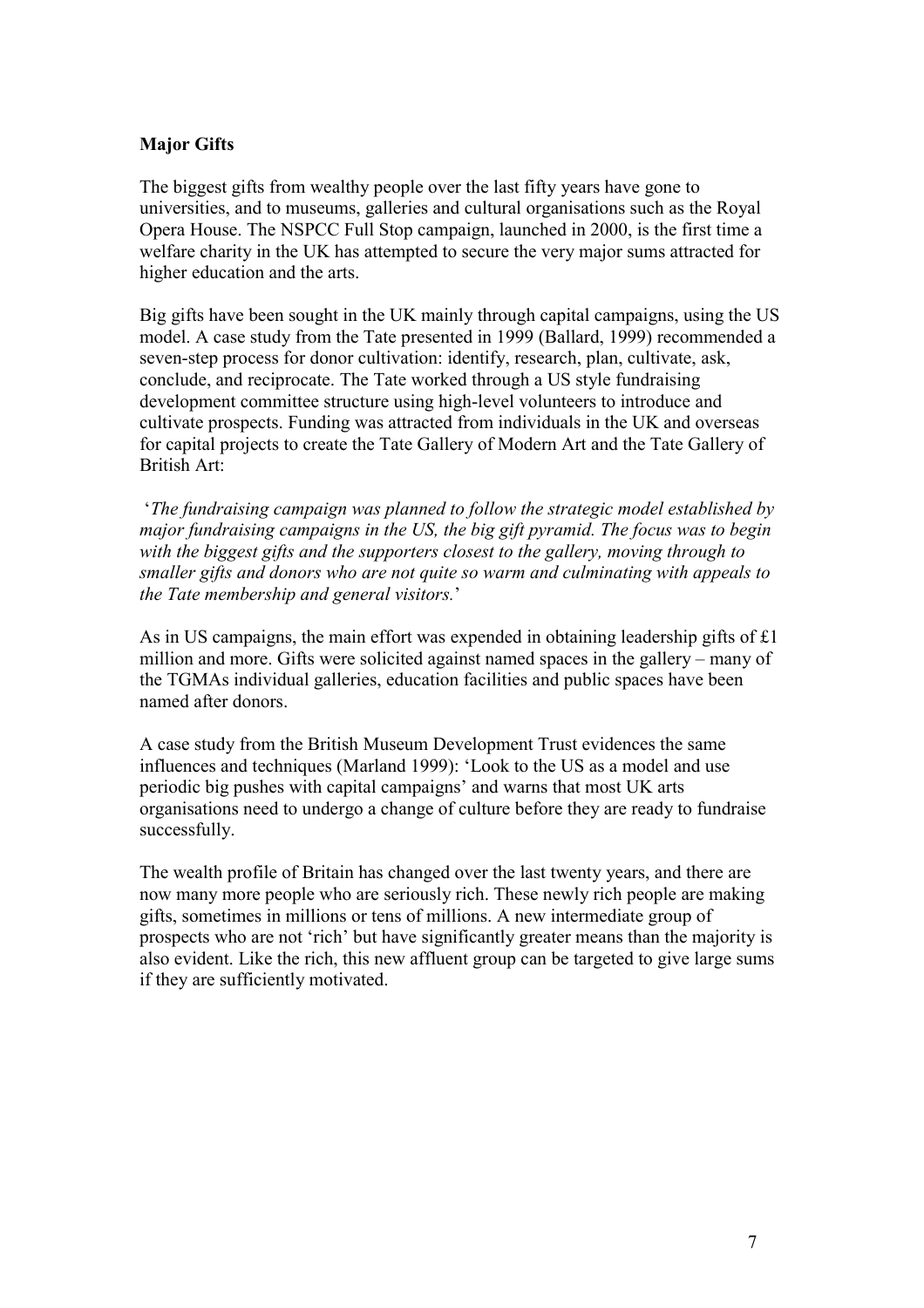**Major Gifts**

The biggest gifts from wealthy people over the last fifty years have gone to universities, and to museums, galleries and cultural organisations such as the Royal Opera House. The NSPCC Full Stop campaign, launched in 2000, is the first time a welfare charity in the UK has attempted to secure the very major sums attracted for higher education and the arts.

Big gifts have been sought in the UK mainly through capital campaigns, using the US model. A case study from the Tate presented in 1999 (Ballard, 1999) recommended a seven-step process for donor cultivation: identify, research, plan, cultivate, ask, conclude, and reciprocate. The Tate worked through a US style fundraising development committee structure using high-level volunteers to introduce and cultivate prospects. Funding was attracted from individuals in the UK and overseas for capital projects to create the Tate Gallery of Modern Art and the Tate Gallery of British Art:

'*The fundraising campaign was planned to follow the strategic model established by major fundraising campaigns in the US, the big gift pyramid. The focus was to begin with the biggest gifts and the supporters closest to the gallery, moving through to smaller gifts and donors who are not quite so warm and culminating with appeals to the Tate membership and general visitors.*'

As in US campaigns, the main effort was expended in obtaining leadership gifts of £1 million and more. Gifts were solicited against named spaces in the gallery – many of the TGMAs individual galleries, education facilities and public spaces have been named after donors.

A case study from the British Museum Development Trust evidences the same influences and techniques (Marland 1999): 'Look to the US as a model and use periodic big pushes with capital campaigns' and warns that most UK arts organisations need to undergo a change of culture before they are ready to fundraise successfully.

The wealth profile of Britain has changed over the last twenty years, and there are now many more people who are seriously rich. These newly rich people are making gifts, sometimes in millions or tens of millions. A new intermediate group of prospects who are not 'rich' but have significantly greater means than the majority is also evident. Like the rich, this new affluent group can be targeted to give large sums if they are sufficiently motivated.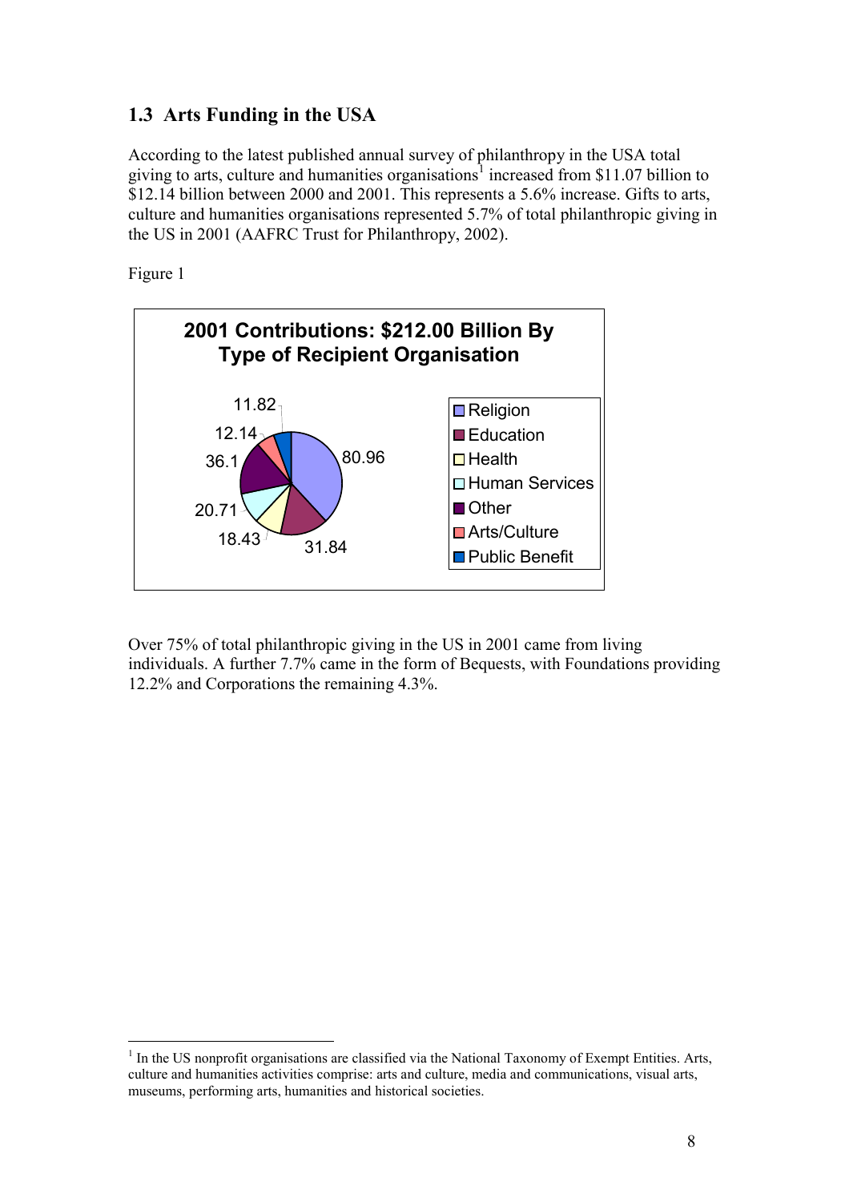## 1.3 Arts Funding in the USA

According to the latest published annual survey of philanthropy in the USA total giving to arts, culture and humanities organisations[1] increased from $11.07 billion to $12.14 billion between 2000 and 2001. This represents a 5.6% increase. Gifts to arts, culture and humanities organisations represented 5.7% of total philanthropic giving in the US in 2001 (AAFRC Trust for Philanthropy, 2002).

Figure 1

**2001 Contributions: $212.00 Billion By Type of Recipient Organisation**

| Type of Recipient Organisation | Contributions ($ billion) |
| --- | --- |
| Religion | 80.96 |
| Education | 31.84 |
| Health | 18.43 |
| Human Services | 20.71 |
| Other | 36.1 |
| Arts/Culture | 12.14 |
| Public Benefit | 11.82 |

Over 75% of total philanthropic giving in the US in 2001 came from living individuals. A further 7.7% came in the form of Bequests, with Foundations providing 12.2% and Corporations the remaining 4.3%.

[1] In the US nonprofit organisations are classified via the National Taxonomy of Exempt Entities. Arts, culture and humanities activities comprise: arts and culture, media and communications, visual arts, museums, performing arts, humanities and historical societies.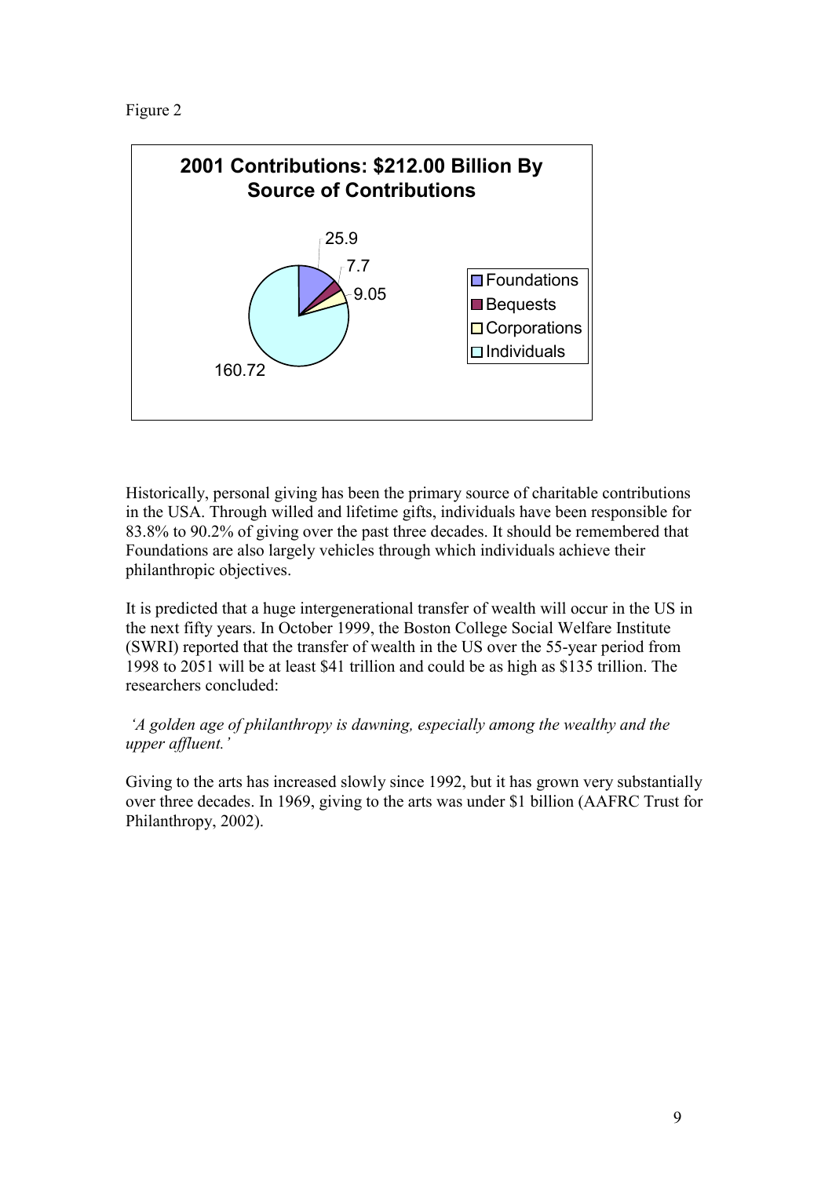Figure 2

**2001 Contributions: $212.00 Billion By Source of Contributions**

| Source | Amount |
| --- | --- |
| Foundations | 25.9 |
| Bequests | 7.7 |
| Corporations | 9.05 |
| Individuals | 160.72 |

Historically, personal giving has been the primary source of charitable contributions in the USA. Through willed and lifetime gifts, individuals have been responsible for 83.8% to 90.2% of giving over the past three decades. It should be remembered that Foundations are also largely vehicles through which individuals achieve their philanthropic objectives.

It is predicted that a huge intergenerational transfer of wealth will occur in the US in the next fifty years. In October 1999, the Boston College Social Welfare Institute (SWRI) reported that the transfer of wealth in the US over the 55-year period from 1998 to 2051 will be at least $41 trillion and could be as high as $135 trillion. The researchers concluded:

*'A golden age of philanthropy is dawning, especially among the wealthy and the upper affluent.'*

Giving to the arts has increased slowly since 1992, but it has grown very substantially over three decades. In 1969, giving to the arts was under $1 billion (AAFRC Trust for Philanthropy, 2002).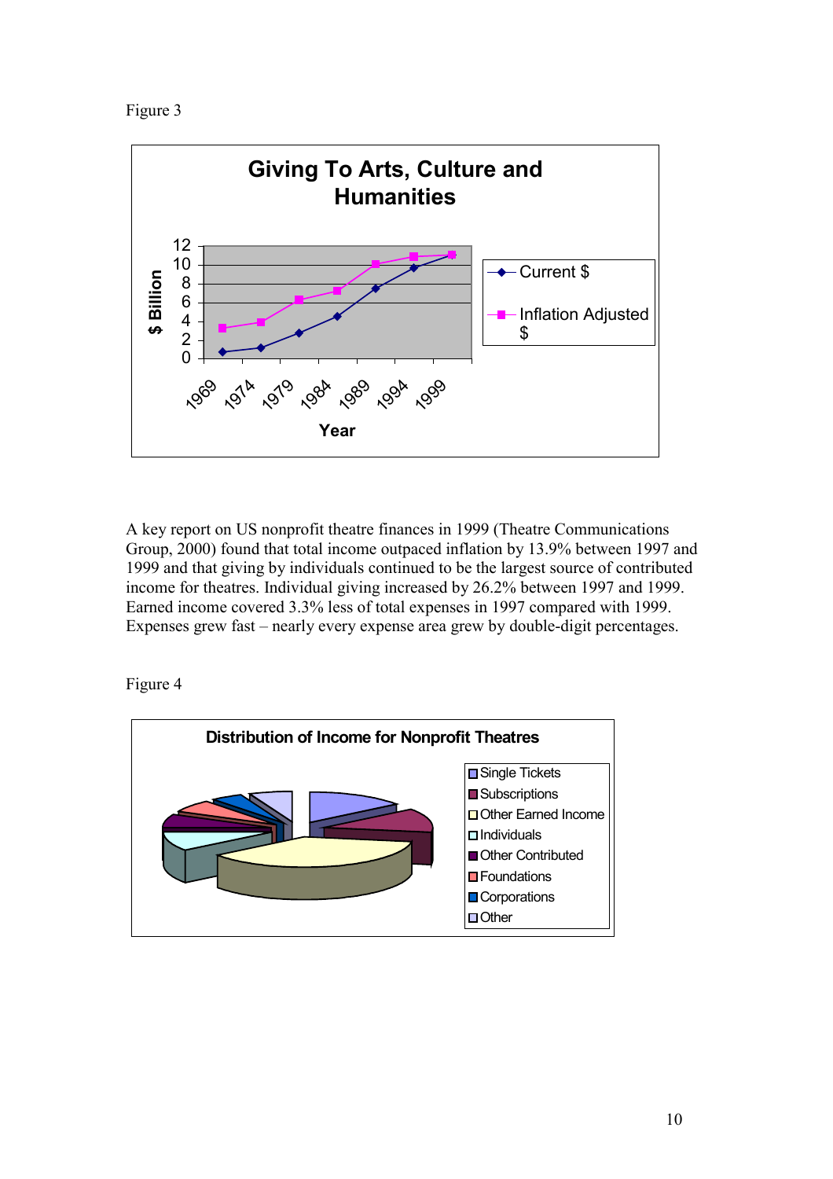Figure 3

A key report on US nonprofit theatre finances in 1999 (Theatre Communications Group, 2000) found that total income outpaced inflation by 13.9% between 1997 and 1999 and that giving by individuals continued to be the largest source of contributed income for theatres. Individual giving increased by 26.2% between 1997 and 1999. Earned income covered 3.3% less of total expenses in 1997 compared with 1999. Expenses grew fast – nearly every expense area grew by double-digit percentages.

Figure 4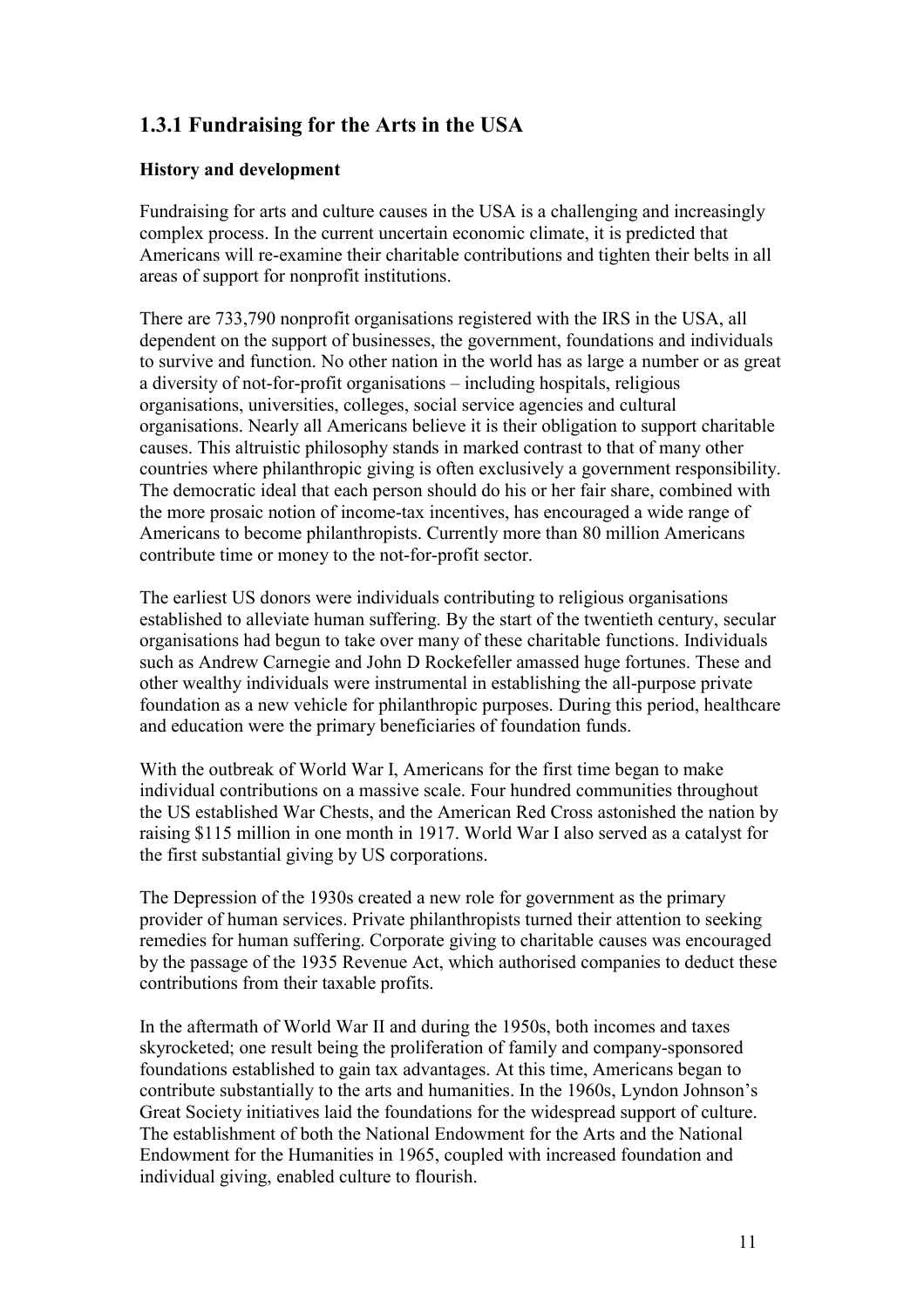### 1.3.1 Fundraising for the Arts in the USA

**History and development**

Fundraising for arts and culture causes in the USA is a challenging and increasingly complex process. In the current uncertain economic climate, it is predicted that Americans will re-examine their charitable contributions and tighten their belts in all areas of support for nonprofit institutions.

There are 733,790 nonprofit organisations registered with the IRS in the USA, all dependent on the support of businesses, the government, foundations and individuals to survive and function. No other nation in the world has as large a number or as great a diversity of not-for-profit organisations – including hospitals, religious organisations, universities, colleges, social service agencies and cultural organisations. Nearly all Americans believe it is their obligation to support charitable causes. This altruistic philosophy stands in marked contrast to that of many other countries where philanthropic giving is often exclusively a government responsibility. The democratic ideal that each person should do his or her fair share, combined with the more prosaic notion of income-tax incentives, has encouraged a wide range of Americans to become philanthropists. Currently more than 80 million Americans contribute time or money to the not-for-profit sector.

The earliest US donors were individuals contributing to religious organisations established to alleviate human suffering. By the start of the twentieth century, secular organisations had begun to take over many of these charitable functions. Individuals such as Andrew Carnegie and John D Rockefeller amassed huge fortunes. These and other wealthy individuals were instrumental in establishing the all-purpose private foundation as a new vehicle for philanthropic purposes. During this period, healthcare and education were the primary beneficiaries of foundation funds.

With the outbreak of World War I, Americans for the first time began to make individual contributions on a massive scale. Four hundred communities throughout the US established War Chests, and the American Red Cross astonished the nation by raising $115 million in one month in 1917. World War I also served as a catalyst for the first substantial giving by US corporations.

The Depression of the 1930s created a new role for government as the primary provider of human services. Private philanthropists turned their attention to seeking remedies for human suffering. Corporate giving to charitable causes was encouraged by the passage of the 1935 Revenue Act, which authorised companies to deduct these contributions from their taxable profits.

In the aftermath of World War II and during the 1950s, both incomes and taxes skyrocketed; one result being the proliferation of family and company-sponsored foundations established to gain tax advantages. At this time, Americans began to contribute substantially to the arts and humanities. In the 1960s, Lyndon Johnson's Great Society initiatives laid the foundations for the widespread support of culture. The establishment of both the National Endowment for the Arts and the National Endowment for the Humanities in 1965, coupled with increased foundation and individual giving, enabled culture to flourish.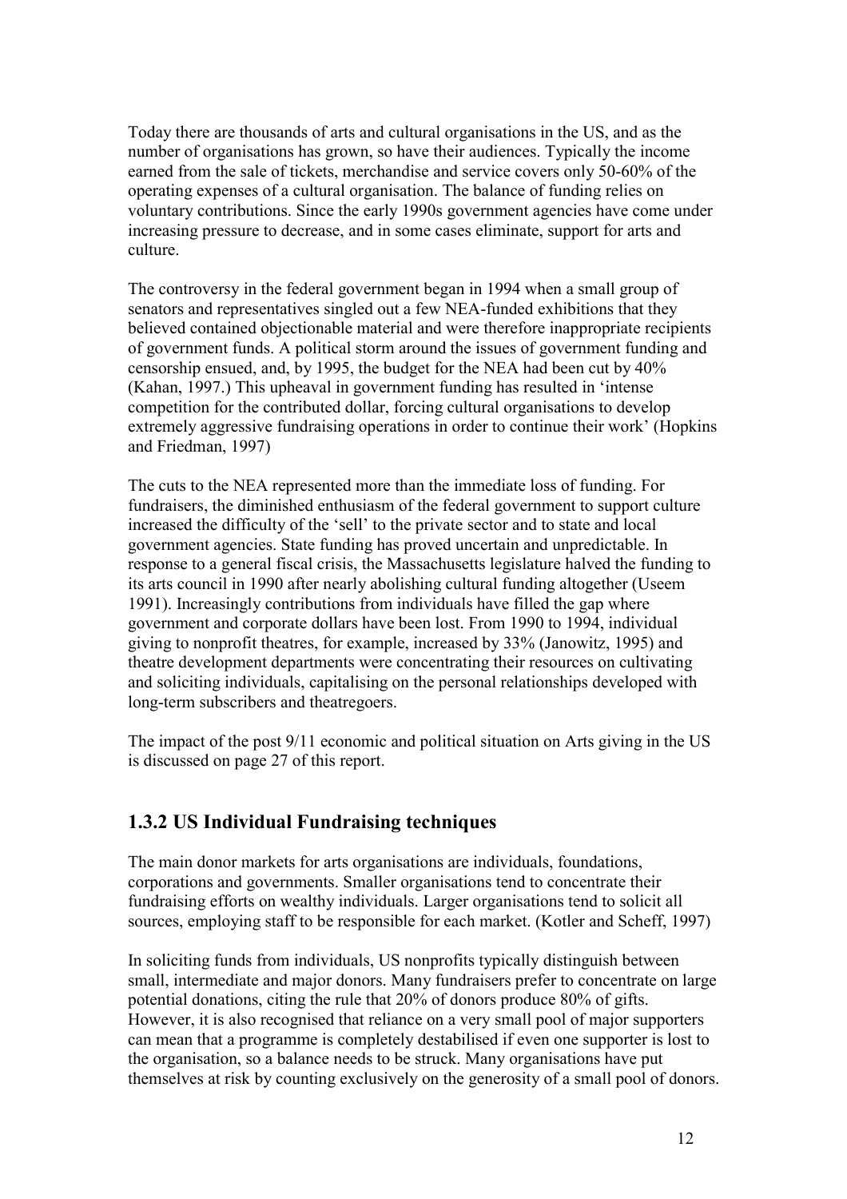Today there are thousands of arts and cultural organisations in the US, and as the number of organisations has grown, so have their audiences. Typically the income earned from the sale of tickets, merchandise and service covers only 50-60% of the operating expenses of a cultural organisation. The balance of funding relies on voluntary contributions. Since the early 1990s government agencies have come under increasing pressure to decrease, and in some cases eliminate, support for arts and culture.

The controversy in the federal government began in 1994 when a small group of senators and representatives singled out a few NEA-funded exhibitions that they believed contained objectionable material and were therefore inappropriate recipients of government funds. A political storm around the issues of government funding and censorship ensued, and, by 1995, the budget for the NEA had been cut by 40% (Kahan, 1997.) This upheaval in government funding has resulted in 'intense competition for the contributed dollar, forcing cultural organisations to develop extremely aggressive fundraising operations in order to continue their work' (Hopkins and Friedman, 1997)

The cuts to the NEA represented more than the immediate loss of funding. For fundraisers, the diminished enthusiasm of the federal government to support culture increased the difficulty of the 'sell' to the private sector and to state and local government agencies. State funding has proved uncertain and unpredictable. In response to a general fiscal crisis, the Massachusetts legislature halved the funding to its arts council in 1990 after nearly abolishing cultural funding altogether (Useem 1991). Increasingly contributions from individuals have filled the gap where government and corporate dollars have been lost. From 1990 to 1994, individual giving to nonprofit theatres, for example, increased by 33% (Janowitz, 1995) and theatre development departments were concentrating their resources on cultivating and soliciting individuals, capitalising on the personal relationships developed with long-term subscribers and theatregoers.

The impact of the post 9/11 economic and political situation on Arts giving in the US is discussed on page 27 of this report.

### 1.3.2 US Individual Fundraising techniques

The main donor markets for arts organisations are individuals, foundations, corporations and governments. Smaller organisations tend to concentrate their fundraising efforts on wealthy individuals. Larger organisations tend to solicit all sources, employing staff to be responsible for each market. (Kotler and Scheff, 1997)

In soliciting funds from individuals, US nonprofits typically distinguish between small, intermediate and major donors. Many fundraisers prefer to concentrate on large potential donations, citing the rule that 20% of donors produce 80% of gifts. However, it is also recognised that reliance on a very small pool of major supporters can mean that a programme is completely destabilised if even one supporter is lost to the organisation, so a balance needs to be struck. Many organisations have put themselves at risk by counting exclusively on the generosity of a small pool of donors.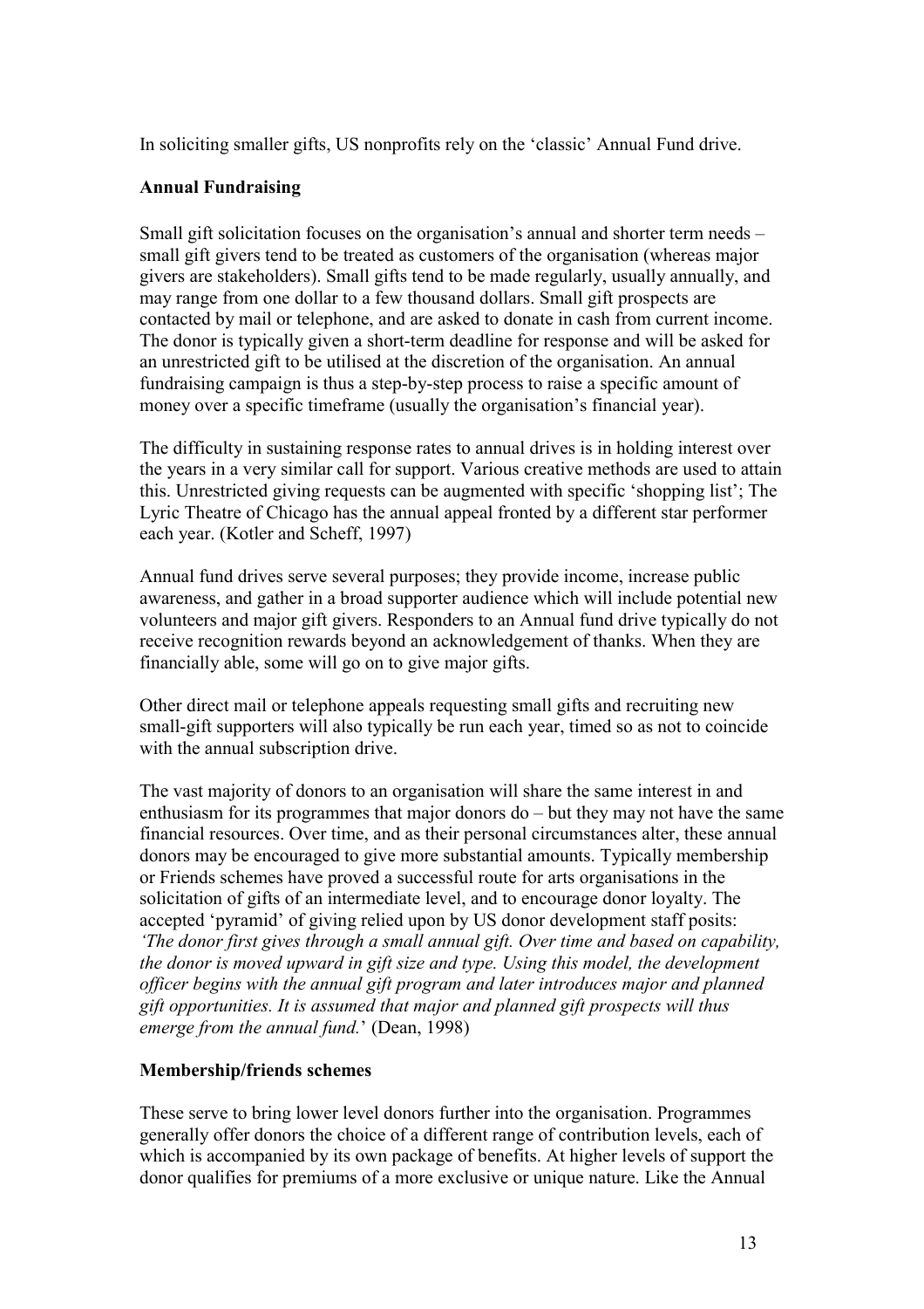In soliciting smaller gifts, US nonprofits rely on the 'classic' Annual Fund drive.

**Annual Fundraising**

Small gift solicitation focuses on the organisation's annual and shorter term needs – small gift givers tend to be treated as customers of the organisation (whereas major givers are stakeholders). Small gifts tend to be made regularly, usually annually, and may range from one dollar to a few thousand dollars. Small gift prospects are contacted by mail or telephone, and are asked to donate in cash from current income. The donor is typically given a short-term deadline for response and will be asked for an unrestricted gift to be utilised at the discretion of the organisation. An annual fundraising campaign is thus a step-by-step process to raise a specific amount of money over a specific timeframe (usually the organisation's financial year).

The difficulty in sustaining response rates to annual drives is in holding interest over the years in a very similar call for support. Various creative methods are used to attain this. Unrestricted giving requests can be augmented with specific 'shopping list'; The Lyric Theatre of Chicago has the annual appeal fronted by a different star performer each year. (Kotler and Scheff, 1997)

Annual fund drives serve several purposes; they provide income, increase public awareness, and gather in a broad supporter audience which will include potential new volunteers and major gift givers. Responders to an Annual fund drive typically do not receive recognition rewards beyond an acknowledgement of thanks. When they are financially able, some will go on to give major gifts.

Other direct mail or telephone appeals requesting small gifts and recruiting new small-gift supporters will also typically be run each year, timed so as not to coincide with the annual subscription drive.

The vast majority of donors to an organisation will share the same interest in and enthusiasm for its programmes that major donors do – but they may not have the same financial resources. Over time, and as their personal circumstances alter, these annual donors may be encouraged to give more substantial amounts. Typically membership or Friends schemes have proved a successful route for arts organisations in the solicitation of gifts of an intermediate level, and to encourage donor loyalty. The accepted 'pyramid' of giving relied upon by US donor development staff posits: *'The donor first gives through a small annual gift. Over time and based on capability, the donor is moved upward in gift size and type. Using this model, the development officer begins with the annual gift program and later introduces major and planned gift opportunities. It is assumed that major and planned gift prospects will thus emerge from the annual fund.*' (Dean, 1998)

**Membership/friends schemes**

These serve to bring lower level donors further into the organisation. Programmes generally offer donors the choice of a different range of contribution levels, each of which is accompanied by its own package of benefits. At higher levels of support the donor qualifies for premiums of a more exclusive or unique nature. Like the Annual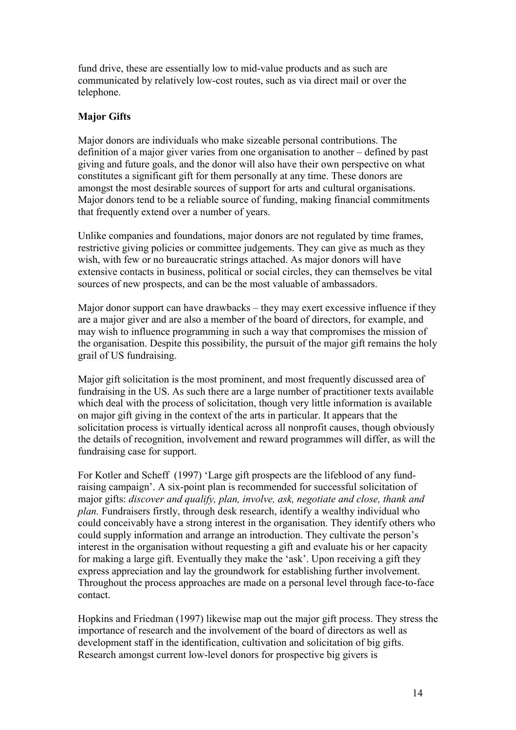fund drive, these are essentially low to mid-value products and as such are communicated by relatively low-cost routes, such as via direct mail or over the telephone.

**Major Gifts**

Major donors are individuals who make sizeable personal contributions. The definition of a major giver varies from one organisation to another – defined by past giving and future goals, and the donor will also have their own perspective on what constitutes a significant gift for them personally at any time. These donors are amongst the most desirable sources of support for arts and cultural organisations. Major donors tend to be a reliable source of funding, making financial commitments that frequently extend over a number of years.

Unlike companies and foundations, major donors are not regulated by time frames, restrictive giving policies or committee judgements. They can give as much as they wish, with few or no bureaucratic strings attached. As major donors will have extensive contacts in business, political or social circles, they can themselves be vital sources of new prospects, and can be the most valuable of ambassadors.

Major donor support can have drawbacks – they may exert excessive influence if they are a major giver and are also a member of the board of directors, for example, and may wish to influence programming in such a way that compromises the mission of the organisation. Despite this possibility, the pursuit of the major gift remains the holy grail of US fundraising.

Major gift solicitation is the most prominent, and most frequently discussed area of fundraising in the US. As such there are a large number of practitioner texts available which deal with the process of solicitation, though very little information is available on major gift giving in the context of the arts in particular. It appears that the solicitation process is virtually identical across all nonprofit causes, though obviously the details of recognition, involvement and reward programmes will differ, as will the fundraising case for support.

For Kotler and Scheff (1997) 'Large gift prospects are the lifeblood of any fund-raising campaign'. A six-point plan is recommended for successful solicitation of major gifts: *discover and qualify, plan, involve, ask, negotiate and close, thank and plan.* Fundraisers firstly, through desk research, identify a wealthy individual who could conceivably have a strong interest in the organisation. They identify others who could supply information and arrange an introduction. They cultivate the person's interest in the organisation without requesting a gift and evaluate his or her capacity for making a large gift. Eventually they make the 'ask'. Upon receiving a gift they express appreciation and lay the groundwork for establishing further involvement. Throughout the process approaches are made on a personal level through face-to-face contact.

Hopkins and Friedman (1997) likewise map out the major gift process. They stress the importance of research and the involvement of the board of directors as well as development staff in the identification, cultivation and solicitation of big gifts. Research amongst current low-level donors for prospective big givers is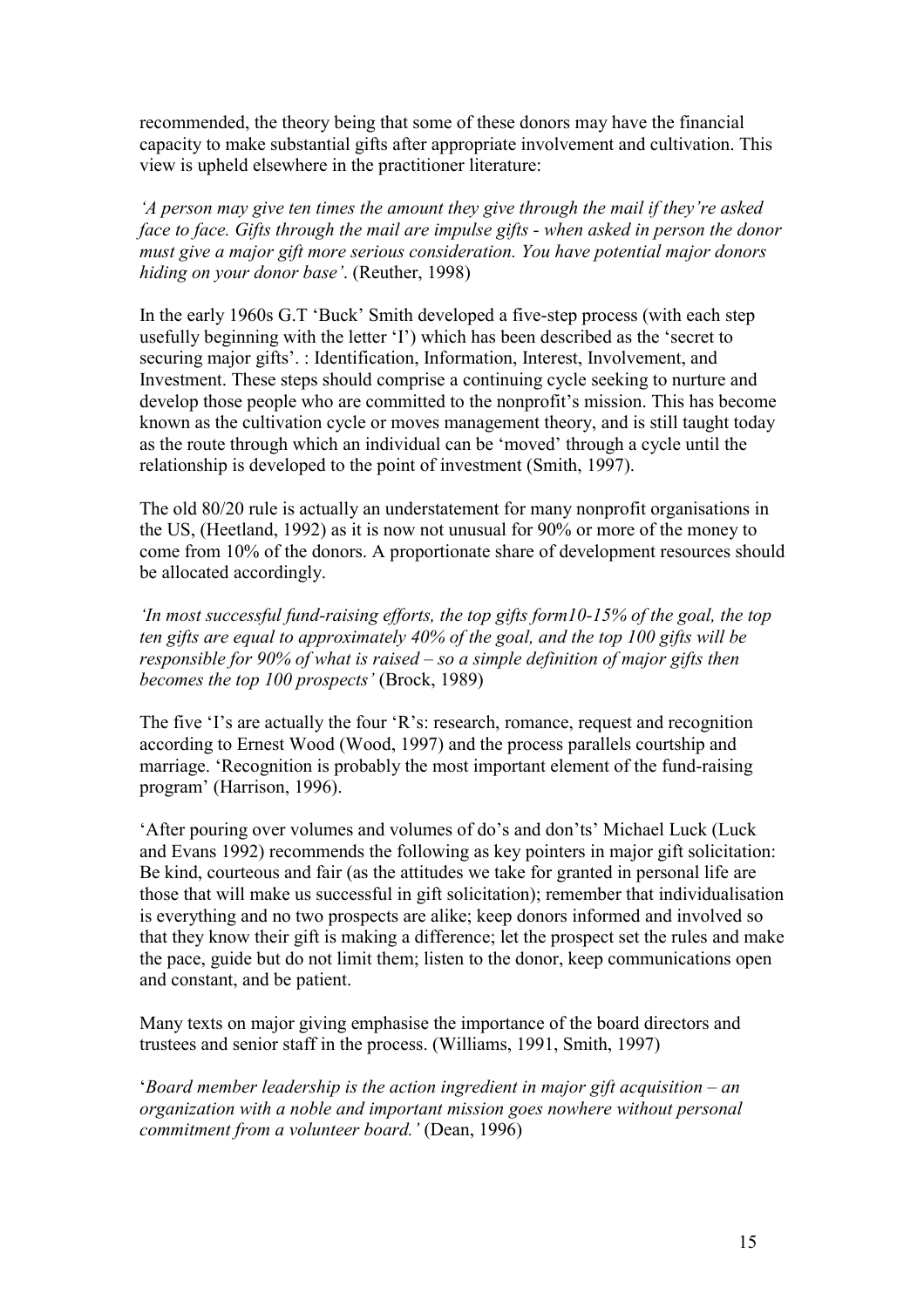recommended, the theory being that some of these donors may have the financial capacity to make substantial gifts after appropriate involvement and cultivation. This view is upheld elsewhere in the practitioner literature:

*'A person may give ten times the amount they give through the mail if they're asked face to face. Gifts through the mail are impulse gifts - when asked in person the donor must give a major gift more serious consideration. You have potential major donors hiding on your donor base'.* (Reuther, 1998)

In the early 1960s G.T 'Buck' Smith developed a five-step process (with each step usefully beginning with the letter 'I') which has been described as the 'secret to securing major gifts'. : Identification, Information, Interest, Involvement, and Investment. These steps should comprise a continuing cycle seeking to nurture and develop those people who are committed to the nonprofit's mission. This has become known as the cultivation cycle or moves management theory, and is still taught today as the route through which an individual can be 'moved' through a cycle until the relationship is developed to the point of investment (Smith, 1997).

The old 80/20 rule is actually an understatement for many nonprofit organisations in the US, (Heetland, 1992) as it is now not unusual for 90% or more of the money to come from 10% of the donors. A proportionate share of development resources should be allocated accordingly.

*'In most successful fund-raising efforts, the top gifts form10-15% of the goal, the top ten gifts are equal to approximately 40% of the goal, and the top 100 gifts will be responsible for 90% of what is raised – so a simple definition of major gifts then becomes the top 100 prospects'* (Brock, 1989)

The five 'I's are actually the four 'R's: research, romance, request and recognition according to Ernest Wood (Wood, 1997) and the process parallels courtship and marriage. 'Recognition is probably the most important element of the fund-raising program' (Harrison, 1996).

'After pouring over volumes and volumes of do's and don'ts' Michael Luck (Luck and Evans 1992) recommends the following as key pointers in major gift solicitation: Be kind, courteous and fair (as the attitudes we take for granted in personal life are those that will make us successful in gift solicitation); remember that individualisation is everything and no two prospects are alike; keep donors informed and involved so that they know their gift is making a difference; let the prospect set the rules and make the pace, guide but do not limit them; listen to the donor, keep communications open and constant, and be patient.

Many texts on major giving emphasise the importance of the board directors and trustees and senior staff in the process. (Williams, 1991, Smith, 1997)

'*Board member leadership is the action ingredient in major gift acquisition – an organization with a noble and important mission goes nowhere without personal commitment from a volunteer board.'* (Dean, 1996)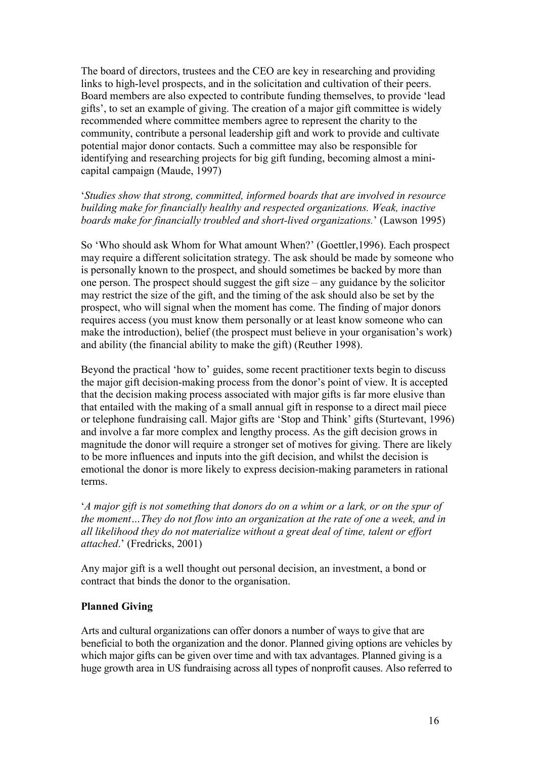The board of directors, trustees and the CEO are key in researching and providing links to high-level prospects, and in the solicitation and cultivation of their peers. Board members are also expected to contribute funding themselves, to provide 'lead gifts', to set an example of giving. The creation of a major gift committee is widely recommended where committee members agree to represent the charity to the community, contribute a personal leadership gift and work to provide and cultivate potential major donor contacts. Such a committee may also be responsible for identifying and researching projects for big gift funding, becoming almost a mini-capital campaign (Maude, 1997)

'*Studies show that strong, committed, informed boards that are involved in resource building make for financially healthy and respected organizations. Weak, inactive boards make for financially troubled and short-lived organizations.*' (Lawson 1995)

So 'Who should ask Whom for What amount When?' (Goettler,1996). Each prospect may require a different solicitation strategy. The ask should be made by someone who is personally known to the prospect, and should sometimes be backed by more than one person. The prospect should suggest the gift size – any guidance by the solicitor may restrict the size of the gift, and the timing of the ask should also be set by the prospect, who will signal when the moment has come. The finding of major donors requires access (you must know them personally or at least know someone who can make the introduction), belief (the prospect must believe in your organisation's work) and ability (the financial ability to make the gift) (Reuther 1998).

Beyond the practical 'how to' guides, some recent practitioner texts begin to discuss the major gift decision-making process from the donor's point of view. It is accepted that the decision making process associated with major gifts is far more elusive than that entailed with the making of a small annual gift in response to a direct mail piece or telephone fundraising call. Major gifts are 'Stop and Think' gifts (Sturtevant, 1996) and involve a far more complex and lengthy process. As the gift decision grows in magnitude the donor will require a stronger set of motives for giving. There are likely to be more influences and inputs into the gift decision, and whilst the decision is emotional the donor is more likely to express decision-making parameters in rational terms.

'*A major gift is not something that donors do on a whim or a lark, or on the spur of the moment…They do not flow into an organization at the rate of one a week, and in all likelihood they do not materialize without a great deal of time, talent or effort attached*.' (Fredricks, 2001)

Any major gift is a well thought out personal decision, an investment, a bond or contract that binds the donor to the organisation.

**Planned Giving**

Arts and cultural organizations can offer donors a number of ways to give that are beneficial to both the organization and the donor. Planned giving options are vehicles by which major gifts can be given over time and with tax advantages. Planned giving is a huge growth area in US fundraising across all types of nonprofit causes. Also referred to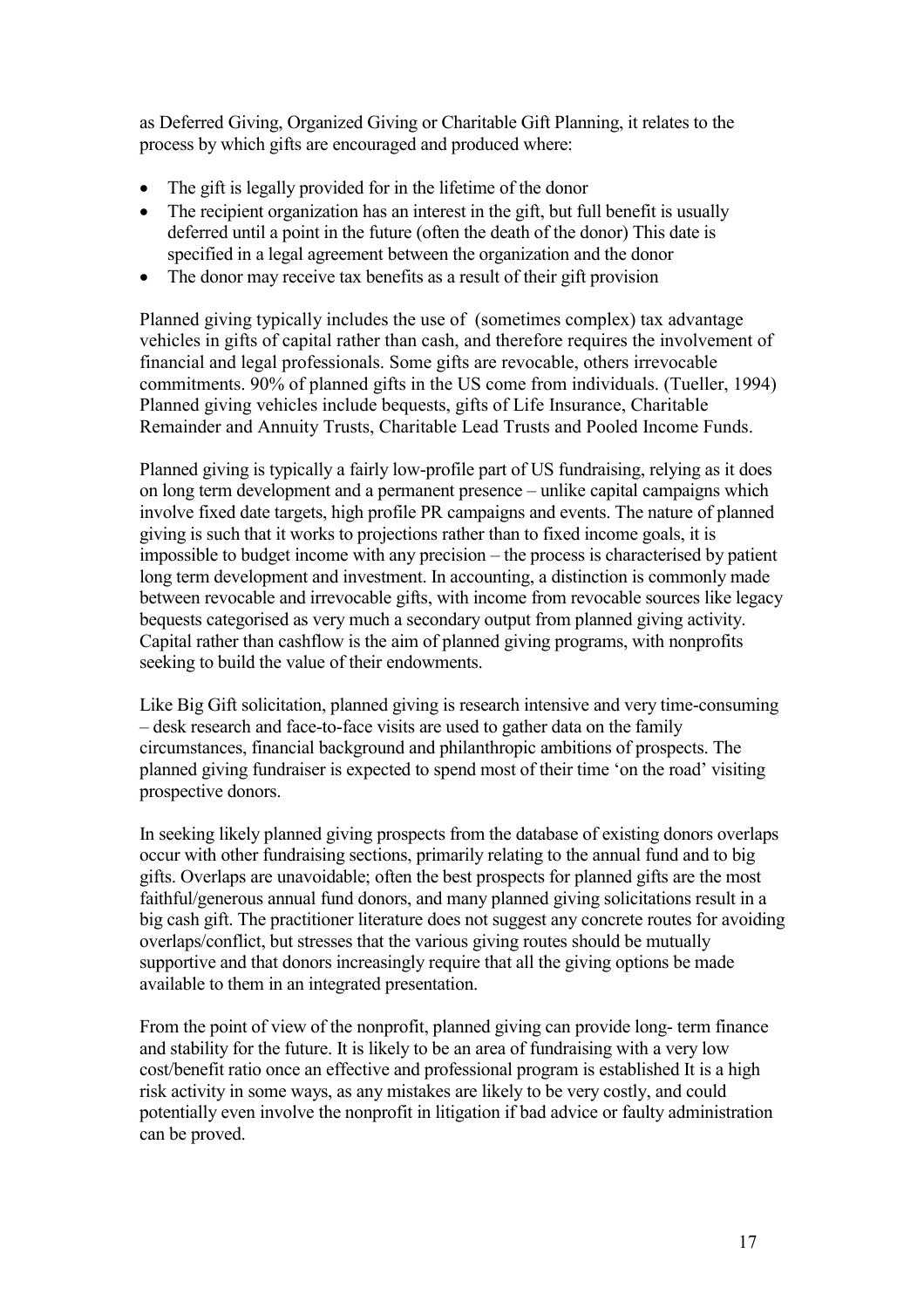as Deferred Giving, Organized Giving or Charitable Gift Planning, it relates to the process by which gifts are encouraged and produced where:

- The gift is legally provided for in the lifetime of the donor
- The recipient organization has an interest in the gift, but full benefit is usually deferred until a point in the future (often the death of the donor) This date is specified in a legal agreement between the organization and the donor
- The donor may receive tax benefits as a result of their gift provision

Planned giving typically includes the use of (sometimes complex) tax advantage vehicles in gifts of capital rather than cash, and therefore requires the involvement of financial and legal professionals. Some gifts are revocable, others irrevocable commitments. 90% of planned gifts in the US come from individuals. (Tueller, 1994) Planned giving vehicles include bequests, gifts of Life Insurance, Charitable Remainder and Annuity Trusts, Charitable Lead Trusts and Pooled Income Funds.

Planned giving is typically a fairly low-profile part of US fundraising, relying as it does on long term development and a permanent presence – unlike capital campaigns which involve fixed date targets, high profile PR campaigns and events. The nature of planned giving is such that it works to projections rather than to fixed income goals, it is impossible to budget income with any precision – the process is characterised by patient long term development and investment. In accounting, a distinction is commonly made between revocable and irrevocable gifts, with income from revocable sources like legacy bequests categorised as very much a secondary output from planned giving activity. Capital rather than cashflow is the aim of planned giving programs, with nonprofits seeking to build the value of their endowments.

Like Big Gift solicitation, planned giving is research intensive and very time-consuming – desk research and face-to-face visits are used to gather data on the family circumstances, financial background and philanthropic ambitions of prospects. The planned giving fundraiser is expected to spend most of their time 'on the road' visiting prospective donors.

In seeking likely planned giving prospects from the database of existing donors overlaps occur with other fundraising sections, primarily relating to the annual fund and to big gifts. Overlaps are unavoidable; often the best prospects for planned gifts are the most faithful/generous annual fund donors, and many planned giving solicitations result in a big cash gift. The practitioner literature does not suggest any concrete routes for avoiding overlaps/conflict, but stresses that the various giving routes should be mutually supportive and that donors increasingly require that all the giving options be made available to them in an integrated presentation.

From the point of view of the nonprofit, planned giving can provide long- term finance and stability for the future. It is likely to be an area of fundraising with a very low cost/benefit ratio once an effective and professional program is established It is a high risk activity in some ways, as any mistakes are likely to be very costly, and could potentially even involve the nonprofit in litigation if bad advice or faulty administration can be proved.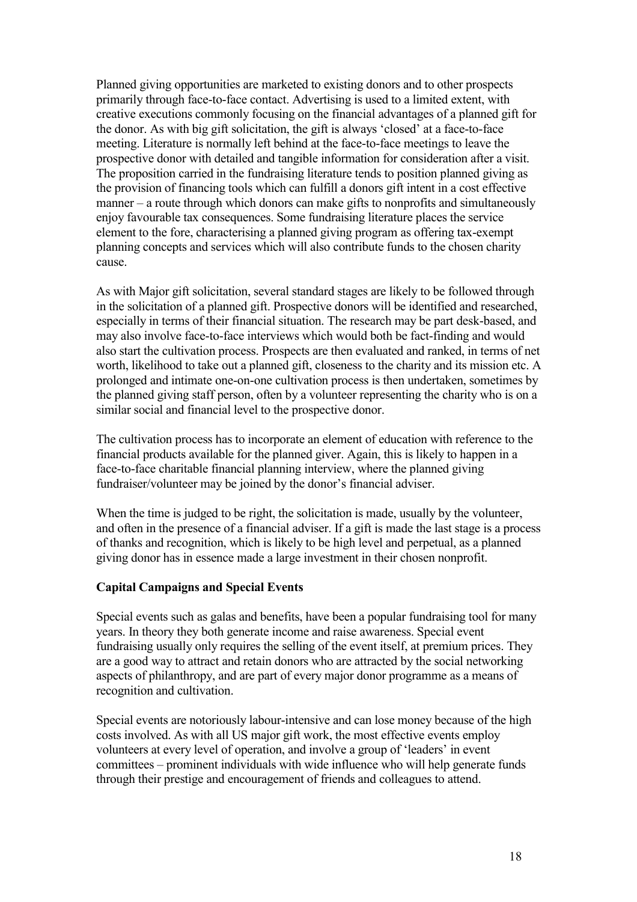Planned giving opportunities are marketed to existing donors and to other prospects primarily through face-to-face contact. Advertising is used to a limited extent, with creative executions commonly focusing on the financial advantages of a planned gift for the donor. As with big gift solicitation, the gift is always 'closed' at a face-to-face meeting. Literature is normally left behind at the face-to-face meetings to leave the prospective donor with detailed and tangible information for consideration after a visit. The proposition carried in the fundraising literature tends to position planned giving as the provision of financing tools which can fulfill a donors gift intent in a cost effective manner – a route through which donors can make gifts to nonprofits and simultaneously enjoy favourable tax consequences. Some fundraising literature places the service element to the fore, characterising a planned giving program as offering tax-exempt planning concepts and services which will also contribute funds to the chosen charity cause.

As with Major gift solicitation, several standard stages are likely to be followed through in the solicitation of a planned gift. Prospective donors will be identified and researched, especially in terms of their financial situation. The research may be part desk-based, and may also involve face-to-face interviews which would both be fact-finding and would also start the cultivation process. Prospects are then evaluated and ranked, in terms of net worth, likelihood to take out a planned gift, closeness to the charity and its mission etc. A prolonged and intimate one-on-one cultivation process is then undertaken, sometimes by the planned giving staff person, often by a volunteer representing the charity who is on a similar social and financial level to the prospective donor.

The cultivation process has to incorporate an element of education with reference to the financial products available for the planned giver. Again, this is likely to happen in a face-to-face charitable financial planning interview, where the planned giving fundraiser/volunteer may be joined by the donor's financial adviser.

When the time is judged to be right, the solicitation is made, usually by the volunteer, and often in the presence of a financial adviser. If a gift is made the last stage is a process of thanks and recognition, which is likely to be high level and perpetual, as a planned giving donor has in essence made a large investment in their chosen nonprofit.

**Capital Campaigns and Special Events**

Special events such as galas and benefits, have been a popular fundraising tool for many years. In theory they both generate income and raise awareness. Special event fundraising usually only requires the selling of the event itself, at premium prices. They are a good way to attract and retain donors who are attracted by the social networking aspects of philanthropy, and are part of every major donor programme as a means of recognition and cultivation.

Special events are notoriously labour-intensive and can lose money because of the high costs involved. As with all US major gift work, the most effective events employ volunteers at every level of operation, and involve a group of 'leaders' in event committees – prominent individuals with wide influence who will help generate funds through their prestige and encouragement of friends and colleagues to attend.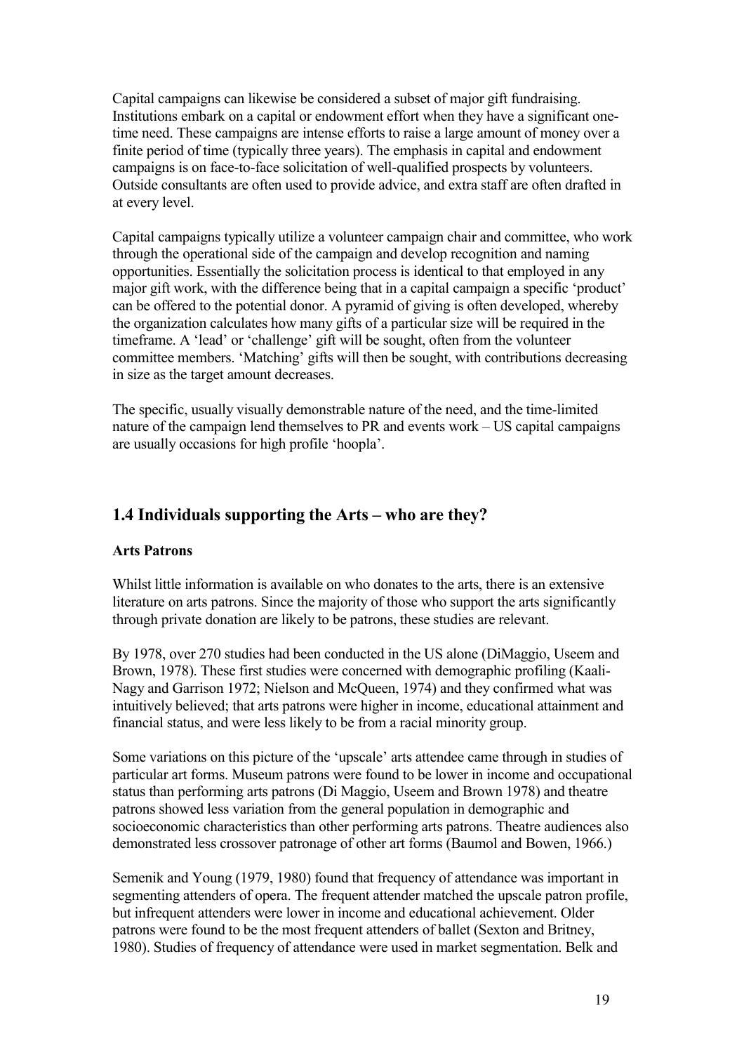Capital campaigns can likewise be considered a subset of major gift fundraising. Institutions embark on a capital or endowment effort when they have a significant one-time need. These campaigns are intense efforts to raise a large amount of money over a finite period of time (typically three years). The emphasis in capital and endowment campaigns is on face-to-face solicitation of well-qualified prospects by volunteers. Outside consultants are often used to provide advice, and extra staff are often drafted in at every level.

Capital campaigns typically utilize a volunteer campaign chair and committee, who work through the operational side of the campaign and develop recognition and naming opportunities. Essentially the solicitation process is identical to that employed in any major gift work, with the difference being that in a capital campaign a specific 'product' can be offered to the potential donor. A pyramid of giving is often developed, whereby the organization calculates how many gifts of a particular size will be required in the timeframe. A 'lead' or 'challenge' gift will be sought, often from the volunteer committee members. 'Matching' gifts will then be sought, with contributions decreasing in size as the target amount decreases.

The specific, usually visually demonstrable nature of the need, and the time-limited nature of the campaign lend themselves to PR and events work – US capital campaigns are usually occasions for high profile 'hoopla'.

## 1.4 Individuals supporting the Arts – who are they?

**Arts Patrons**

Whilst little information is available on who donates to the arts, there is an extensive literature on arts patrons. Since the majority of those who support the arts significantly through private donation are likely to be patrons, these studies are relevant.

By 1978, over 270 studies had been conducted in the US alone (DiMaggio, Useem and Brown, 1978). These first studies were concerned with demographic profiling (Kaali-Nagy and Garrison 1972; Nielson and McQueen, 1974) and they confirmed what was intuitively believed; that arts patrons were higher in income, educational attainment and financial status, and were less likely to be from a racial minority group.

Some variations on this picture of the 'upscale' arts attendee came through in studies of particular art forms. Museum patrons were found to be lower in income and occupational status than performing arts patrons (Di Maggio, Useem and Brown 1978) and theatre patrons showed less variation from the general population in demographic and socioeconomic characteristics than other performing arts patrons. Theatre audiences also demonstrated less crossover patronage of other art forms (Baumol and Bowen, 1966.)

Semenik and Young (1979, 1980) found that frequency of attendance was important in segmenting attenders of opera. The frequent attender matched the upscale patron profile, but infrequent attenders were lower in income and educational achievement. Older patrons were found to be the most frequent attenders of ballet (Sexton and Britney, 1980). Studies of frequency of attendance were used in market segmentation. Belk and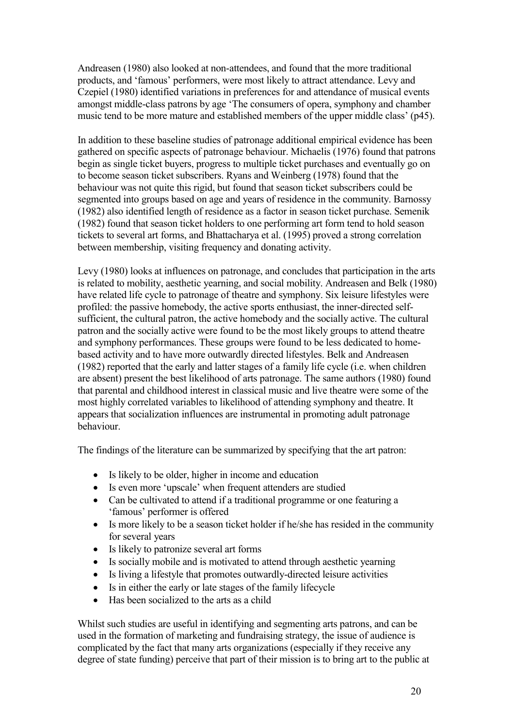Andreasen (1980) also looked at non-attendees, and found that the more traditional products, and 'famous' performers, were most likely to attract attendance. Levy and Czepiel (1980) identified variations in preferences for and attendance of musical events amongst middle-class patrons by age 'The consumers of opera, symphony and chamber music tend to be more mature and established members of the upper middle class' (p45).

In addition to these baseline studies of patronage additional empirical evidence has been gathered on specific aspects of patronage behaviour. Michaelis (1976) found that patrons begin as single ticket buyers, progress to multiple ticket purchases and eventually go on to become season ticket subscribers. Ryans and Weinberg (1978) found that the behaviour was not quite this rigid, but found that season ticket subscribers could be segmented into groups based on age and years of residence in the community. Barnossy (1982) also identified length of residence as a factor in season ticket purchase. Semenik (1982) found that season ticket holders to one performing art form tend to hold season tickets to several art forms, and Bhattacharya et al. (1995) proved a strong correlation between membership, visiting frequency and donating activity.

Levy (1980) looks at influences on patronage, and concludes that participation in the arts is related to mobility, aesthetic yearning, and social mobility. Andreasen and Belk (1980) have related life cycle to patronage of theatre and symphony. Six leisure lifestyles were profiled: the passive homebody, the active sports enthusiast, the inner-directed self-sufficient, the cultural patron, the active homebody and the socially active. The cultural patron and the socially active were found to be the most likely groups to attend theatre and symphony performances. These groups were found to be less dedicated to home-based activity and to have more outwardly directed lifestyles. Belk and Andreasen (1982) reported that the early and latter stages of a family life cycle (i.e. when children are absent) present the best likelihood of arts patronage. The same authors (1980) found that parental and childhood interest in classical music and live theatre were some of the most highly correlated variables to likelihood of attending symphony and theatre. It appears that socialization influences are instrumental in promoting adult patronage behaviour.

The findings of the literature can be summarized by specifying that the art patron:

- Is likely to be older, higher in income and education
- Is even more 'upscale' when frequent attenders are studied
- Can be cultivated to attend if a traditional programme or one featuring a 'famous' performer is offered
- Is more likely to be a season ticket holder if he/she has resided in the community for several years
- Is likely to patronize several art forms
- Is socially mobile and is motivated to attend through aesthetic yearning
- Is living a lifestyle that promotes outwardly-directed leisure activities
- Is in either the early or late stages of the family lifecycle
- Has been socialized to the arts as a child

Whilst such studies are useful in identifying and segmenting arts patrons, and can be used in the formation of marketing and fundraising strategy, the issue of audience is complicated by the fact that many arts organizations (especially if they receive any degree of state funding) perceive that part of their mission is to bring art to the public at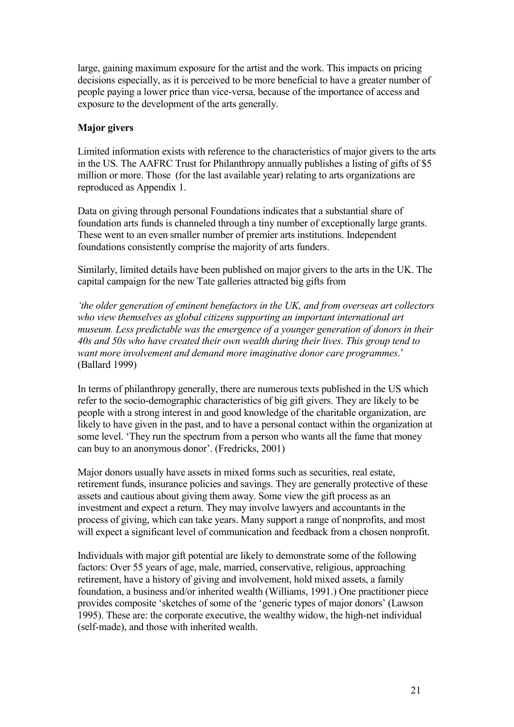large, gaining maximum exposure for the artist and the work. This impacts on pricing decisions especially, as it is perceived to be more beneficial to have a greater number of people paying a lower price than vice-versa, because of the importance of access and exposure to the development of the arts generally.

**Major givers**

Limited information exists with reference to the characteristics of major givers to the arts in the US. The AAFRC Trust for Philanthropy annually publishes a listing of gifts of $5 million or more. Those (for the last available year) relating to arts organizations are reproduced as Appendix 1.

Data on giving through personal Foundations indicates that a substantial share of foundation arts funds is channeled through a tiny number of exceptionally large grants. These went to an even smaller number of premier arts institutions. Independent foundations consistently comprise the majority of arts funders.

Similarly, limited details have been published on major givers to the arts in the UK. The capital campaign for the new Tate galleries attracted big gifts from

*'the older generation of eminent benefactors in the UK, and from overseas art collectors who view themselves as global citizens supporting an important international art museum. Less predictable was the emergence of a younger generation of donors in their 40s and 50s who have created their own wealth during their lives. This group tend to want more involvement and demand more imaginative donor care programmes*.' (Ballard 1999)

In terms of philanthropy generally, there are numerous texts published in the US which refer to the socio-demographic characteristics of big gift givers. They are likely to be people with a strong interest in and good knowledge of the charitable organization, are likely to have given in the past, and to have a personal contact within the organization at some level. 'They run the spectrum from a person who wants all the fame that money can buy to an anonymous donor'. (Fredricks, 2001)

Major donors usually have assets in mixed forms such as securities, real estate, retirement funds, insurance policies and savings. They are generally protective of these assets and cautious about giving them away. Some view the gift process as an investment and expect a return. They may involve lawyers and accountants in the process of giving, which can take years. Many support a range of nonprofits, and most will expect a significant level of communication and feedback from a chosen nonprofit.

Individuals with major gift potential are likely to demonstrate some of the following factors: Over 55 years of age, male, married, conservative, religious, approaching retirement, have a history of giving and involvement, hold mixed assets, a family foundation, a business and/or inherited wealth (Williams, 1991.) One practitioner piece provides composite 'sketches of some of the 'generic types of major donors' (Lawson 1995). These are: the corporate executive, the wealthy widow, the high-net individual (self-made), and those with inherited wealth.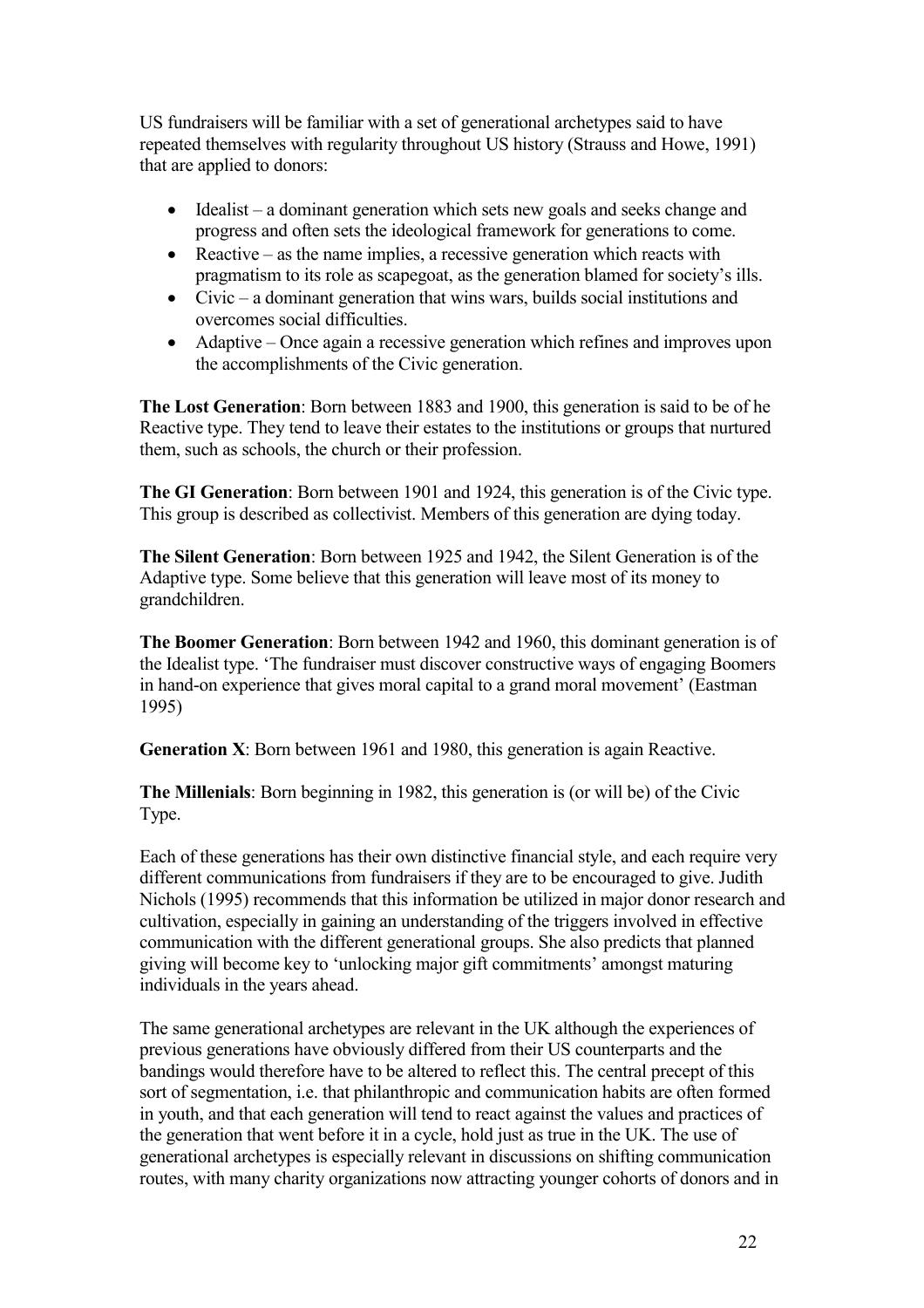US fundraisers will be familiar with a set of generational archetypes said to have repeated themselves with regularity throughout US history (Strauss and Howe, 1991) that are applied to donors:

- Idealist – a dominant generation which sets new goals and seeks change and progress and often sets the ideological framework for generations to come.
- Reactive – as the name implies, a recessive generation which reacts with pragmatism to its role as scapegoat, as the generation blamed for society's ills.
- Civic – a dominant generation that wins wars, builds social institutions and overcomes social difficulties.
- Adaptive – Once again a recessive generation which refines and improves upon the accomplishments of the Civic generation.

**The Lost Generation**: Born between 1883 and 1900, this generation is said to be of he Reactive type. They tend to leave their estates to the institutions or groups that nurtured them, such as schools, the church or their profession.

**The GI Generation**: Born between 1901 and 1924, this generation is of the Civic type. This group is described as collectivist. Members of this generation are dying today.

**The Silent Generation**: Born between 1925 and 1942, the Silent Generation is of the Adaptive type. Some believe that this generation will leave most of its money to grandchildren.

**The Boomer Generation**: Born between 1942 and 1960, this dominant generation is of the Idealist type. 'The fundraiser must discover constructive ways of engaging Boomers in hand-on experience that gives moral capital to a grand moral movement' (Eastman 1995)

**Generation X**: Born between 1961 and 1980, this generation is again Reactive.

**The Millenials**: Born beginning in 1982, this generation is (or will be) of the Civic Type.

Each of these generations has their own distinctive financial style, and each require very different communications from fundraisers if they are to be encouraged to give. Judith Nichols (1995) recommends that this information be utilized in major donor research and cultivation, especially in gaining an understanding of the triggers involved in effective communication with the different generational groups. She also predicts that planned giving will become key to 'unlocking major gift commitments' amongst maturing individuals in the years ahead.

The same generational archetypes are relevant in the UK although the experiences of previous generations have obviously differed from their US counterparts and the bandings would therefore have to be altered to reflect this. The central precept of this sort of segmentation, i.e. that philanthropic and communication habits are often formed in youth, and that each generation will tend to react against the values and practices of the generation that went before it in a cycle, hold just as true in the UK. The use of generational archetypes is especially relevant in discussions on shifting communication routes, with many charity organizations now attracting younger cohorts of donors and in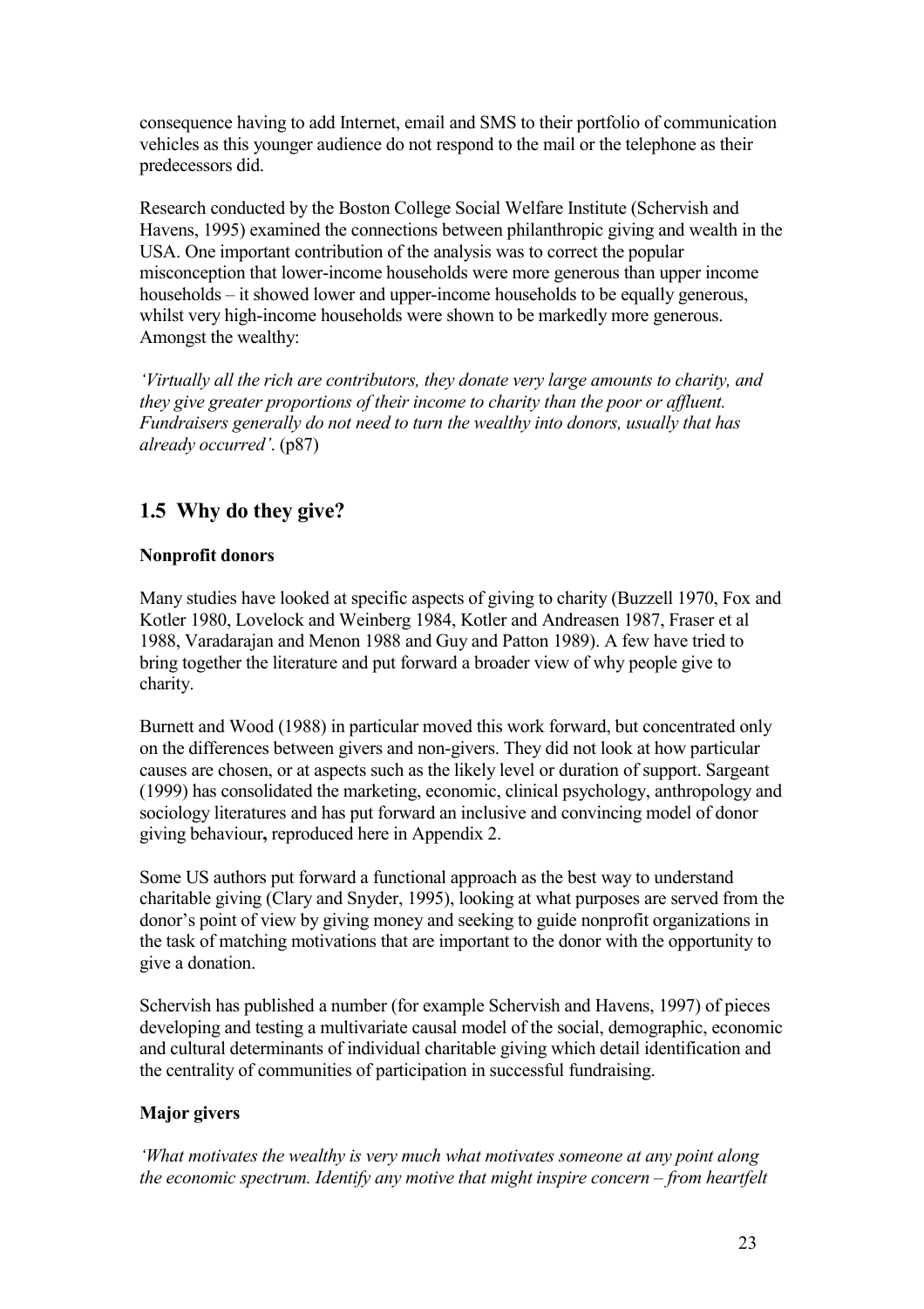consequence having to add Internet, email and SMS to their portfolio of communication vehicles as this younger audience do not respond to the mail or the telephone as their predecessors did.

Research conducted by the Boston College Social Welfare Institute (Schervish and Havens, 1995) examined the connections between philanthropic giving and wealth in the USA. One important contribution of the analysis was to correct the popular misconception that lower-income households were more generous than upper income households – it showed lower and upper-income households to be equally generous, whilst very high-income households were shown to be markedly more generous. Amongst the wealthy:

*'Virtually all the rich are contributors, they donate very large amounts to charity, and they give greater proportions of their income to charity than the poor or affluent. Fundraisers generally do not need to turn the wealthy into donors, usually that has already occurred'*. (p87)

## 1.5 Why do they give?

**Nonprofit donors**

Many studies have looked at specific aspects of giving to charity (Buzzell 1970, Fox and Kotler 1980, Lovelock and Weinberg 1984, Kotler and Andreasen 1987, Fraser et al 1988, Varadarajan and Menon 1988 and Guy and Patton 1989). A few have tried to bring together the literature and put forward a broader view of why people give to charity.

Burnett and Wood (1988) in particular moved this work forward, but concentrated only on the differences between givers and non-givers. They did not look at how particular causes are chosen, or at aspects such as the likely level or duration of support. Sargeant (1999) has consolidated the marketing, economic, clinical psychology, anthropology and sociology literatures and has put forward an inclusive and convincing model of donor giving behaviour**,** reproduced here in Appendix 2.

Some US authors put forward a functional approach as the best way to understand charitable giving (Clary and Snyder, 1995), looking at what purposes are served from the donor's point of view by giving money and seeking to guide nonprofit organizations in the task of matching motivations that are important to the donor with the opportunity to give a donation.

Schervish has published a number (for example Schervish and Havens, 1997) of pieces developing and testing a multivariate causal model of the social, demographic, economic and cultural determinants of individual charitable giving which detail identification and the centrality of communities of participation in successful fundraising.

**Major givers**

*'What motivates the wealthy is very much what motivates someone at any point along the economic spectrum. Identify any motive that might inspire concern – from heartfelt*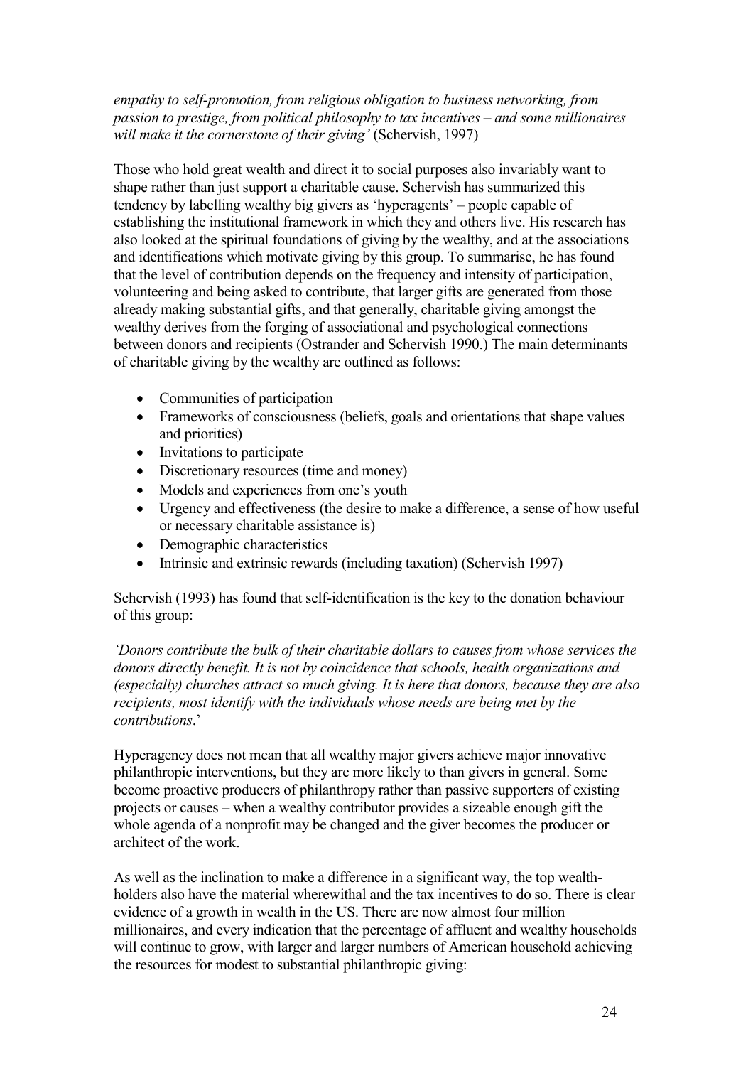*empathy to self-promotion, from religious obligation to business networking, from passion to prestige, from political philosophy to tax incentives – and some millionaires will make it the cornerstone of their giving'* (Schervish, 1997)

Those who hold great wealth and direct it to social purposes also invariably want to shape rather than just support a charitable cause. Schervish has summarized this tendency by labelling wealthy big givers as 'hyperagents' – people capable of establishing the institutional framework in which they and others live. His research has also looked at the spiritual foundations of giving by the wealthy, and at the associations and identifications which motivate giving by this group. To summarise, he has found that the level of contribution depends on the frequency and intensity of participation, volunteering and being asked to contribute, that larger gifts are generated from those already making substantial gifts, and that generally, charitable giving amongst the wealthy derives from the forging of associational and psychological connections between donors and recipients (Ostrander and Schervish 1990.) The main determinants of charitable giving by the wealthy are outlined as follows:

- Communities of participation
- Frameworks of consciousness (beliefs, goals and orientations that shape values and priorities)
- Invitations to participate
- Discretionary resources (time and money)
- Models and experiences from one's youth
- Urgency and effectiveness (the desire to make a difference, a sense of how useful or necessary charitable assistance is)
- Demographic characteristics
- Intrinsic and extrinsic rewards (including taxation) (Schervish 1997)

Schervish (1993) has found that self-identification is the key to the donation behaviour of this group:

*'Donors contribute the bulk of their charitable dollars to causes from whose services the donors directly benefit. It is not by coincidence that schools, health organizations and (especially) churches attract so much giving. It is here that donors, because they are also recipients, most identify with the individuals whose needs are being met by the contributions*.'

Hyperagency does not mean that all wealthy major givers achieve major innovative philanthropic interventions, but they are more likely to than givers in general. Some become proactive producers of philanthropy rather than passive supporters of existing projects or causes – when a wealthy contributor provides a sizeable enough gift the whole agenda of a nonprofit may be changed and the giver becomes the producer or architect of the work.

As well as the inclination to make a difference in a significant way, the top wealth-holders also have the material wherewithal and the tax incentives to do so. There is clear evidence of a growth in wealth in the US. There are now almost four million millionaires, and every indication that the percentage of affluent and wealthy households will continue to grow, with larger and larger numbers of American household achieving the resources for modest to substantial philanthropic giving: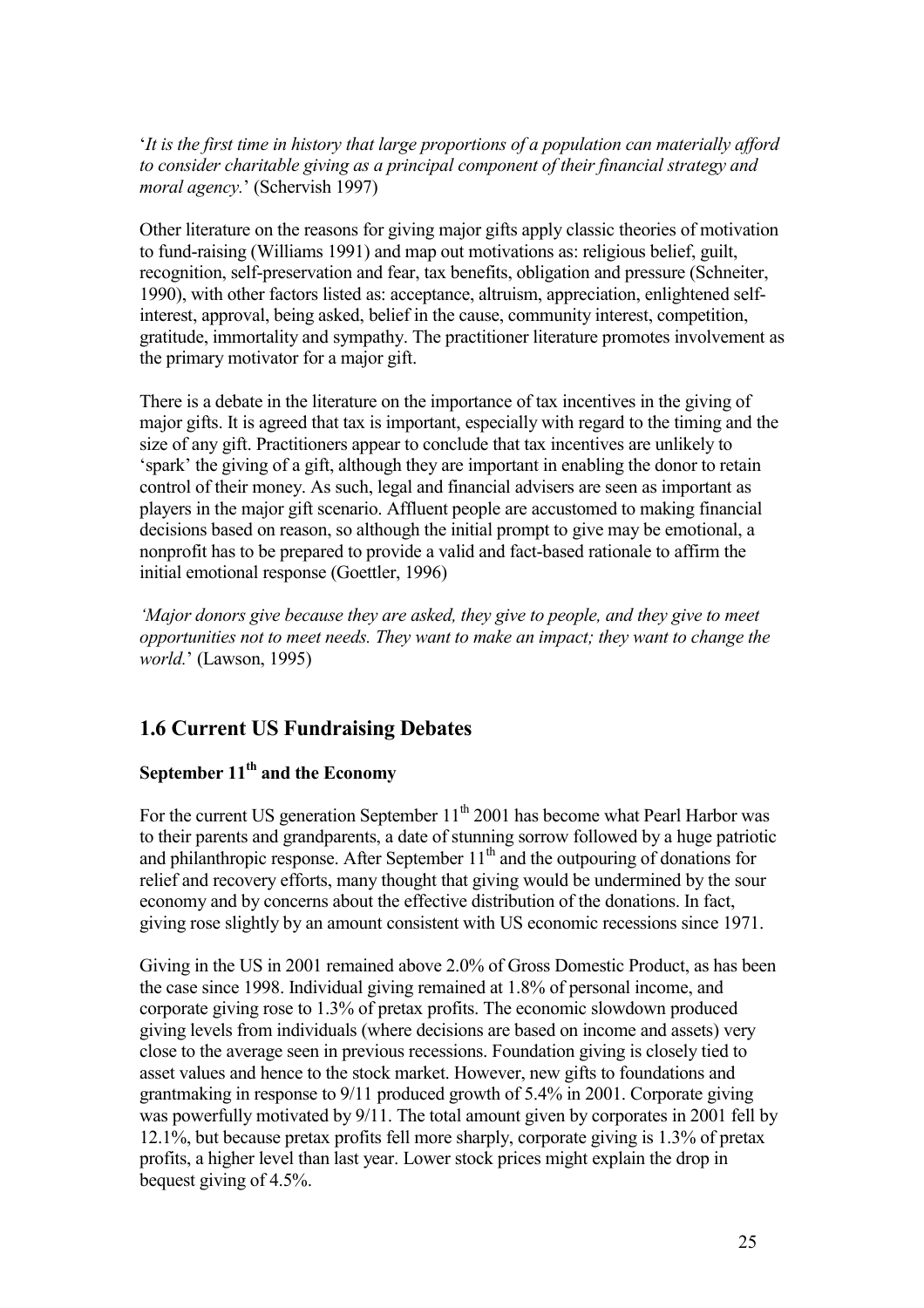'*It is the first time in history that large proportions of a population can materially afford to consider charitable giving as a principal component of their financial strategy and moral agency.*' (Schervish 1997)

Other literature on the reasons for giving major gifts apply classic theories of motivation to fund-raising (Williams 1991) and map out motivations as: religious belief, guilt, recognition, self-preservation and fear, tax benefits, obligation and pressure (Schneiter, 1990), with other factors listed as: acceptance, altruism, appreciation, enlightened self-interest, approval, being asked, belief in the cause, community interest, competition, gratitude, immortality and sympathy. The practitioner literature promotes involvement as the primary motivator for a major gift.

There is a debate in the literature on the importance of tax incentives in the giving of major gifts. It is agreed that tax is important, especially with regard to the timing and the size of any gift. Practitioners appear to conclude that tax incentives are unlikely to 'spark' the giving of a gift, although they are important in enabling the donor to retain control of their money. As such, legal and financial advisers are seen as important as players in the major gift scenario. Affluent people are accustomed to making financial decisions based on reason, so although the initial prompt to give may be emotional, a nonprofit has to be prepared to provide a valid and fact-based rationale to affirm the initial emotional response (Goettler, 1996)

*'Major donors give because they are asked, they give to people, and they give to meet opportunities not to meet needs. They want to make an impact; they want to change the world.*' (Lawson, 1995)

## 1.6 Current US Fundraising Debates

### September 11th and the Economy

For the current US generation September 11th 2001 has become what Pearl Harbor was to their parents and grandparents, a date of stunning sorrow followed by a huge patriotic and philanthropic response. After September 11th and the outpouring of donations for relief and recovery efforts, many thought that giving would be undermined by the sour economy and by concerns about the effective distribution of the donations. In fact, giving rose slightly by an amount consistent with US economic recessions since 1971.

Giving in the US in 2001 remained above 2.0% of Gross Domestic Product, as has been the case since 1998. Individual giving remained at 1.8% of personal income, and corporate giving rose to 1.3% of pretax profits. The economic slowdown produced giving levels from individuals (where decisions are based on income and assets) very close to the average seen in previous recessions. Foundation giving is closely tied to asset values and hence to the stock market. However, new gifts to foundations and grantmaking in response to 9/11 produced growth of 5.4% in 2001. Corporate giving was powerfully motivated by 9/11. The total amount given by corporates in 2001 fell by 12.1%, but because pretax profits fell more sharply, corporate giving is 1.3% of pretax profits, a higher level than last year. Lower stock prices might explain the drop in bequest giving of 4.5%.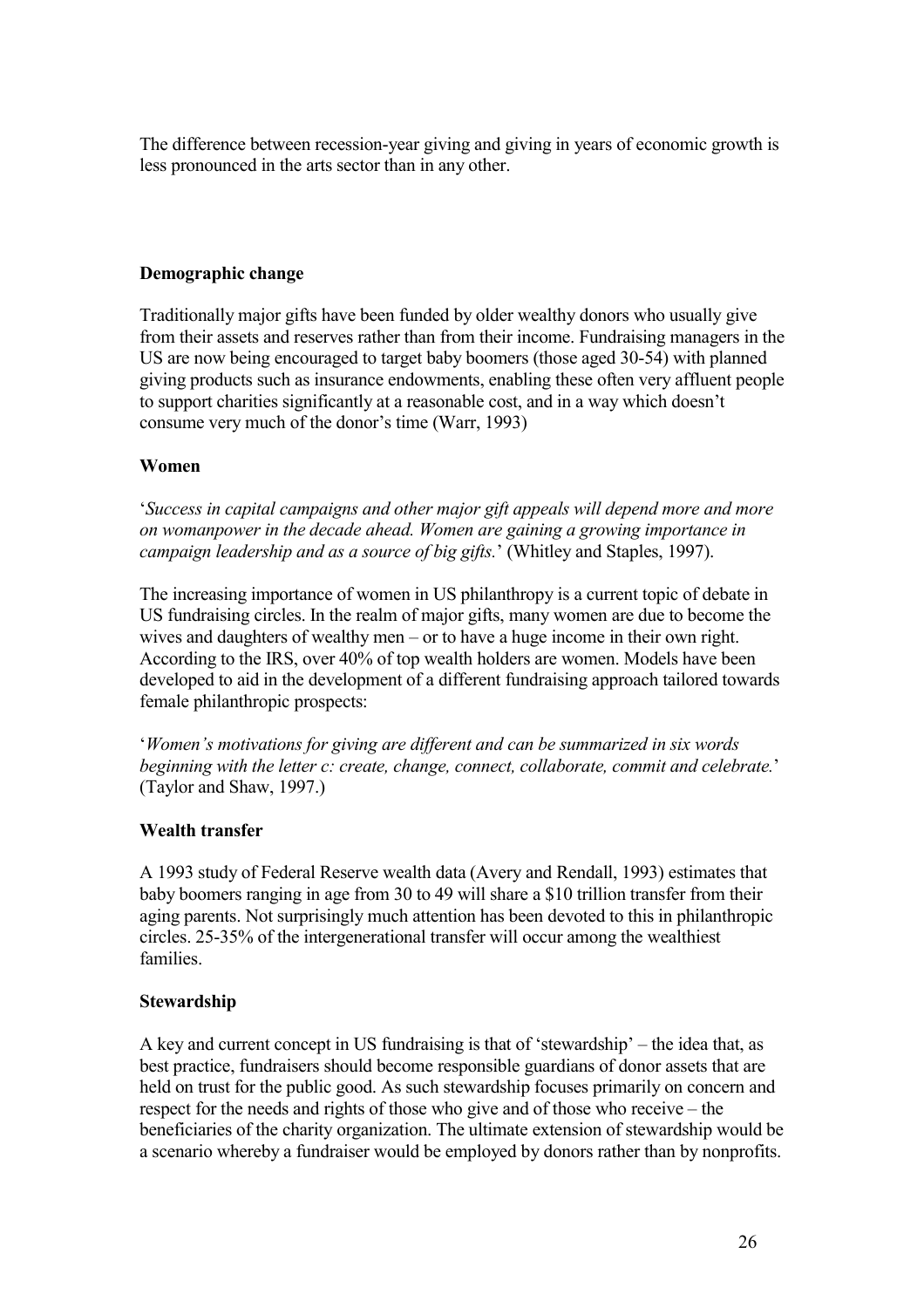The difference between recession-year giving and giving in years of economic growth is less pronounced in the arts sector than in any other.

**Demographic change**

Traditionally major gifts have been funded by older wealthy donors who usually give from their assets and reserves rather than from their income. Fundraising managers in the US are now being encouraged to target baby boomers (those aged 30-54) with planned giving products such as insurance endowments, enabling these often very affluent people to support charities significantly at a reasonable cost, and in a way which doesn't consume very much of the donor's time (Warr, 1993)

**Women**

'*Success in capital campaigns and other major gift appeals will depend more and more on womanpower in the decade ahead. Women are gaining a growing importance in campaign leadership and as a source of big gifts.*' (Whitley and Staples, 1997).

The increasing importance of women in US philanthropy is a current topic of debate in US fundraising circles. In the realm of major gifts, many women are due to become the wives and daughters of wealthy men – or to have a huge income in their own right. According to the IRS, over 40% of top wealth holders are women. Models have been developed to aid in the development of a different fundraising approach tailored towards female philanthropic prospects:

'*Women's motivations for giving are different and can be summarized in six words beginning with the letter c: create, change, connect, collaborate, commit and celebrate.*' (Taylor and Shaw, 1997.)

**Wealth transfer**

A 1993 study of Federal Reserve wealth data (Avery and Rendall, 1993) estimates that baby boomers ranging in age from 30 to 49 will share a $10 trillion transfer from their aging parents. Not surprisingly much attention has been devoted to this in philanthropic circles. 25-35% of the intergenerational transfer will occur among the wealthiest families.

**Stewardship**

A key and current concept in US fundraising is that of 'stewardship' – the idea that, as best practice, fundraisers should become responsible guardians of donor assets that are held on trust for the public good. As such stewardship focuses primarily on concern and respect for the needs and rights of those who give and of those who receive – the beneficiaries of the charity organization. The ultimate extension of stewardship would be a scenario whereby a fundraiser would be employed by donors rather than by nonprofits.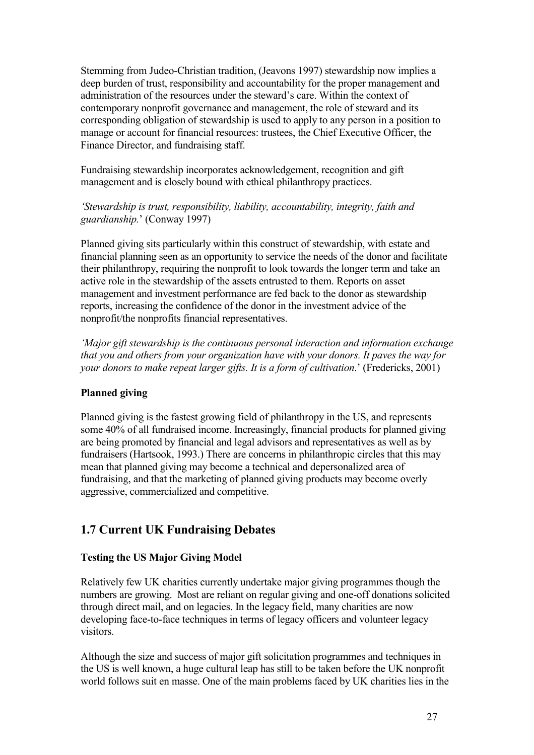Stemming from Judeo-Christian tradition, (Jeavons 1997) stewardship now implies a deep burden of trust, responsibility and accountability for the proper management and administration of the resources under the steward's care. Within the context of contemporary nonprofit governance and management, the role of steward and its corresponding obligation of stewardship is used to apply to any person in a position to manage or account for financial resources: trustees, the Chief Executive Officer, the Finance Director, and fundraising staff.

Fundraising stewardship incorporates acknowledgement, recognition and gift management and is closely bound with ethical philanthropy practices.

*'Stewardship is trust, responsibility, liability, accountability, integrity, faith and guardianship.*' (Conway 1997)

Planned giving sits particularly within this construct of stewardship, with estate and financial planning seen as an opportunity to service the needs of the donor and facilitate their philanthropy, requiring the nonprofit to look towards the longer term and take an active role in the stewardship of the assets entrusted to them. Reports on asset management and investment performance are fed back to the donor as stewardship reports, increasing the confidence of the donor in the investment advice of the nonprofit/the nonprofits financial representatives.

*'Major gift stewardship is the continuous personal interaction and information exchange that you and others from your organization have with your donors. It paves the way for your donors to make repeat larger gifts. It is a form of cultivation*.' (Fredericks, 2001)

**Planned giving**

Planned giving is the fastest growing field of philanthropy in the US, and represents some 40% of all fundraised income. Increasingly, financial products for planned giving are being promoted by financial and legal advisors and representatives as well as by fundraisers (Hartsook, 1993.) There are concerns in philanthropic circles that this may mean that planned giving may become a technical and depersonalized area of fundraising, and that the marketing of planned giving products may become overly aggressive, commercialized and competitive.

## 1.7 Current UK Fundraising Debates

**Testing the US Major Giving Model**

Relatively few UK charities currently undertake major giving programmes though the numbers are growing. Most are reliant on regular giving and one-off donations solicited through direct mail, and on legacies. In the legacy field, many charities are now developing face-to-face techniques in terms of legacy officers and volunteer legacy visitors.

Although the size and success of major gift solicitation programmes and techniques in the US is well known, a huge cultural leap has still to be taken before the UK nonprofit world follows suit en masse. One of the main problems faced by UK charities lies in the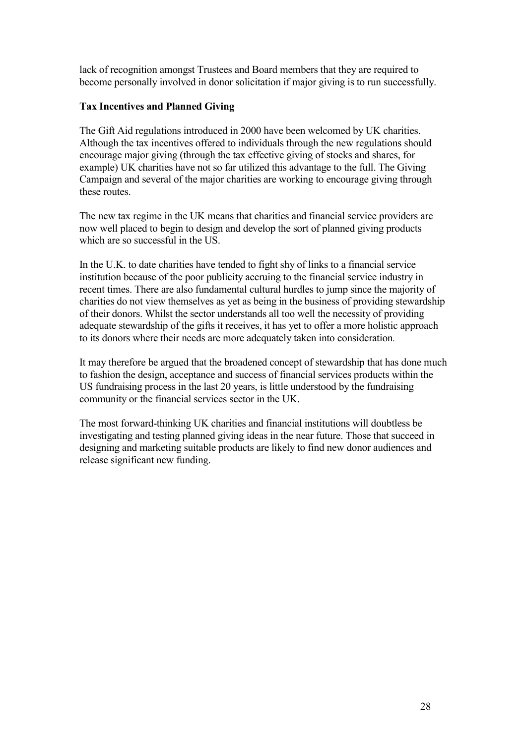lack of recognition amongst Trustees and Board members that they are required to become personally involved in donor solicitation if major giving is to run successfully.

**Tax Incentives and Planned Giving**

The Gift Aid regulations introduced in 2000 have been welcomed by UK charities. Although the tax incentives offered to individuals through the new regulations should encourage major giving (through the tax effective giving of stocks and shares, for example) UK charities have not so far utilized this advantage to the full. The Giving Campaign and several of the major charities are working to encourage giving through these routes.

The new tax regime in the UK means that charities and financial service providers are now well placed to begin to design and develop the sort of planned giving products which are so successful in the US.

In the U.K. to date charities have tended to fight shy of links to a financial service institution because of the poor publicity accruing to the financial service industry in recent times. There are also fundamental cultural hurdles to jump since the majority of charities do not view themselves as yet as being in the business of providing stewardship of their donors. Whilst the sector understands all too well the necessity of providing adequate stewardship of the gifts it receives, it has yet to offer a more holistic approach to its donors where their needs are more adequately taken into consideration.

It may therefore be argued that the broadened concept of stewardship that has done much to fashion the design, acceptance and success of financial services products within the US fundraising process in the last 20 years, is little understood by the fundraising community or the financial services sector in the UK.

The most forward-thinking UK charities and financial institutions will doubtless be investigating and testing planned giving ideas in the near future. Those that succeed in designing and marketing suitable products are likely to find new donor audiences and release significant new funding.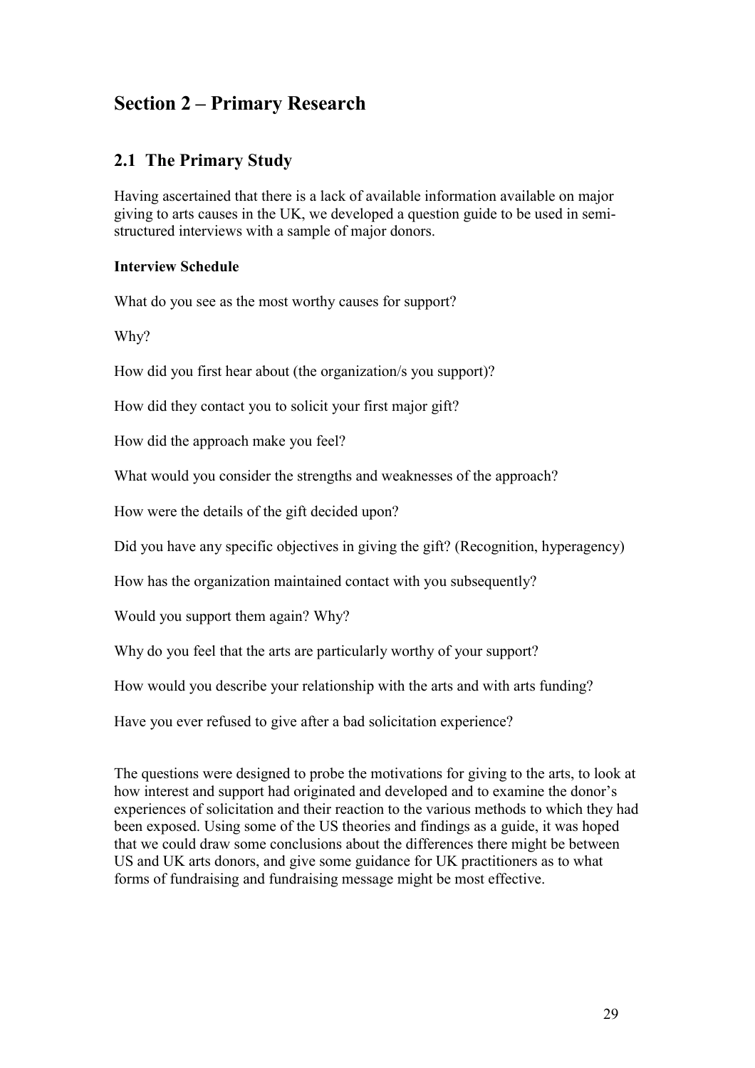# Section 2 – Primary Research

## 2.1 The Primary Study

Having ascertained that there is a lack of available information available on major giving to arts causes in the UK, we developed a question guide to be used in semi-structured interviews with a sample of major donors.

**Interview Schedule**

What do you see as the most worthy causes for support?

Why?

How did you first hear about (the organization/s you support)?

How did they contact you to solicit your first major gift?

How did the approach make you feel?

What would you consider the strengths and weaknesses of the approach?

How were the details of the gift decided upon?

Did you have any specific objectives in giving the gift? (Recognition, hyperagency)

How has the organization maintained contact with you subsequently?

Would you support them again? Why?

Why do you feel that the arts are particularly worthy of your support?

How would you describe your relationship with the arts and with arts funding?

Have you ever refused to give after a bad solicitation experience?

The questions were designed to probe the motivations for giving to the arts, to look at how interest and support had originated and developed and to examine the donor's experiences of solicitation and their reaction to the various methods to which they had been exposed. Using some of the US theories and findings as a guide, it was hoped that we could draw some conclusions about the differences there might be between US and UK arts donors, and give some guidance for UK practitioners as to what forms of fundraising and fundraising message might be most effective.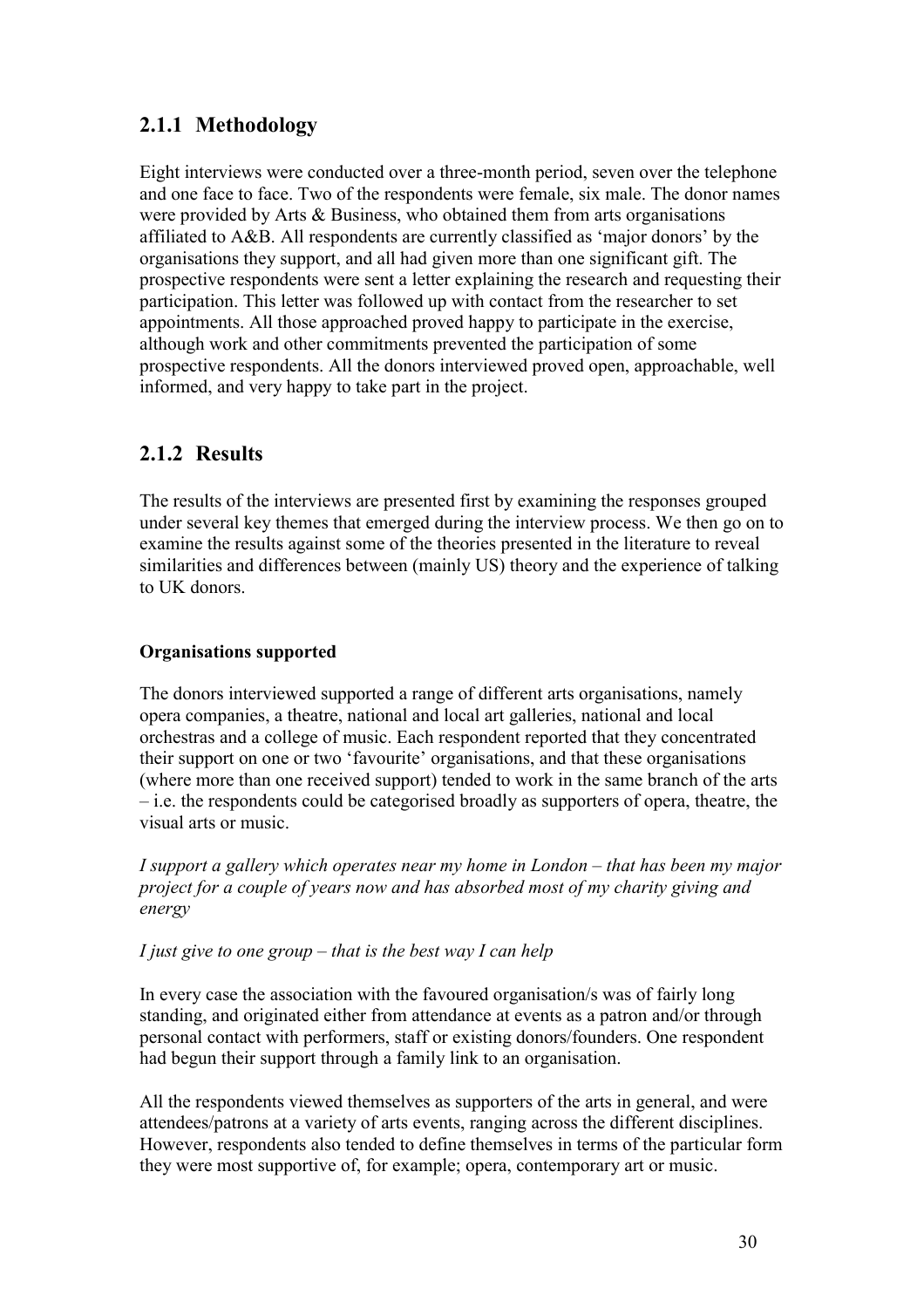### 2.1.1 Methodology

Eight interviews were conducted over a three-month period, seven over the telephone and one face to face. Two of the respondents were female, six male. The donor names were provided by Arts & Business, who obtained them from arts organisations affiliated to A&B. All respondents are currently classified as 'major donors' by the organisations they support, and all had given more than one significant gift. The prospective respondents were sent a letter explaining the research and requesting their participation. This letter was followed up with contact from the researcher to set appointments. All those approached proved happy to participate in the exercise, although work and other commitments prevented the participation of some prospective respondents. All the donors interviewed proved open, approachable, well informed, and very happy to take part in the project.

### 2.1.2 Results

The results of the interviews are presented first by examining the responses grouped under several key themes that emerged during the interview process. We then go on to examine the results against some of the theories presented in the literature to reveal similarities and differences between (mainly US) theory and the experience of talking to UK donors.

**Organisations supported**

The donors interviewed supported a range of different arts organisations, namely opera companies, a theatre, national and local art galleries, national and local orchestras and a college of music. Each respondent reported that they concentrated their support on one or two 'favourite' organisations, and that these organisations (where more than one received support) tended to work in the same branch of the arts – i.e. the respondents could be categorised broadly as supporters of opera, theatre, the visual arts or music.

*I support a gallery which operates near my home in London – that has been my major project for a couple of years now and has absorbed most of my charity giving and energy*

*I just give to one group – that is the best way I can help*

In every case the association with the favoured organisation/s was of fairly long standing, and originated either from attendance at events as a patron and/or through personal contact with performers, staff or existing donors/founders. One respondent had begun their support through a family link to an organisation.

All the respondents viewed themselves as supporters of the arts in general, and were attendees/patrons at a variety of arts events, ranging across the different disciplines. However, respondents also tended to define themselves in terms of the particular form they were most supportive of, for example; opera, contemporary art or music.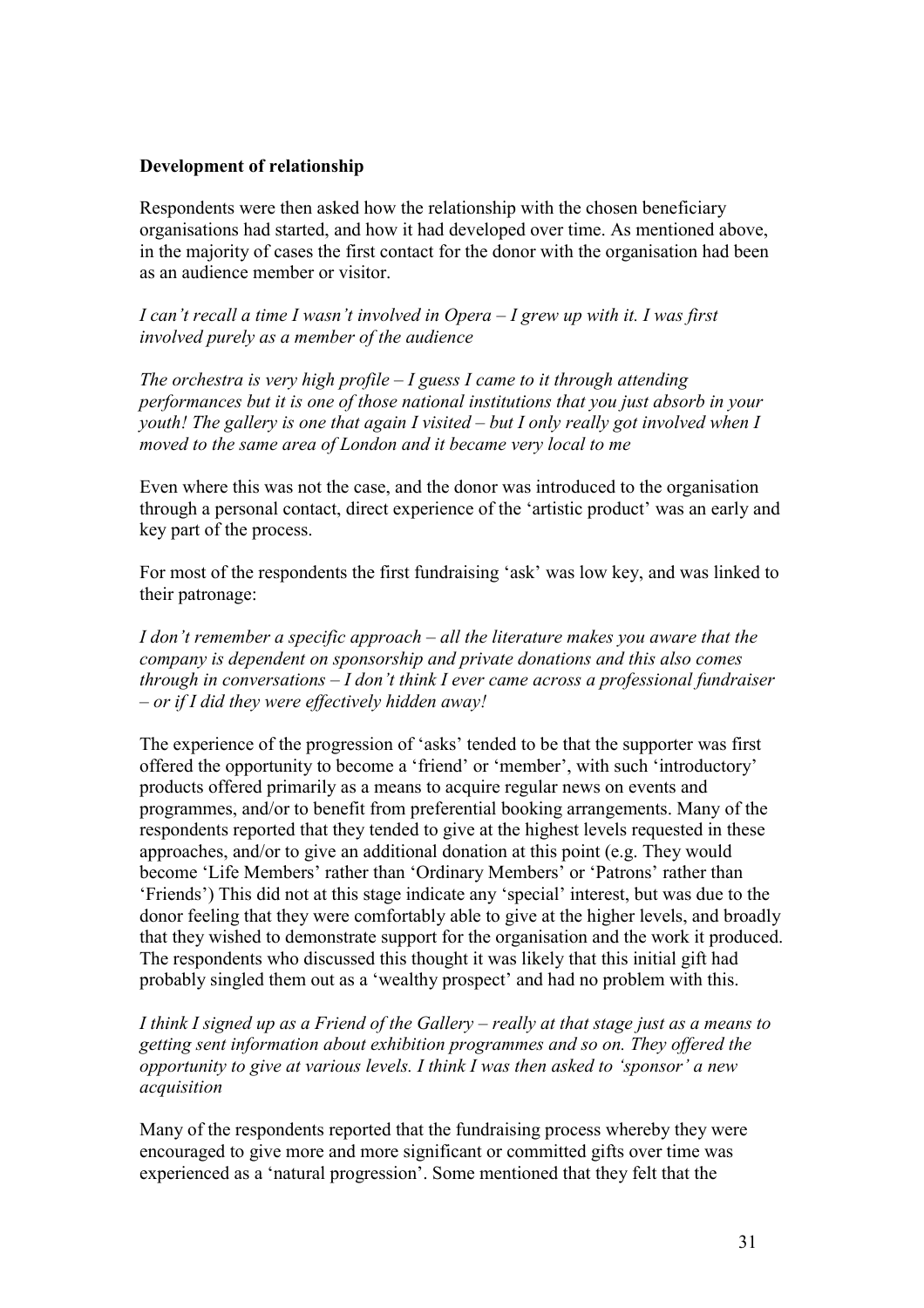**Development of relationship**

Respondents were then asked how the relationship with the chosen beneficiary organisations had started, and how it had developed over time. As mentioned above, in the majority of cases the first contact for the donor with the organisation had been as an audience member or visitor.

*I can't recall a time I wasn't involved in Opera – I grew up with it. I was first involved purely as a member of the audience*

*The orchestra is very high profile – I guess I came to it through attending performances but it is one of those national institutions that you just absorb in your youth! The gallery is one that again I visited – but I only really got involved when I moved to the same area of London and it became very local to me*

Even where this was not the case, and the donor was introduced to the organisation through a personal contact, direct experience of the 'artistic product' was an early and key part of the process.

For most of the respondents the first fundraising 'ask' was low key, and was linked to their patronage:

*I don't remember a specific approach – all the literature makes you aware that the company is dependent on sponsorship and private donations and this also comes through in conversations – I don't think I ever came across a professional fundraiser – or if I did they were effectively hidden away!*

The experience of the progression of 'asks' tended to be that the supporter was first offered the opportunity to become a 'friend' or 'member', with such 'introductory' products offered primarily as a means to acquire regular news on events and programmes, and/or to benefit from preferential booking arrangements. Many of the respondents reported that they tended to give at the highest levels requested in these approaches, and/or to give an additional donation at this point (e.g. They would become 'Life Members' rather than 'Ordinary Members' or 'Patrons' rather than 'Friends') This did not at this stage indicate any 'special' interest, but was due to the donor feeling that they were comfortably able to give at the higher levels, and broadly that they wished to demonstrate support for the organisation and the work it produced. The respondents who discussed this thought it was likely that this initial gift had probably singled them out as a 'wealthy prospect' and had no problem with this.

*I think I signed up as a Friend of the Gallery – really at that stage just as a means to getting sent information about exhibition programmes and so on. They offered the opportunity to give at various levels. I think I was then asked to 'sponsor' a new acquisition*

Many of the respondents reported that the fundraising process whereby they were encouraged to give more and more significant or committed gifts over time was experienced as a 'natural progression'. Some mentioned that they felt that the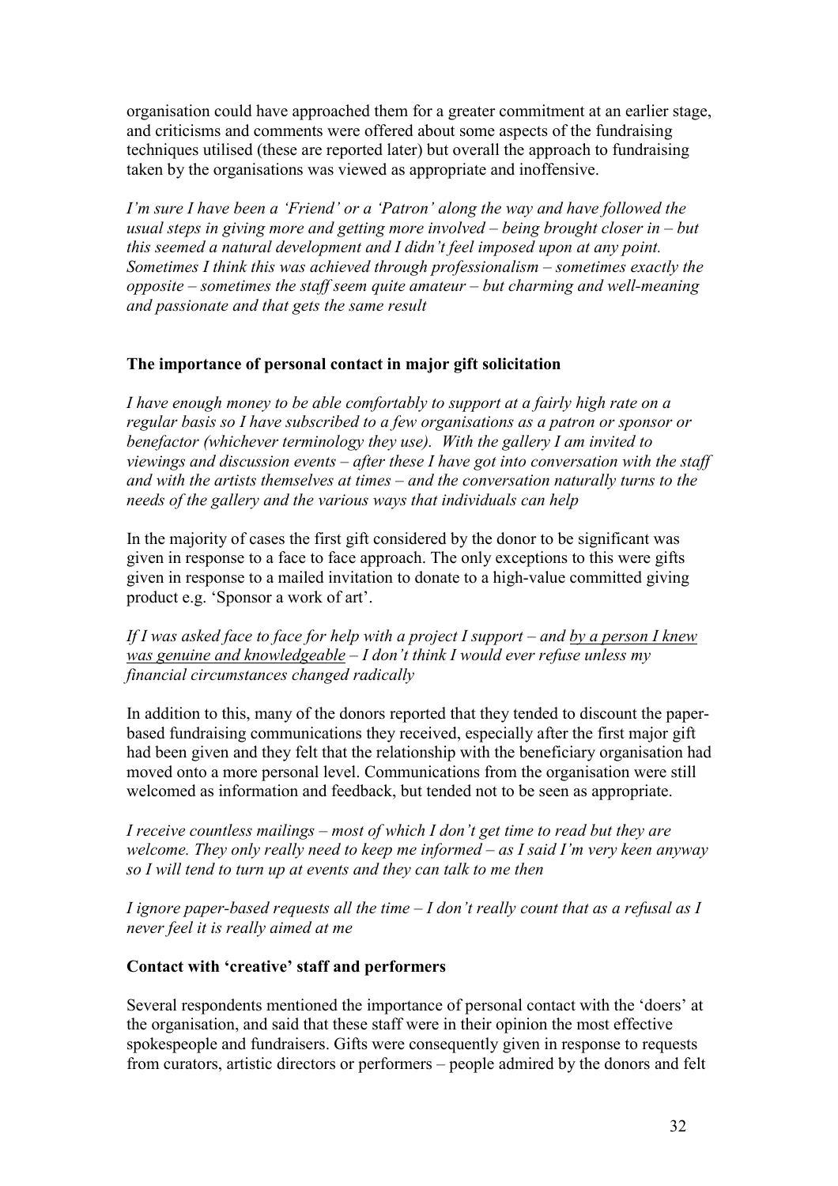organisation could have approached them for a greater commitment at an earlier stage, and criticisms and comments were offered about some aspects of the fundraising techniques utilised (these are reported later) but overall the approach to fundraising taken by the organisations was viewed as appropriate and inoffensive.

*I'm sure I have been a 'Friend' or a 'Patron' along the way and have followed the usual steps in giving more and getting more involved – being brought closer in – but this seemed a natural development and I didn't feel imposed upon at any point. Sometimes I think this was achieved through professionalism – sometimes exactly the opposite – sometimes the staff seem quite amateur – but charming and well-meaning and passionate and that gets the same result*

### The importance of personal contact in major gift solicitation

*I have enough money to be able comfortably to support at a fairly high rate on a regular basis so I have subscribed to a few organisations as a patron or sponsor or benefactor (whichever terminology they use). With the gallery I am invited to viewings and discussion events – after these I have got into conversation with the staff and with the artists themselves at times – and the conversation naturally turns to the needs of the gallery and the various ways that individuals can help*

In the majority of cases the first gift considered by the donor to be significant was given in response to a face to face approach. The only exceptions to this were gifts given in response to a mailed invitation to donate to a high-value committed giving product e.g. 'Sponsor a work of art'.

*If I was asked face to face for help with a project I support – and <u>by a person I knew was genuine and knowledgeable</u> – I don't think I would ever refuse unless my financial circumstances changed radically*

In addition to this, many of the donors reported that they tended to discount the paper-based fundraising communications they received, especially after the first major gift had been given and they felt that the relationship with the beneficiary organisation had moved onto a more personal level. Communications from the organisation were still welcomed as information and feedback, but tended not to be seen as appropriate.

*I receive countless mailings – most of which I don't get time to read but they are welcome. They only really need to keep me informed – as I said I'm very keen anyway so I will tend to turn up at events and they can talk to me then*

*I ignore paper-based requests all the time – I don't really count that as a refusal as I never feel it is really aimed at me*

### Contact with 'creative' staff and performers

Several respondents mentioned the importance of personal contact with the 'doers' at the organisation, and said that these staff were in their opinion the most effective spokespeople and fundraisers. Gifts were consequently given in response to requests from curators, artistic directors or performers – people admired by the donors and felt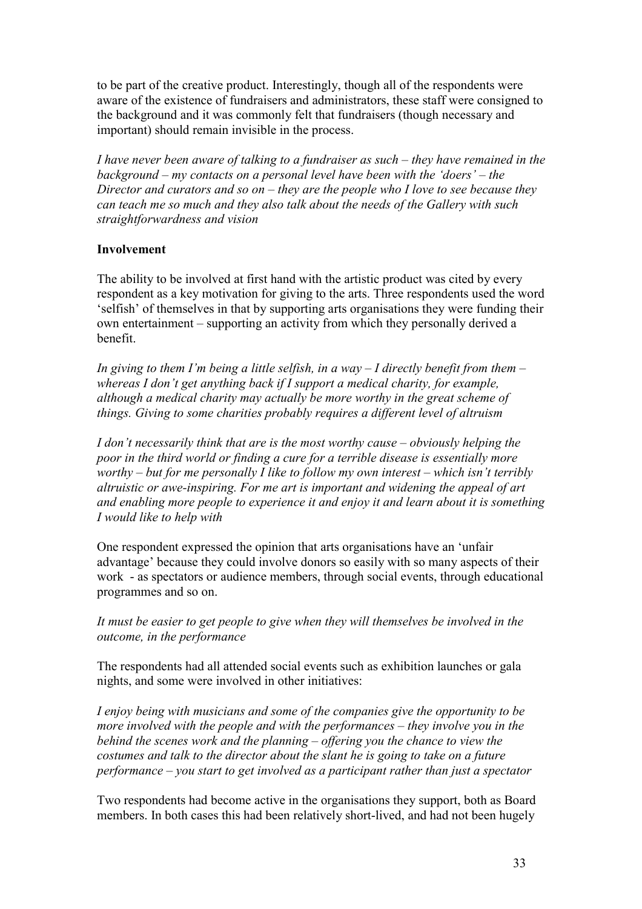to be part of the creative product. Interestingly, though all of the respondents were aware of the existence of fundraisers and administrators, these staff were consigned to the background and it was commonly felt that fundraisers (though necessary and important) should remain invisible in the process.

*I have never been aware of talking to a fundraiser as such – they have remained in the background – my contacts on a personal level have been with the 'doers' – the Director and curators and so on – they are the people who I love to see because they can teach me so much and they also talk about the needs of the Gallery with such straightforwardness and vision*

**Involvement**

The ability to be involved at first hand with the artistic product was cited by every respondent as a key motivation for giving to the arts. Three respondents used the word 'selfish' of themselves in that by supporting arts organisations they were funding their own entertainment – supporting an activity from which they personally derived a benefit.

*In giving to them I'm being a little selfish, in a way – I directly benefit from them – whereas I don't get anything back if I support a medical charity, for example, although a medical charity may actually be more worthy in the great scheme of things. Giving to some charities probably requires a different level of altruism*

*I don't necessarily think that are is the most worthy cause – obviously helping the poor in the third world or finding a cure for a terrible disease is essentially more worthy – but for me personally I like to follow my own interest – which isn't terribly altruistic or awe-inspiring. For me art is important and widening the appeal of art and enabling more people to experience it and enjoy it and learn about it is something I would like to help with*

One respondent expressed the opinion that arts organisations have an 'unfair advantage' because they could involve donors so easily with so many aspects of their work - as spectators or audience members, through social events, through educational programmes and so on.

*It must be easier to get people to give when they will themselves be involved in the outcome, in the performance*

The respondents had all attended social events such as exhibition launches or gala nights, and some were involved in other initiatives:

*I enjoy being with musicians and some of the companies give the opportunity to be more involved with the people and with the performances – they involve you in the behind the scenes work and the planning – offering you the chance to view the costumes and talk to the director about the slant he is going to take on a future performance – you start to get involved as a participant rather than just a spectator*

Two respondents had become active in the organisations they support, both as Board members. In both cases this had been relatively short-lived, and had not been hugely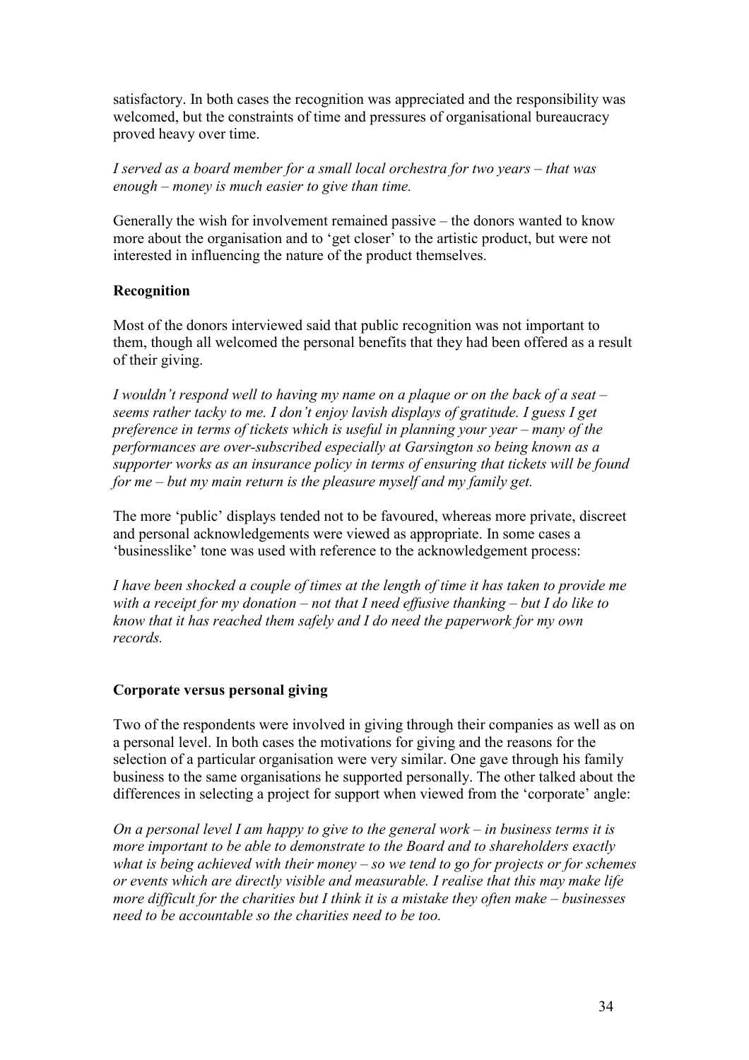satisfactory. In both cases the recognition was appreciated and the responsibility was welcomed, but the constraints of time and pressures of organisational bureaucracy proved heavy over time.

*I served as a board member for a small local orchestra for two years – that was enough – money is much easier to give than time.*

Generally the wish for involvement remained passive – the donors wanted to know more about the organisation and to 'get closer' to the artistic product, but were not interested in influencing the nature of the product themselves.

**Recognition**

Most of the donors interviewed said that public recognition was not important to them, though all welcomed the personal benefits that they had been offered as a result of their giving.

*I wouldn't respond well to having my name on a plaque or on the back of a seat – seems rather tacky to me. I don't enjoy lavish displays of gratitude. I guess I get preference in terms of tickets which is useful in planning your year – many of the performances are over-subscribed especially at Garsington so being known as a supporter works as an insurance policy in terms of ensuring that tickets will be found for me – but my main return is the pleasure myself and my family get.*

The more 'public' displays tended not to be favoured, whereas more private, discreet and personal acknowledgements were viewed as appropriate. In some cases a 'businesslike' tone was used with reference to the acknowledgement process:

*I have been shocked a couple of times at the length of time it has taken to provide me with a receipt for my donation – not that I need effusive thanking – but I do like to know that it has reached them safely and I do need the paperwork for my own records.*

**Corporate versus personal giving**

Two of the respondents were involved in giving through their companies as well as on a personal level. In both cases the motivations for giving and the reasons for the selection of a particular organisation were very similar. One gave through his family business to the same organisations he supported personally. The other talked about the differences in selecting a project for support when viewed from the 'corporate' angle:

*On a personal level I am happy to give to the general work – in business terms it is more important to be able to demonstrate to the Board and to shareholders exactly what is being achieved with their money – so we tend to go for projects or for schemes or events which are directly visible and measurable. I realise that this may make life more difficult for the charities but I think it is a mistake they often make – businesses need to be accountable so the charities need to be too.*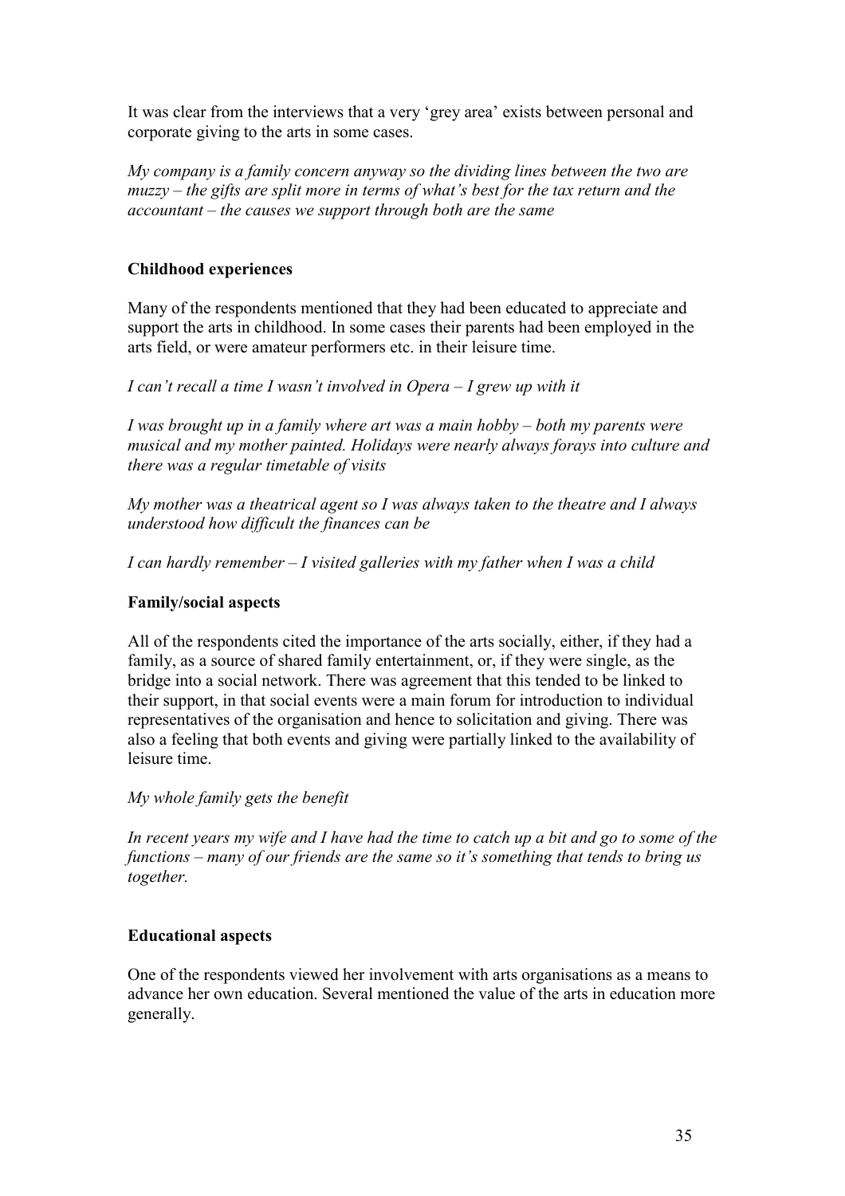It was clear from the interviews that a very 'grey area' exists between personal and corporate giving to the arts in some cases.

*My company is a family concern anyway so the dividing lines between the two are muzzy – the gifts are split more in terms of what's best for the tax return and the accountant – the causes we support through both are the same*

**Childhood experiences**

Many of the respondents mentioned that they had been educated to appreciate and support the arts in childhood. In some cases their parents had been employed in the arts field, or were amateur performers etc. in their leisure time.

*I can't recall a time I wasn't involved in Opera – I grew up with it*

*I was brought up in a family where art was a main hobby – both my parents were musical and my mother painted. Holidays were nearly always forays into culture and there was a regular timetable of visits*

*My mother was a theatrical agent so I was always taken to the theatre and I always understood how difficult the finances can be*

*I can hardly remember – I visited galleries with my father when I was a child*

**Family/social aspects**

All of the respondents cited the importance of the arts socially, either, if they had a family, as a source of shared family entertainment, or, if they were single, as the bridge into a social network. There was agreement that this tended to be linked to their support, in that social events were a main forum for introduction to individual representatives of the organisation and hence to solicitation and giving. There was also a feeling that both events and giving were partially linked to the availability of leisure time.

*My whole family gets the benefit*

*In recent years my wife and I have had the time to catch up a bit and go to some of the functions – many of our friends are the same so it's something that tends to bring us together.*

**Educational aspects**

One of the respondents viewed her involvement with arts organisations as a means to advance her own education. Several mentioned the value of the arts in education more generally.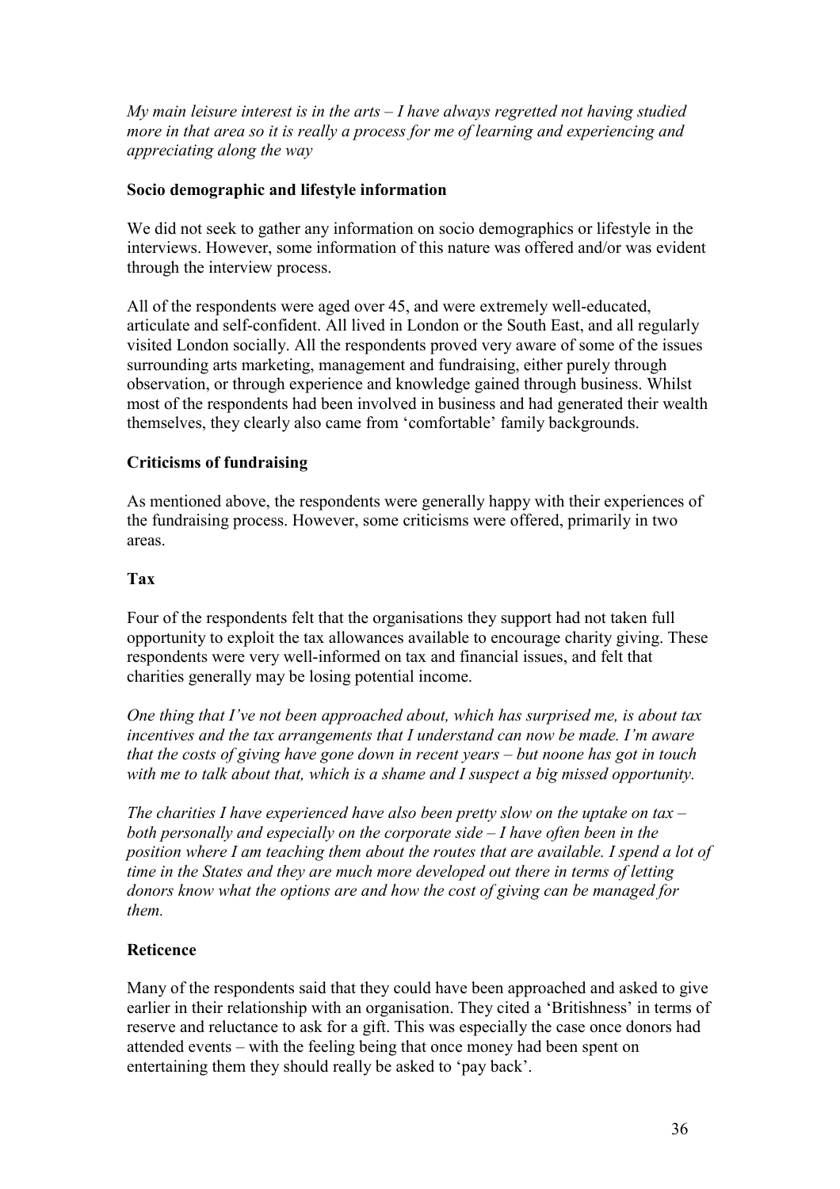*My main leisure interest is in the arts – I have always regretted not having studied more in that area so it is really a process for me of learning and experiencing and appreciating along the way*

**Socio demographic and lifestyle information**

We did not seek to gather any information on socio demographics or lifestyle in the interviews. However, some information of this nature was offered and/or was evident through the interview process.

All of the respondents were aged over 45, and were extremely well-educated, articulate and self-confident. All lived in London or the South East, and all regularly visited London socially. All the respondents proved very aware of some of the issues surrounding arts marketing, management and fundraising, either purely through observation, or through experience and knowledge gained through business. Whilst most of the respondents had been involved in business and had generated their wealth themselves, they clearly also came from 'comfortable' family backgrounds.

**Criticisms of fundraising**

As mentioned above, the respondents were generally happy with their experiences of the fundraising process. However, some criticisms were offered, primarily in two areas.

**Tax**

Four of the respondents felt that the organisations they support had not taken full opportunity to exploit the tax allowances available to encourage charity giving. These respondents were very well-informed on tax and financial issues, and felt that charities generally may be losing potential income.

*One thing that I've not been approached about, which has surprised me, is about tax incentives and the tax arrangements that I understand can now be made. I'm aware that the costs of giving have gone down in recent years – but noone has got in touch with me to talk about that, which is a shame and I suspect a big missed opportunity.*

*The charities I have experienced have also been pretty slow on the uptake on tax – both personally and especially on the corporate side – I have often been in the position where I am teaching them about the routes that are available. I spend a lot of time in the States and they are much more developed out there in terms of letting donors know what the options are and how the cost of giving can be managed for them.*

**Reticence**

Many of the respondents said that they could have been approached and asked to give earlier in their relationship with an organisation. They cited a 'Britishness' in terms of reserve and reluctance to ask for a gift. This was especially the case once donors had attended events – with the feeling being that once money had been spent on entertaining them they should really be asked to 'pay back'.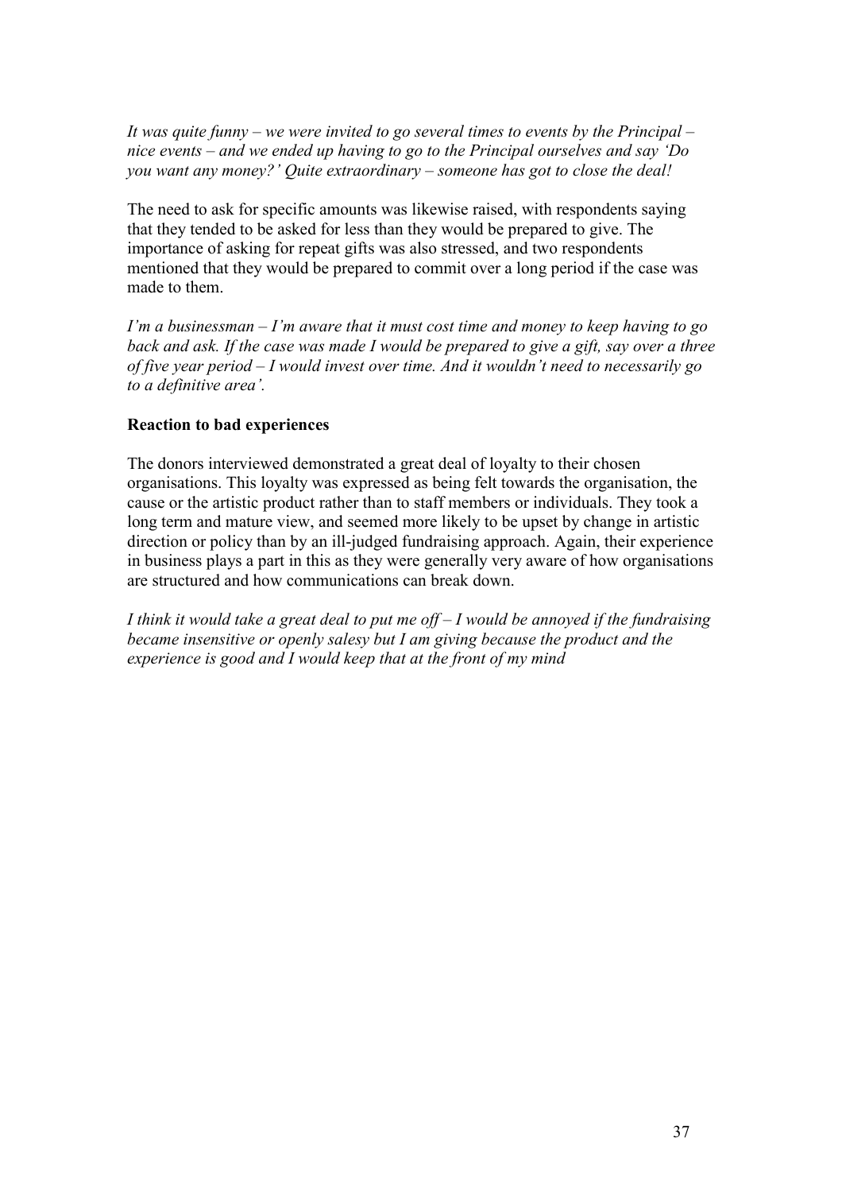*It was quite funny – we were invited to go several times to events by the Principal – nice events – and we ended up having to go to the Principal ourselves and say 'Do you want any money?' Quite extraordinary – someone has got to close the deal!*

The need to ask for specific amounts was likewise raised, with respondents saying that they tended to be asked for less than they would be prepared to give. The importance of asking for repeat gifts was also stressed, and two respondents mentioned that they would be prepared to commit over a long period if the case was made to them.

*I'm a businessman – I'm aware that it must cost time and money to keep having to go back and ask. If the case was made I would be prepared to give a gift, say over a three of five year period – I would invest over time. And it wouldn't need to necessarily go to a definitive area'.*

**Reaction to bad experiences**

The donors interviewed demonstrated a great deal of loyalty to their chosen organisations. This loyalty was expressed as being felt towards the organisation, the cause or the artistic product rather than to staff members or individuals. They took a long term and mature view, and seemed more likely to be upset by change in artistic direction or policy than by an ill-judged fundraising approach. Again, their experience in business plays a part in this as they were generally very aware of how organisations are structured and how communications can break down.

*I think it would take a great deal to put me off – I would be annoyed if the fundraising became insensitive or openly salesy but I am giving because the product and the experience is good and I would keep that at the front of my mind*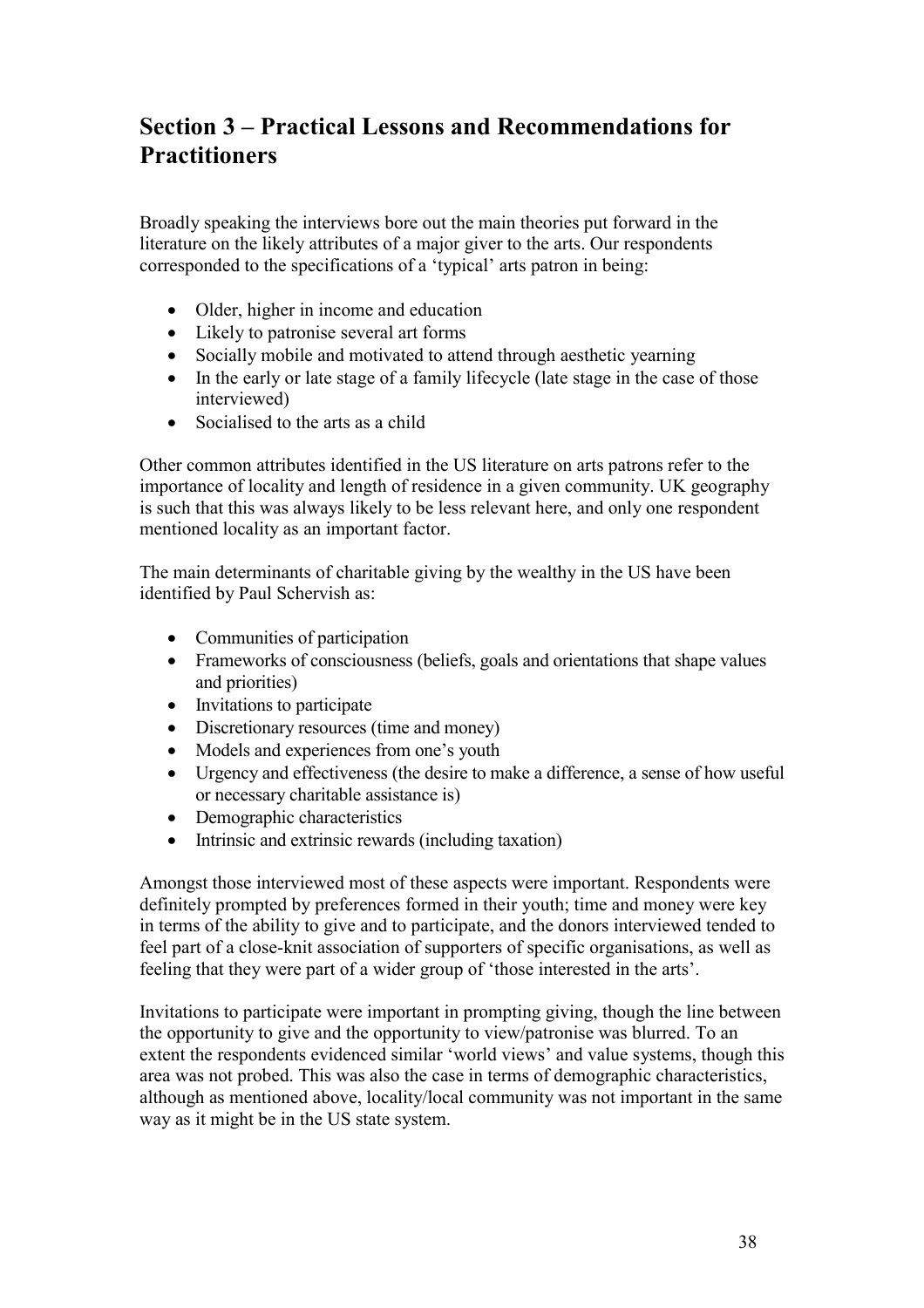## Section 3 – Practical Lessons and Recommendations for Practitioners

Broadly speaking the interviews bore out the main theories put forward in the literature on the likely attributes of a major giver to the arts. Our respondents corresponded to the specifications of a 'typical' arts patron in being:

- Older, higher in income and education
- Likely to patronise several art forms
- Socially mobile and motivated to attend through aesthetic yearning
- In the early or late stage of a family lifecycle (late stage in the case of those interviewed)
- Socialised to the arts as a child

Other common attributes identified in the US literature on arts patrons refer to the importance of locality and length of residence in a given community. UK geography is such that this was always likely to be less relevant here, and only one respondent mentioned locality as an important factor.

The main determinants of charitable giving by the wealthy in the US have been identified by Paul Schervish as:

- Communities of participation
- Frameworks of consciousness (beliefs, goals and orientations that shape values and priorities)
- Invitations to participate
- Discretionary resources (time and money)
- Models and experiences from one's youth
- Urgency and effectiveness (the desire to make a difference, a sense of how useful or necessary charitable assistance is)
- Demographic characteristics
- Intrinsic and extrinsic rewards (including taxation)

Amongst those interviewed most of these aspects were important. Respondents were definitely prompted by preferences formed in their youth; time and money were key in terms of the ability to give and to participate, and the donors interviewed tended to feel part of a close-knit association of supporters of specific organisations, as well as feeling that they were part of a wider group of 'those interested in the arts'.

Invitations to participate were important in prompting giving, though the line between the opportunity to give and the opportunity to view/patronise was blurred. To an extent the respondents evidenced similar 'world views' and value systems, though this area was not probed. This was also the case in terms of demographic characteristics, although as mentioned above, locality/local community was not important in the same way as it might be in the US state system.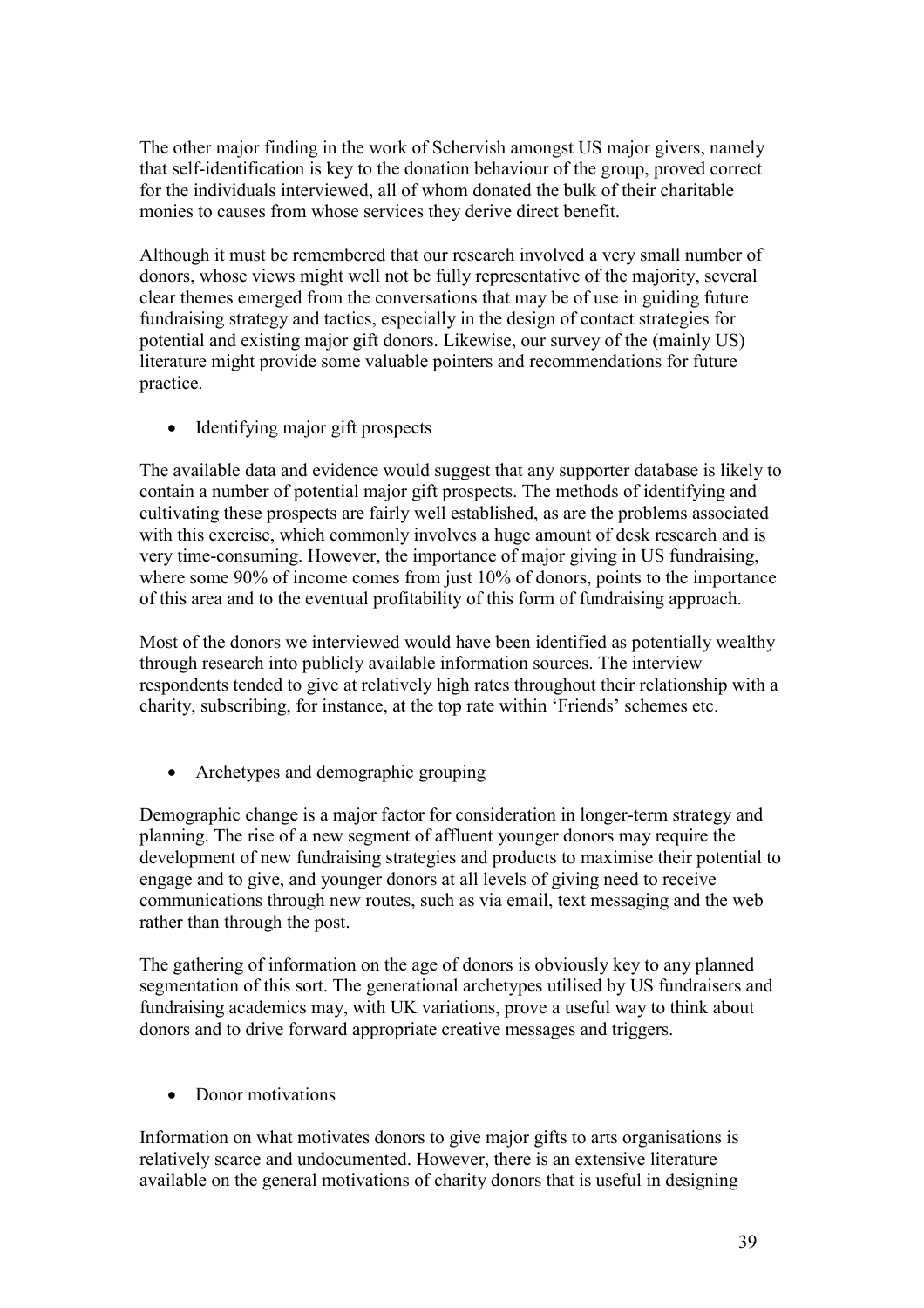The other major finding in the work of Schervish amongst US major givers, namely that self-identification is key to the donation behaviour of the group, proved correct for the individuals interviewed, all of whom donated the bulk of their charitable monies to causes from whose services they derive direct benefit.

Although it must be remembered that our research involved a very small number of donors, whose views might well not be fully representative of the majority, several clear themes emerged from the conversations that may be of use in guiding future fundraising strategy and tactics, especially in the design of contact strategies for potential and existing major gift donors. Likewise, our survey of the (mainly US) literature might provide some valuable pointers and recommendations for future practice.

- Identifying major gift prospects

The available data and evidence would suggest that any supporter database is likely to contain a number of potential major gift prospects. The methods of identifying and cultivating these prospects are fairly well established, as are the problems associated with this exercise, which commonly involves a huge amount of desk research and is very time-consuming. However, the importance of major giving in US fundraising, where some 90% of income comes from just 10% of donors, points to the importance of this area and to the eventual profitability of this form of fundraising approach.

Most of the donors we interviewed would have been identified as potentially wealthy through research into publicly available information sources. The interview respondents tended to give at relatively high rates throughout their relationship with a charity, subscribing, for instance, at the top rate within 'Friends' schemes etc.

- Archetypes and demographic grouping

Demographic change is a major factor for consideration in longer-term strategy and planning. The rise of a new segment of affluent younger donors may require the development of new fundraising strategies and products to maximise their potential to engage and to give, and younger donors at all levels of giving need to receive communications through new routes, such as via email, text messaging and the web rather than through the post.

The gathering of information on the age of donors is obviously key to any planned segmentation of this sort. The generational archetypes utilised by US fundraisers and fundraising academics may, with UK variations, prove a useful way to think about donors and to drive forward appropriate creative messages and triggers.

- Donor motivations

Information on what motivates donors to give major gifts to arts organisations is relatively scarce and undocumented. However, there is an extensive literature available on the general motivations of charity donors that is useful in designing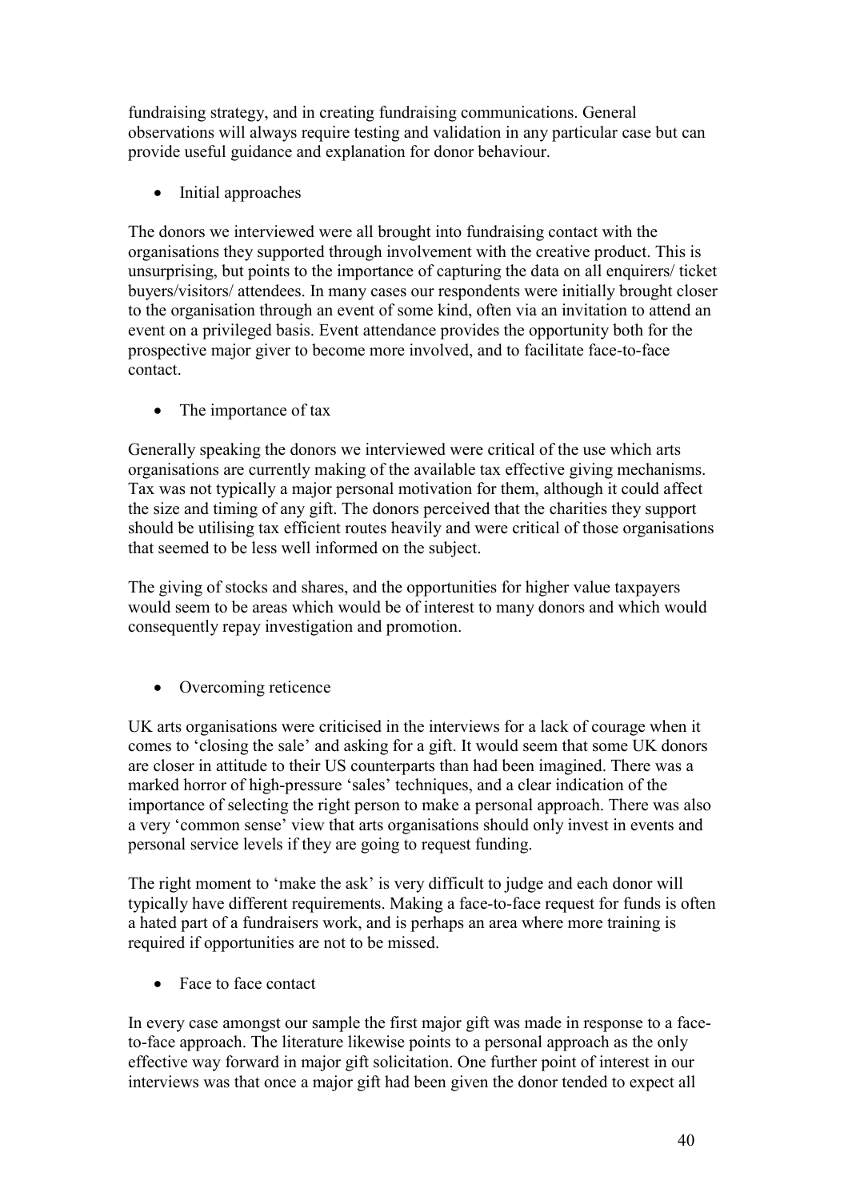fundraising strategy, and in creating fundraising communications. General observations will always require testing and validation in any particular case but can provide useful guidance and explanation for donor behaviour.

- Initial approaches

The donors we interviewed were all brought into fundraising contact with the organisations they supported through involvement with the creative product. This is unsurprising, but points to the importance of capturing the data on all enquirers/ ticket buyers/visitors/ attendees. In many cases our respondents were initially brought closer to the organisation through an event of some kind, often via an invitation to attend an event on a privileged basis. Event attendance provides the opportunity both for the prospective major giver to become more involved, and to facilitate face-to-face contact.

- The importance of tax

Generally speaking the donors we interviewed were critical of the use which arts organisations are currently making of the available tax effective giving mechanisms. Tax was not typically a major personal motivation for them, although it could affect the size and timing of any gift. The donors perceived that the charities they support should be utilising tax efficient routes heavily and were critical of those organisations that seemed to be less well informed on the subject.

The giving of stocks and shares, and the opportunities for higher value taxpayers would seem to be areas which would be of interest to many donors and which would consequently repay investigation and promotion.

- Overcoming reticence

UK arts organisations were criticised in the interviews for a lack of courage when it comes to 'closing the sale' and asking for a gift. It would seem that some UK donors are closer in attitude to their US counterparts than had been imagined. There was a marked horror of high-pressure 'sales' techniques, and a clear indication of the importance of selecting the right person to make a personal approach. There was also a very 'common sense' view that arts organisations should only invest in events and personal service levels if they are going to request funding.

The right moment to 'make the ask' is very difficult to judge and each donor will typically have different requirements. Making a face-to-face request for funds is often a hated part of a fundraisers work, and is perhaps an area where more training is required if opportunities are not to be missed.

- Face to face contact

In every case amongst our sample the first major gift was made in response to a face-to-face approach. The literature likewise points to a personal approach as the only effective way forward in major gift solicitation. One further point of interest in our interviews was that once a major gift had been given the donor tended to expect all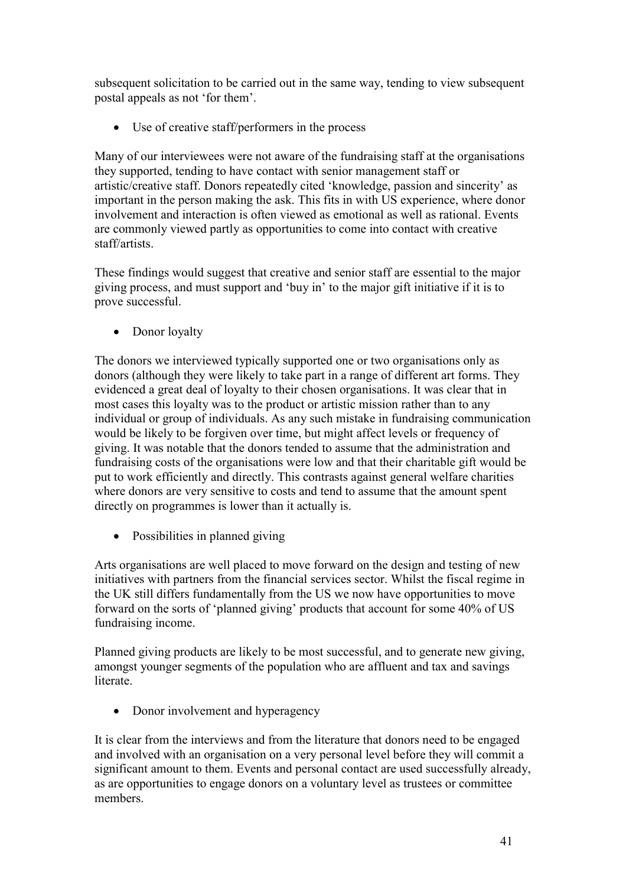subsequent solicitation to be carried out in the same way, tending to view subsequent postal appeals as not 'for them'.

- Use of creative staff/performers in the process

Many of our interviewees were not aware of the fundraising staff at the organisations they supported, tending to have contact with senior management staff or artistic/creative staff. Donors repeatedly cited 'knowledge, passion and sincerity' as important in the person making the ask. This fits in with US experience, where donor involvement and interaction is often viewed as emotional as well as rational. Events are commonly viewed partly as opportunities to come into contact with creative staff/artists.

These findings would suggest that creative and senior staff are essential to the major giving process, and must support and 'buy in' to the major gift initiative if it is to prove successful.

- Donor loyalty

The donors we interviewed typically supported one or two organisations only as donors (although they were likely to take part in a range of different art forms. They evidenced a great deal of loyalty to their chosen organisations. It was clear that in most cases this loyalty was to the product or artistic mission rather than to any individual or group of individuals. As any such mistake in fundraising communication would be likely to be forgiven over time, but might affect levels or frequency of giving. It was notable that the donors tended to assume that the administration and fundraising costs of the organisations were low and that their charitable gift would be put to work efficiently and directly. This contrasts against general welfare charities where donors are very sensitive to costs and tend to assume that the amount spent directly on programmes is lower than it actually is.

- Possibilities in planned giving

Arts organisations are well placed to move forward on the design and testing of new initiatives with partners from the financial services sector. Whilst the fiscal regime in the UK still differs fundamentally from the US we now have opportunities to move forward on the sorts of 'planned giving' products that account for some 40% of US fundraising income.

Planned giving products are likely to be most successful, and to generate new giving, amongst younger segments of the population who are affluent and tax and savings literate.

- Donor involvement and hyperagency

It is clear from the interviews and from the literature that donors need to be engaged and involved with an organisation on a very personal level before they will commit a significant amount to them. Events and personal contact are used successfully already, as are opportunities to engage donors on a voluntary level as trustees or committee members.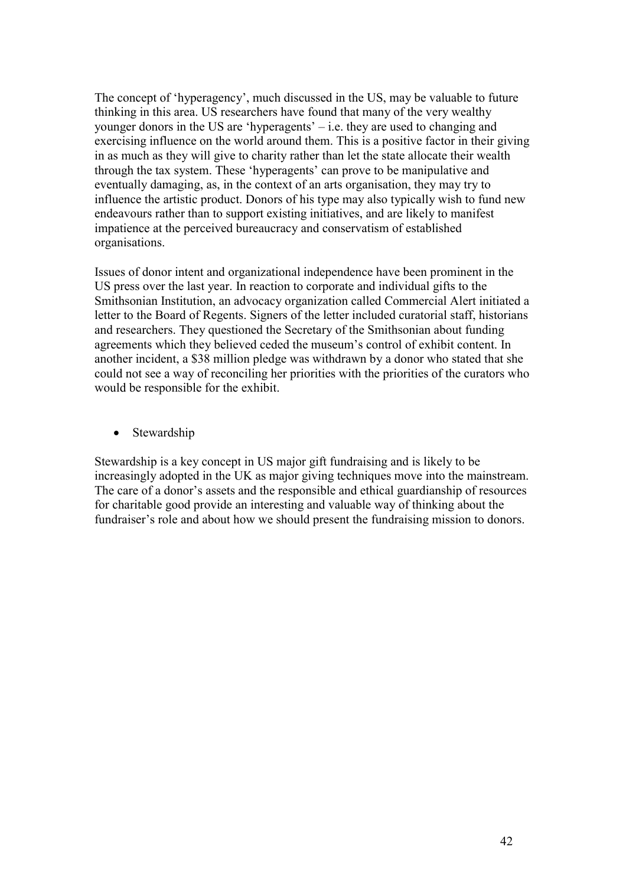The concept of 'hyperagency', much discussed in the US, may be valuable to future thinking in this area. US researchers have found that many of the very wealthy younger donors in the US are 'hyperagents' – i.e. they are used to changing and exercising influence on the world around them. This is a positive factor in their giving in as much as they will give to charity rather than let the state allocate their wealth through the tax system. These 'hyperagents' can prove to be manipulative and eventually damaging, as, in the context of an arts organisation, they may try to influence the artistic product. Donors of his type may also typically wish to fund new endeavours rather than to support existing initiatives, and are likely to manifest impatience at the perceived bureaucracy and conservatism of established organisations.

Issues of donor intent and organizational independence have been prominent in the US press over the last year. In reaction to corporate and individual gifts to the Smithsonian Institution, an advocacy organization called Commercial Alert initiated a letter to the Board of Regents. Signers of the letter included curatorial staff, historians and researchers. They questioned the Secretary of the Smithsonian about funding agreements which they believed ceded the museum's control of exhibit content. In another incident, a $38 million pledge was withdrawn by a donor who stated that she could not see a way of reconciling her priorities with the priorities of the curators who would be responsible for the exhibit.

- Stewardship

Stewardship is a key concept in US major gift fundraising and is likely to be increasingly adopted in the UK as major giving techniques move into the mainstream. The care of a donor's assets and the responsible and ethical guardianship of resources for charitable good provide an interesting and valuable way of thinking about the fundraiser's role and about how we should present the fundraising mission to donors.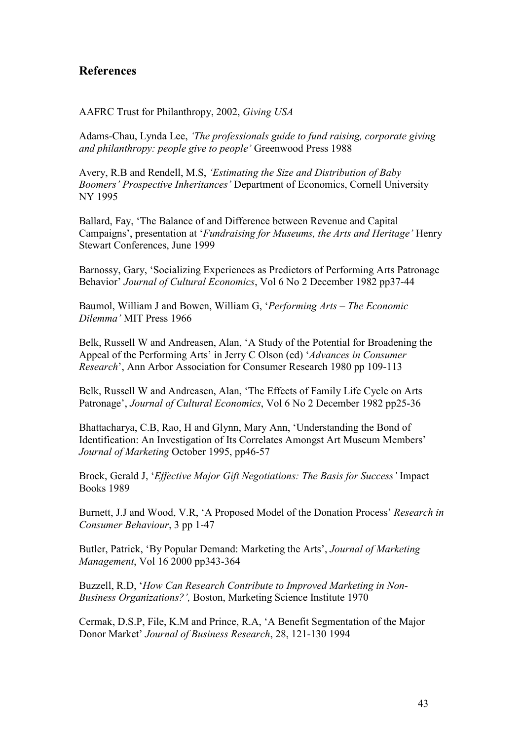## References

AAFRC Trust for Philanthropy, 2002, *Giving USA*

Adams-Chau, Lynda Lee, *'The professionals guide to fund raising, corporate giving and philanthropy: people give to people'* Greenwood Press 1988

Avery, R.B and Rendell, M.S, *'Estimating the Size and Distribution of Baby Boomers' Prospective Inheritances'* Department of Economics, Cornell University NY 1995

Ballard, Fay, 'The Balance of and Difference between Revenue and Capital Campaigns', presentation at '*Fundraising for Museums, the Arts and Heritage'* Henry Stewart Conferences, June 1999

Barnossy, Gary, 'Socializing Experiences as Predictors of Performing Arts Patronage Behavior' *Journal of Cultural Economics*, Vol 6 No 2 December 1982 pp37-44

Baumol, William J and Bowen, William G, '*Performing Arts – The Economic Dilemma'* MIT Press 1966

Belk, Russell W and Andreasen, Alan, 'A Study of the Potential for Broadening the Appeal of the Performing Arts' in Jerry C Olson (ed) '*Advances in Consumer Research*', Ann Arbor Association for Consumer Research 1980 pp 109-113

Belk, Russell W and Andreasen, Alan, 'The Effects of Family Life Cycle on Arts Patronage', *Journal of Cultural Economics*, Vol 6 No 2 December 1982 pp25-36

Bhattacharya, C.B, Rao, H and Glynn, Mary Ann, 'Understanding the Bond of Identification: An Investigation of Its Correlates Amongst Art Museum Members' *Journal of Marketing* October 1995, pp46-57

Brock, Gerald J, '*Effective Major Gift Negotiations: The Basis for Success'* Impact Books 1989

Burnett, J.J and Wood, V.R, 'A Proposed Model of the Donation Process' *Research in Consumer Behaviour*, 3 pp 1-47

Butler, Patrick, 'By Popular Demand: Marketing the Arts', *Journal of Marketing Management*, Vol 16 2000 pp343-364

Buzzell, R.D, '*How Can Research Contribute to Improved Marketing in Non-Business Organizations?',* Boston, Marketing Science Institute 1970

Cermak, D.S.P, File, K.M and Prince, R.A, 'A Benefit Segmentation of the Major Donor Market' *Journal of Business Research*, 28, 121-130 1994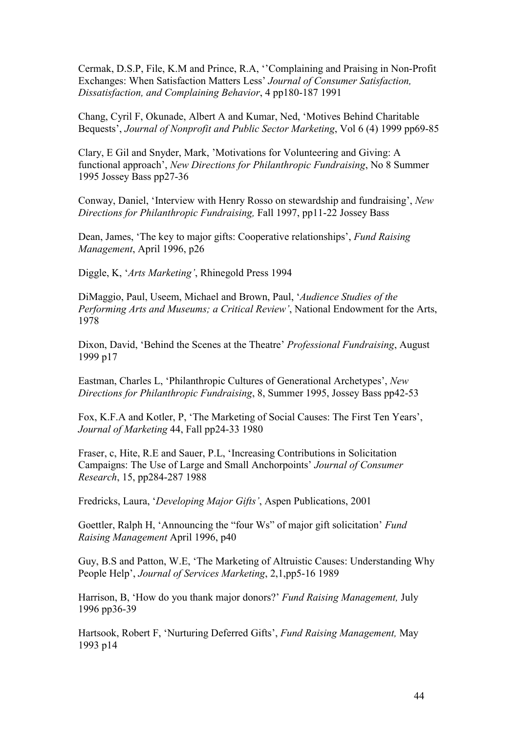Cermak, D.S.P, File, K.M and Prince, R.A, ‘’Complaining and Praising in Non-Profit Exchanges: When Satisfaction Matters Less’ *Journal of Consumer Satisfaction, Dissatisfaction, and Complaining Behavior*, 4 pp180-187 1991

Chang, Cyril F, Okunade, Albert A and Kumar, Ned, ‘Motives Behind Charitable Bequests’, *Journal of Nonprofit and Public Sector Marketing*, Vol 6 (4) 1999 pp69-85

Clary, E Gil and Snyder, Mark, ’Motivations for Volunteering and Giving: A functional approach’, *New Directions for Philanthropic Fundraising*, No 8 Summer 1995 Jossey Bass pp27-36

Conway, Daniel, ‘Interview with Henry Rosso on stewardship and fundraising’, *New Directions for Philanthropic Fundraising,* Fall 1997, pp11-22 Jossey Bass

Dean, James, ‘The key to major gifts: Cooperative relationships’, *Fund Raising Management*, April 1996, p26

Diggle, K, ‘*Arts Marketing’*, Rhinegold Press 1994

DiMaggio, Paul, Useem, Michael and Brown, Paul, ‘*Audience Studies of the Performing Arts and Museums; a Critical Review’*, National Endowment for the Arts, 1978

Dixon, David, ‘Behind the Scenes at the Theatre’ *Professional Fundraising*, August 1999 p17

Eastman, Charles L, ‘Philanthropic Cultures of Generational Archetypes’, *New Directions for Philanthropic Fundraising*, 8, Summer 1995, Jossey Bass pp42-53

Fox, K.F.A and Kotler, P, ‘The Marketing of Social Causes: The First Ten Years’, *Journal of Marketing* 44, Fall pp24-33 1980

Fraser, c, Hite, R.E and Sauer, P.L, ‘Increasing Contributions in Solicitation Campaigns: The Use of Large and Small Anchorpoints’ *Journal of Consumer Research*, 15, pp284-287 1988

Fredricks, Laura, ‘*Developing Major Gifts’*, Aspen Publications, 2001

Goettler, Ralph H, ‘Announcing the “four Ws” of major gift solicitation’ *Fund Raising Management* April 1996, p40

Guy, B.S and Patton, W.E, ‘The Marketing of Altruistic Causes: Understanding Why People Help’, *Journal of Services Marketing*, 2,1,pp5-16 1989

Harrison, B, ‘How do you thank major donors?’ *Fund Raising Management,* July 1996 pp36-39

Hartsook, Robert F, ‘Nurturing Deferred Gifts’, *Fund Raising Management,* May 1993 p14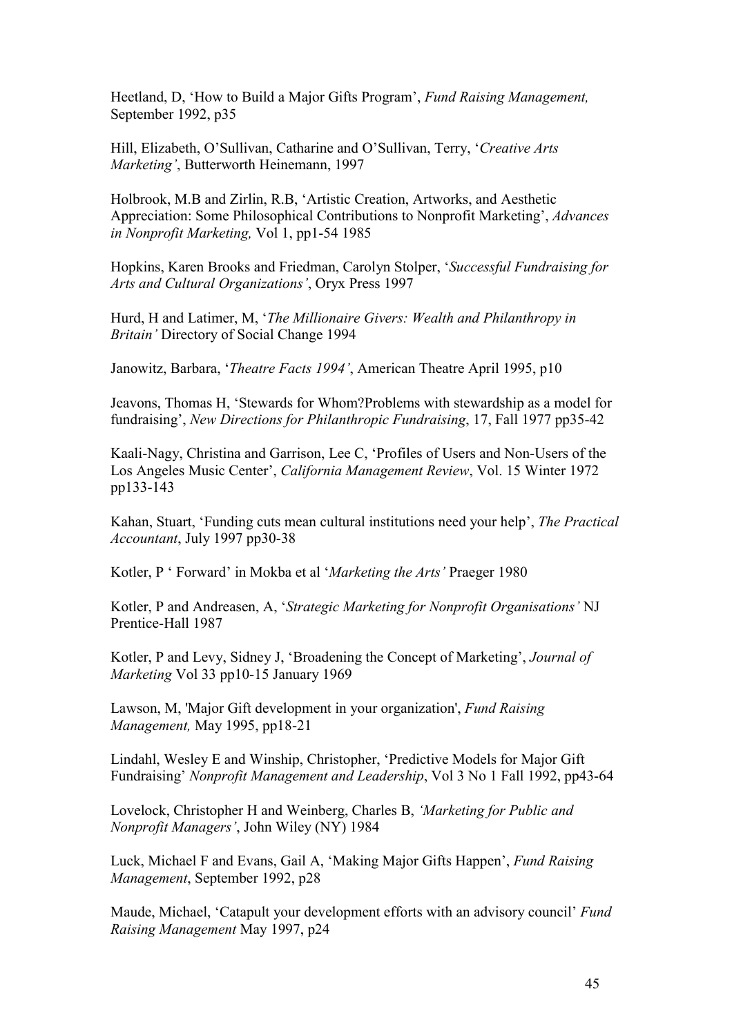Heetland, D, 'How to Build a Major Gifts Program', *Fund Raising Management,* September 1992, p35

Hill, Elizabeth, O'Sullivan, Catharine and O'Sullivan, Terry, '*Creative Arts Marketing'*, Butterworth Heinemann, 1997

Holbrook, M.B and Zirlin, R.B, 'Artistic Creation, Artworks, and Aesthetic Appreciation: Some Philosophical Contributions to Nonprofit Marketing', *Advances in Nonprofit Marketing,* Vol 1, pp1-54 1985

Hopkins, Karen Brooks and Friedman, Carolyn Stolper, '*Successful Fundraising for Arts and Cultural Organizations'*, Oryx Press 1997

Hurd, H and Latimer, M, '*The Millionaire Givers: Wealth and Philanthropy in Britain'* Directory of Social Change 1994

Janowitz, Barbara, '*Theatre Facts 1994'*, American Theatre April 1995, p10

Jeavons, Thomas H, 'Stewards for Whom?Problems with stewardship as a model for fundraising', *New Directions for Philanthropic Fundraising*, 17, Fall 1977 pp35-42

Kaali-Nagy, Christina and Garrison, Lee C, 'Profiles of Users and Non-Users of the Los Angeles Music Center', *California Management Review*, Vol. 15 Winter 1972 pp133-143

Kahan, Stuart, 'Funding cuts mean cultural institutions need your help', *The Practical Accountant*, July 1997 pp30-38

Kotler, P ' Forward' in Mokba et al '*Marketing the Arts'* Praeger 1980

Kotler, P and Andreasen, A, '*Strategic Marketing for Nonprofit Organisations'* NJ Prentice-Hall 1987

Kotler, P and Levy, Sidney J, 'Broadening the Concept of Marketing', *Journal of Marketing* Vol 33 pp10-15 January 1969

Lawson, M, 'Major Gift development in your organization', *Fund Raising Management,* May 1995, pp18-21

Lindahl, Wesley E and Winship, Christopher, 'Predictive Models for Major Gift Fundraising' *Nonprofit Management and Leadership*, Vol 3 No 1 Fall 1992, pp43-64

Lovelock, Christopher H and Weinberg, Charles B, *'Marketing for Public and Nonprofit Managers'*, John Wiley (NY) 1984

Luck, Michael F and Evans, Gail A, 'Making Major Gifts Happen', *Fund Raising Management*, September 1992, p28

Maude, Michael, 'Catapult your development efforts with an advisory council' *Fund Raising Management* May 1997, p24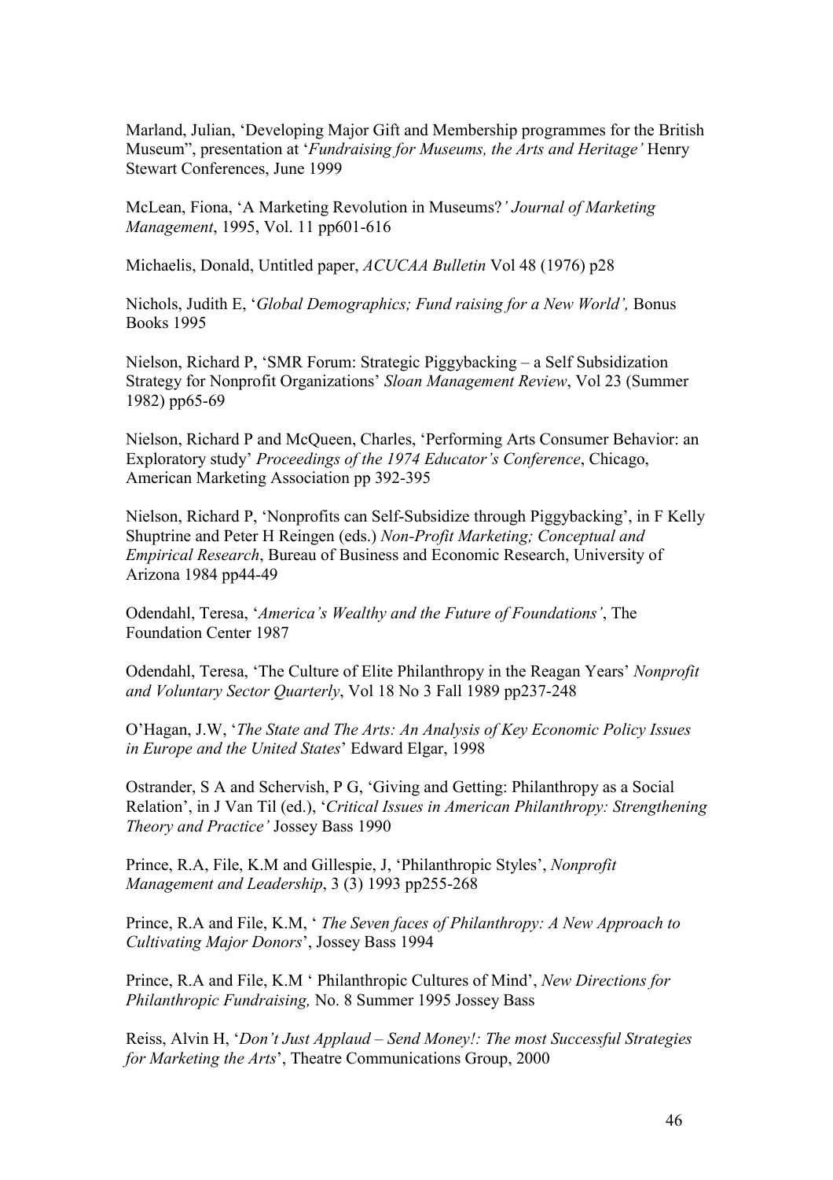Marland, Julian, 'Developing Major Gift and Membership programmes for the British Museum", presentation at '*Fundraising for Museums, the Arts and Heritage'* Henry Stewart Conferences, June 1999

McLean, Fiona, 'A Marketing Revolution in Museums?*' Journal of Marketing Management*, 1995, Vol. 11 pp601-616

Michaelis, Donald, Untitled paper, *ACUCAA Bulletin* Vol 48 (1976) p28

Nichols, Judith E, '*Global Demographics; Fund raising for a New World',* Bonus Books 1995

Nielson, Richard P, 'SMR Forum: Strategic Piggybacking – a Self Subsidization Strategy for Nonprofit Organizations' *Sloan Management Review*, Vol 23 (Summer 1982) pp65-69

Nielson, Richard P and McQueen, Charles, 'Performing Arts Consumer Behavior: an Exploratory study' *Proceedings of the 1974 Educator's Conference*, Chicago, American Marketing Association pp 392-395

Nielson, Richard P, 'Nonprofits can Self-Subsidize through Piggybacking', in F Kelly Shuptrine and Peter H Reingen (eds.) *Non-Profit Marketing; Conceptual and Empirical Research*, Bureau of Business and Economic Research, University of Arizona 1984 pp44-49

Odendahl, Teresa, '*America's Wealthy and the Future of Foundations'*, The Foundation Center 1987

Odendahl, Teresa, 'The Culture of Elite Philanthropy in the Reagan Years' *Nonprofit and Voluntary Sector Quarterly*, Vol 18 No 3 Fall 1989 pp237-248

O'Hagan, J.W, '*The State and The Arts: An Analysis of Key Economic Policy Issues in Europe and the United States*' Edward Elgar, 1998

Ostrander, S A and Schervish, P G, 'Giving and Getting: Philanthropy as a Social Relation', in J Van Til (ed.), '*Critical Issues in American Philanthropy: Strengthening Theory and Practice'* Jossey Bass 1990

Prince, R.A, File, K.M and Gillespie, J, 'Philanthropic Styles', *Nonprofit Management and Leadership*, 3 (3) 1993 pp255-268

Prince, R.A and File, K.M, ' *The Seven faces of Philanthropy: A New Approach to Cultivating Major Donors*', Jossey Bass 1994

Prince, R.A and File, K.M ' Philanthropic Cultures of Mind', *New Directions for Philanthropic Fundraising,* No. 8 Summer 1995 Jossey Bass

Reiss, Alvin H, '*Don't Just Applaud – Send Money!: The most Successful Strategies for Marketing the Arts*', Theatre Communications Group, 2000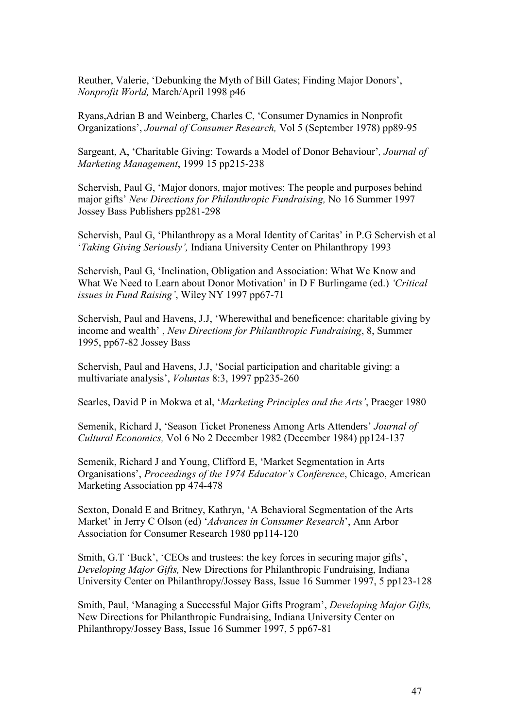Reuther, Valerie, 'Debunking the Myth of Bill Gates; Finding Major Donors', *Nonprofit World,* March/April 1998 p46

Ryans,Adrian B and Weinberg, Charles C, 'Consumer Dynamics in Nonprofit Organizations', *Journal of Consumer Research,* Vol 5 (September 1978) pp89-95

Sargeant, A, 'Charitable Giving: Towards a Model of Donor Behaviour'*, Journal of Marketing Management*, 1999 15 pp215-238

Schervish, Paul G, 'Major donors, major motives: The people and purposes behind major gifts' *New Directions for Philanthropic Fundraising,* No 16 Summer 1997 Jossey Bass Publishers pp281-298

Schervish, Paul G, 'Philanthropy as a Moral Identity of Caritas' in P.G Schervish et al '*Taking Giving Seriously',* Indiana University Center on Philanthropy 1993

Schervish, Paul G, 'Inclination, Obligation and Association: What We Know and What We Need to Learn about Donor Motivation' in D F Burlingame (ed.) *'Critical issues in Fund Raising'*, Wiley NY 1997 pp67-71

Schervish, Paul and Havens, J.J, 'Wherewithal and beneficence: charitable giving by income and wealth' , *New Directions for Philanthropic Fundraising*, 8, Summer 1995, pp67-82 Jossey Bass

Schervish, Paul and Havens, J.J, 'Social participation and charitable giving: a multivariate analysis', *Voluntas* 8:3, 1997 pp235-260

Searles, David P in Mokwa et al, '*Marketing Principles and the Arts'*, Praeger 1980

Semenik, Richard J, 'Season Ticket Proneness Among Arts Attenders' *Journal of Cultural Economics,* Vol 6 No 2 December 1982 (December 1984) pp124-137

Semenik, Richard J and Young, Clifford E, 'Market Segmentation in Arts Organisations', *Proceedings of the 1974 Educator's Conference*, Chicago, American Marketing Association pp 474-478

Sexton, Donald E and Britney, Kathryn, 'A Behavioral Segmentation of the Arts Market' in Jerry C Olson (ed) '*Advances in Consumer Research*', Ann Arbor Association for Consumer Research 1980 pp114-120

Smith, G.T 'Buck', 'CEOs and trustees: the key forces in securing major gifts', *Developing Major Gifts,* New Directions for Philanthropic Fundraising, Indiana University Center on Philanthropy/Jossey Bass, Issue 16 Summer 1997, 5 pp123-128

Smith, Paul, 'Managing a Successful Major Gifts Program', *Developing Major Gifts,* New Directions for Philanthropic Fundraising, Indiana University Center on Philanthropy/Jossey Bass, Issue 16 Summer 1997, 5 pp67-81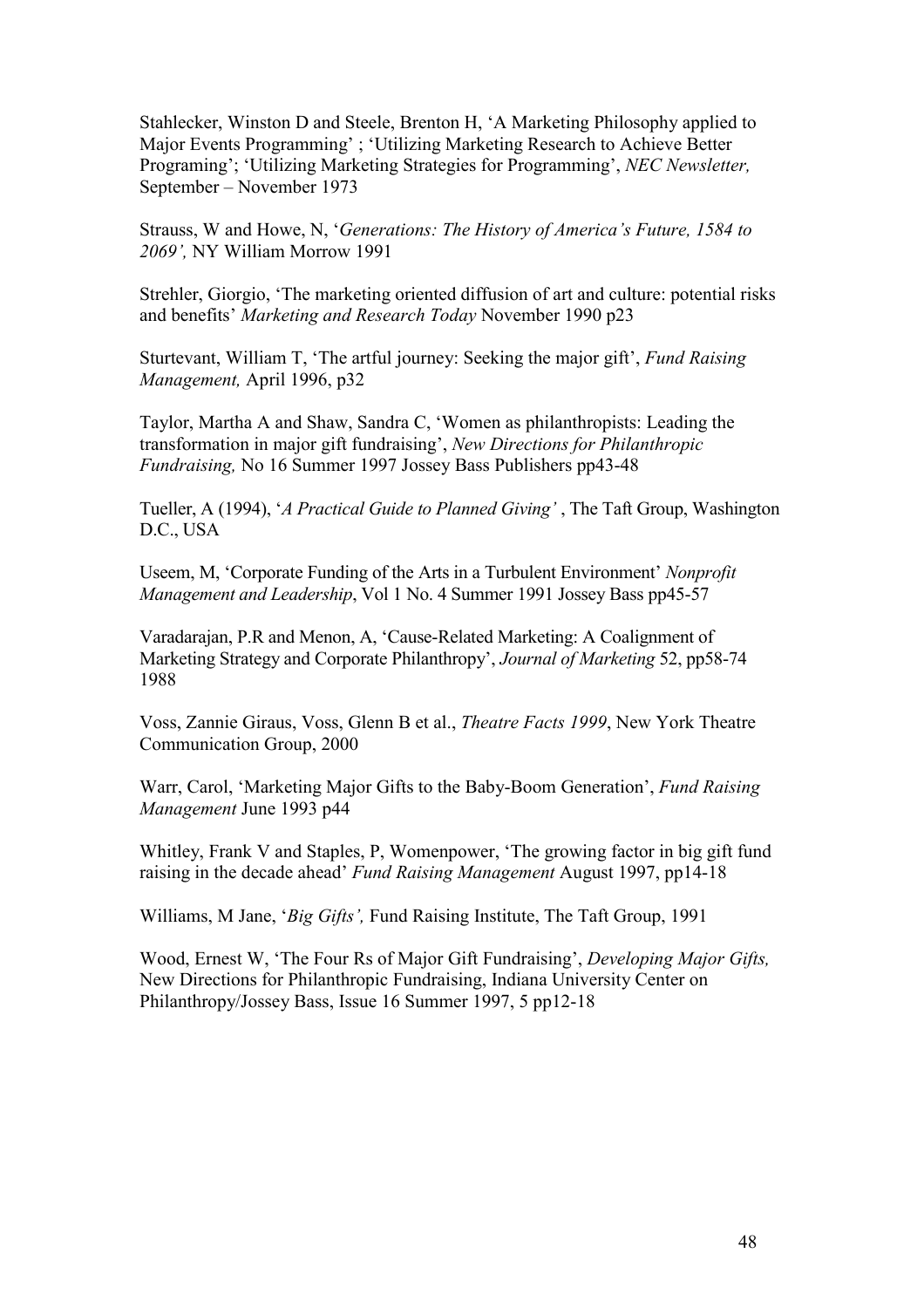Stahlecker, Winston D and Steele, Brenton H, 'A Marketing Philosophy applied to Major Events Programming' ; 'Utilizing Marketing Research to Achieve Better Programing'; 'Utilizing Marketing Strategies for Programming', *NEC Newsletter,* September – November 1973

Strauss, W and Howe, N, '*Generations: The History of America's Future, 1584 to 2069',* NY William Morrow 1991

Strehler, Giorgio, 'The marketing oriented diffusion of art and culture: potential risks and benefits' *Marketing and Research Today* November 1990 p23

Sturtevant, William T, 'The artful journey: Seeking the major gift', *Fund Raising Management,* April 1996, p32

Taylor, Martha A and Shaw, Sandra C, 'Women as philanthropists: Leading the transformation in major gift fundraising', *New Directions for Philanthropic Fundraising,* No 16 Summer 1997 Jossey Bass Publishers pp43-48

Tueller, A (1994), '*A Practical Guide to Planned Giving'* , The Taft Group, Washington D.C., USA

Useem, M, 'Corporate Funding of the Arts in a Turbulent Environment' *Nonprofit Management and Leadership*, Vol 1 No. 4 Summer 1991 Jossey Bass pp45-57

Varadarajan, P.R and Menon, A, 'Cause-Related Marketing: A Coalignment of Marketing Strategy and Corporate Philanthropy', *Journal of Marketing* 52, pp58-74 1988

Voss, Zannie Giraus, Voss, Glenn B et al., *Theatre Facts 1999*, New York Theatre Communication Group, 2000

Warr, Carol, 'Marketing Major Gifts to the Baby-Boom Generation', *Fund Raising Management* June 1993 p44

Whitley, Frank V and Staples, P, Womenpower, 'The growing factor in big gift fund raising in the decade ahead' *Fund Raising Management* August 1997, pp14-18

Williams, M Jane, '*Big Gifts',* Fund Raising Institute, The Taft Group, 1991

Wood, Ernest W, 'The Four Rs of Major Gift Fundraising', *Developing Major Gifts,* New Directions for Philanthropic Fundraising, Indiana University Center on Philanthropy/Jossey Bass, Issue 16 Summer 1997, 5 pp12-18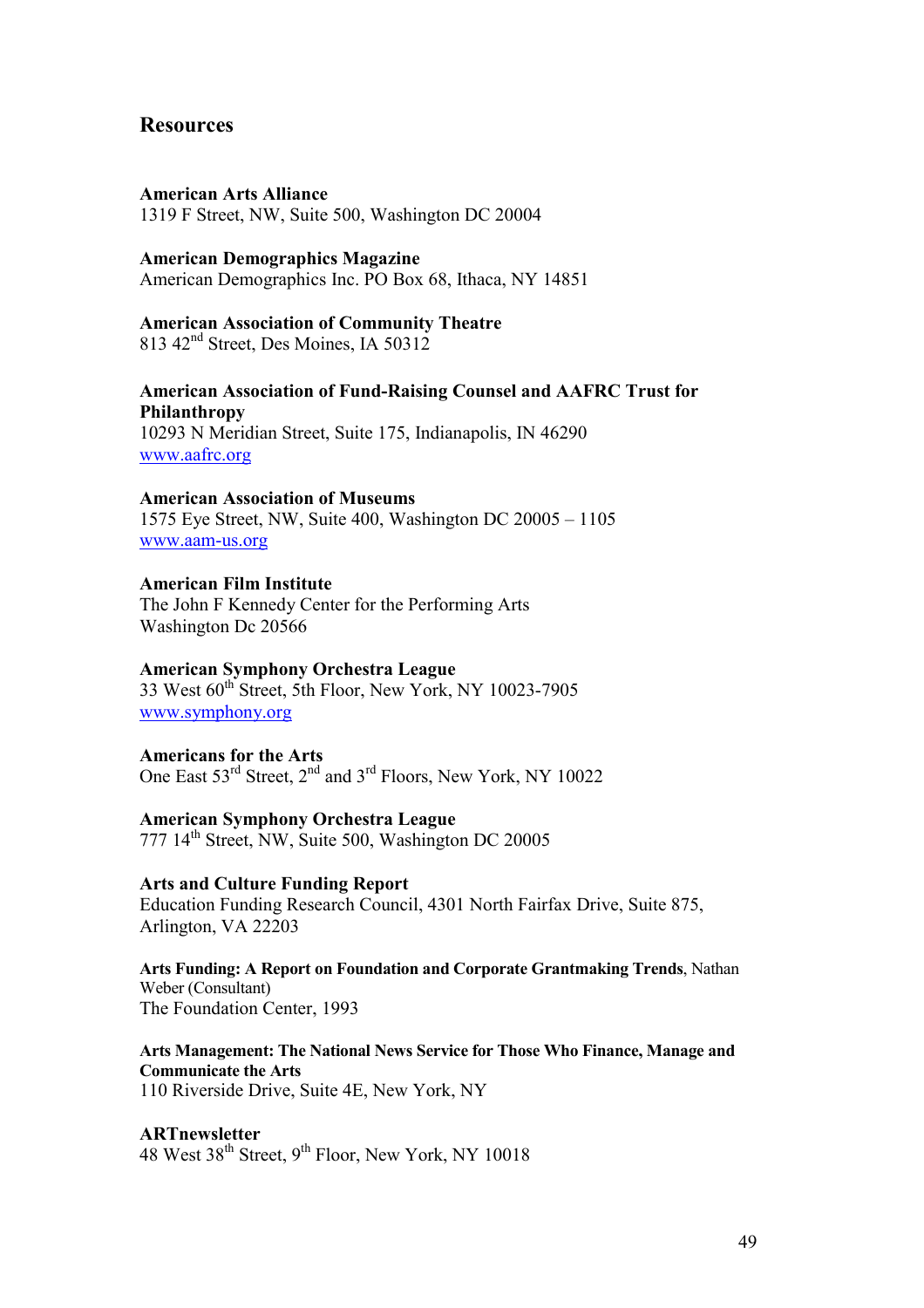## Resources

**American Arts Alliance**
1319 F Street, NW, Suite 500, Washington DC 20004

**American Demographics Magazine**
American Demographics Inc. PO Box 68, Ithaca, NY 14851

**American Association of Community Theatre**
813 42nd Street, Des Moines, IA 50312

**American Association of Fund-Raising Counsel and AAFRC Trust for Philanthropy**
10293 N Meridian Street, Suite 175, Indianapolis, IN 46290
www.aafrc.org

**American Association of Museums**
1575 Eye Street, NW, Suite 400, Washington DC 20005 – 1105
www.aam-us.org

**American Film Institute**
The John F Kennedy Center for the Performing Arts
Washington Dc 20566

**American Symphony Orchestra League**
33 West 60th Street, 5th Floor, New York, NY 10023-7905
www.symphony.org

**Americans for the Arts**
One East 53rd Street, 2nd and 3rd Floors, New York, NY 10022

**American Symphony Orchestra League**
777 14th Street, NW, Suite 500, Washington DC 20005

**Arts and Culture Funding Report**
Education Funding Research Council, 4301 North Fairfax Drive, Suite 875, Arlington, VA 22203

**Arts Funding: A Report on Foundation and Corporate Grantmaking Trends**, Nathan Weber (Consultant)
The Foundation Center, 1993

**Arts Management: The National News Service for Those Who Finance, Manage and Communicate the Arts**
110 Riverside Drive, Suite 4E, New York, NY

**ARTnewsletter**
48 West 38th Street, 9th Floor, New York, NY 10018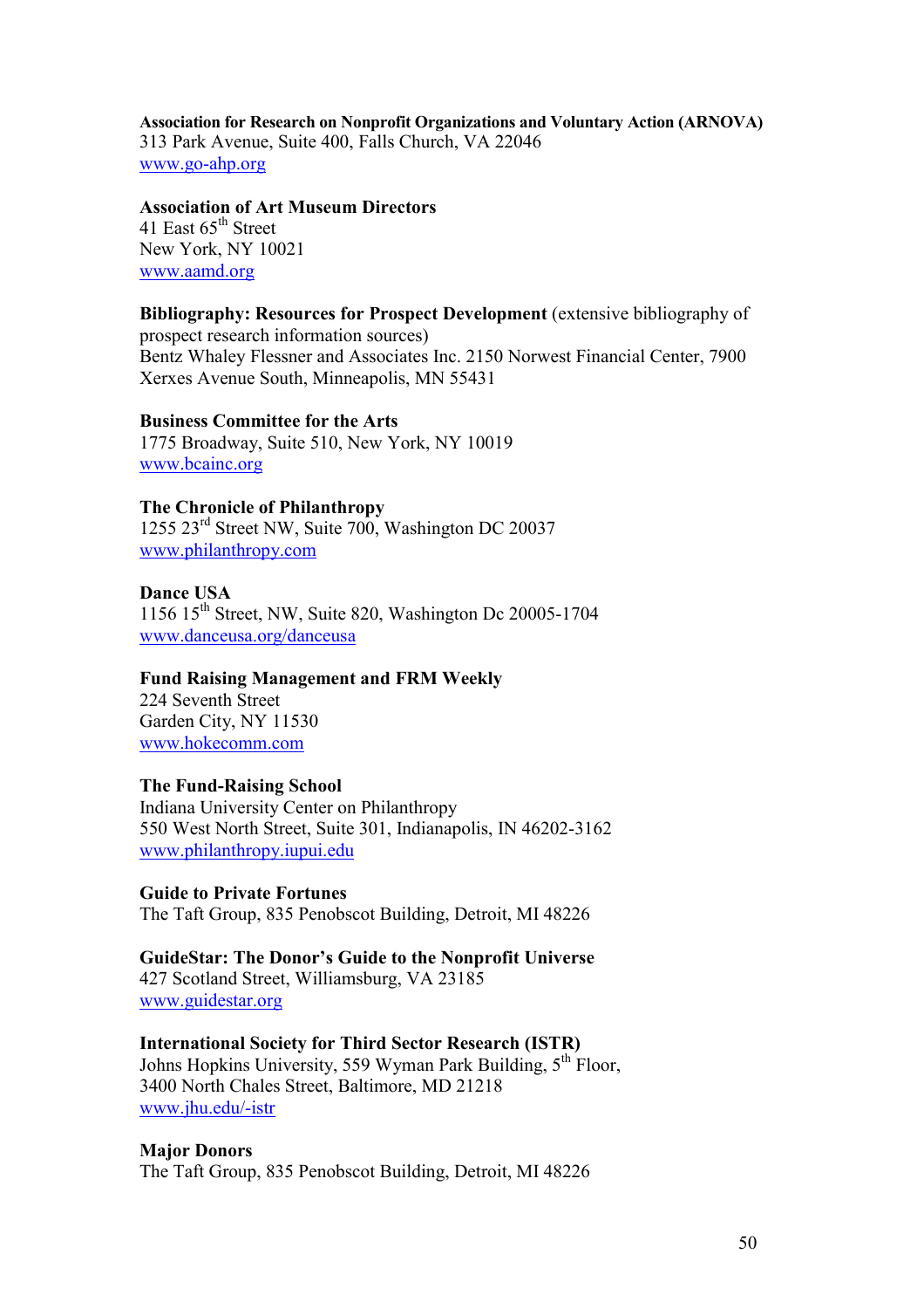**Association for Research on Nonprofit Organizations and Voluntary Action (ARNOVA)**
313 Park Avenue, Suite 400, Falls Church, VA 22046
www.go-ahp.org

**Association of Art Museum Directors**
41 East 65th Street
New York, NY 10021
www.aamd.org

**Bibliography: Resources for Prospect Development** (extensive bibliography of prospect research information sources)
Bentz Whaley Flessner and Associates Inc. 2150 Norwest Financial Center, 7900 Xerxes Avenue South, Minneapolis, MN 55431

**Business Committee for the Arts**
1775 Broadway, Suite 510, New York, NY 10019
www.bcainc.org

**The Chronicle of Philanthropy**
1255 23rd Street NW, Suite 700, Washington DC 20037
www.philanthropy.com

**Dance USA**
1156 15th Street, NW, Suite 820, Washington Dc 20005-1704
www.danceusa.org/danceusa

**Fund Raising Management and FRM Weekly**
224 Seventh Street
Garden City, NY 11530
www.hokecomm.com

**The Fund-Raising School**
Indiana University Center on Philanthropy
550 West North Street, Suite 301, Indianapolis, IN 46202-3162
www.philanthropy.iupui.edu

**Guide to Private Fortunes**
The Taft Group, 835 Penobscot Building, Detroit, MI 48226

**GuideStar: The Donor's Guide to the Nonprofit Universe**
427 Scotland Street, Williamsburg, VA 23185
www.guidestar.org

**International Society for Third Sector Research (ISTR)**
Johns Hopkins University, 559 Wyman Park Building, 5th Floor,
3400 North Chales Street, Baltimore, MD 21218
www.jhu.edu/-istr

**Major Donors**
The Taft Group, 835 Penobscot Building, Detroit, MI 48226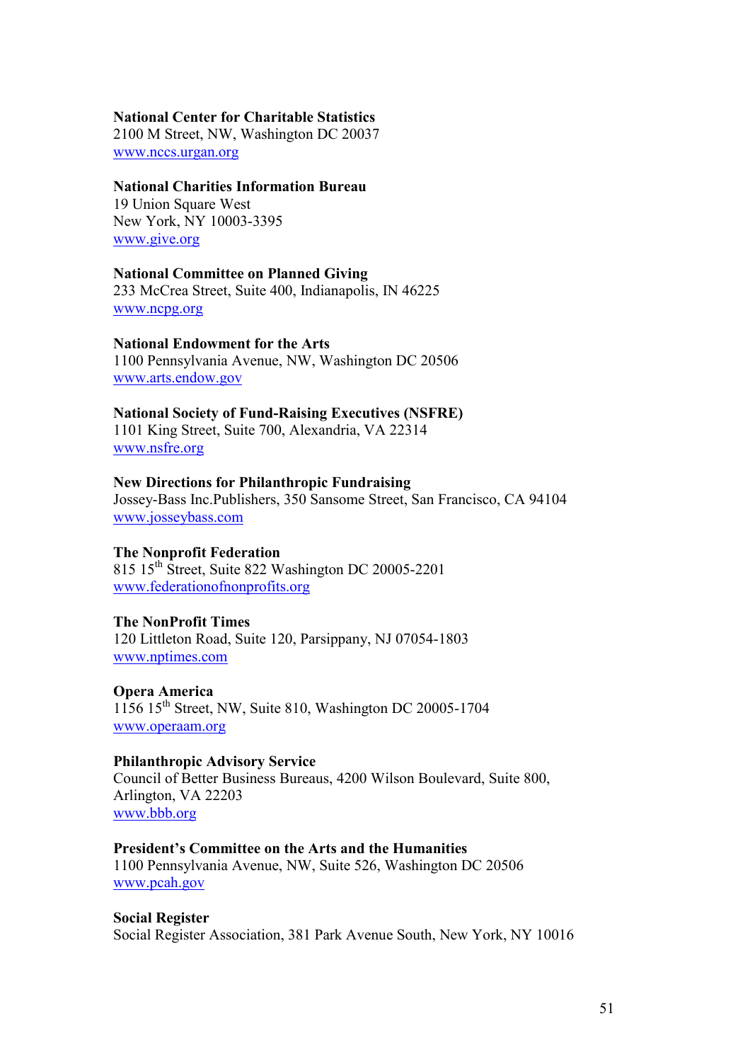**National Center for Charitable Statistics**
2100 M Street, NW, Washington DC 20037
www.nccs.urgan.org

**National Charities Information Bureau**
19 Union Square West
New York, NY 10003-3395
www.give.org

**National Committee on Planned Giving**
233 McCrea Street, Suite 400, Indianapolis, IN 46225
www.ncpg.org

**National Endowment for the Arts**
1100 Pennsylvania Avenue, NW, Washington DC 20506
www.arts.endow.gov

**National Society of Fund-Raising Executives (NSFRE)**
1101 King Street, Suite 700, Alexandria, VA 22314
www.nsfre.org

**New Directions for Philanthropic Fundraising**
Jossey-Bass Inc.Publishers, 350 Sansome Street, San Francisco, CA 94104
www.josseybass.com

**The Nonprofit Federation**
815 15th Street, Suite 822 Washington DC 20005-2201
www.federationofnonprofits.org

**The NonProfit Times**
120 Littleton Road, Suite 120, Parsippany, NJ 07054-1803
www.nptimes.com

**Opera America**
1156 15th Street, NW, Suite 810, Washington DC 20005-1704
www.operaam.org

**Philanthropic Advisory Service**
Council of Better Business Bureaus, 4200 Wilson Boulevard, Suite 800,
Arlington, VA 22203
www.bbb.org

**President's Committee on the Arts and the Humanities**
1100 Pennsylvania Avenue, NW, Suite 526, Washington DC 20506
www.pcah.gov

**Social Register**
Social Register Association, 381 Park Avenue South, New York, NY 10016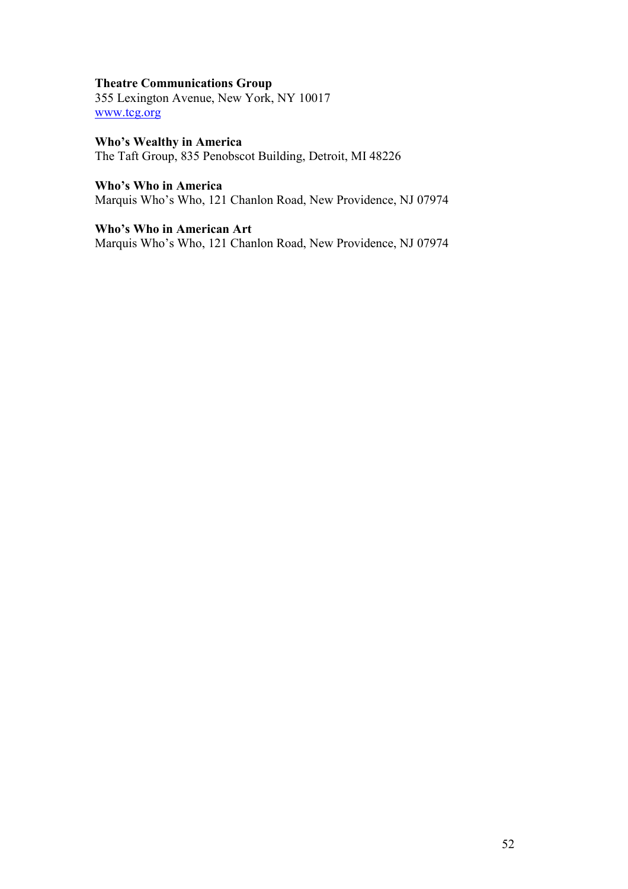**Theatre Communications Group**
355 Lexington Avenue, New York, NY 10017
[www.tcg.org](http://www.tcg.org)

**Who's Wealthy in America**
The Taft Group, 835 Penobscot Building, Detroit, MI 48226

**Who's Who in America**
Marquis Who's Who, 121 Chanlon Road, New Providence, NJ 07974

**Who's Who in American Art**
Marquis Who's Who, 121 Chanlon Road, New Providence, NJ 07974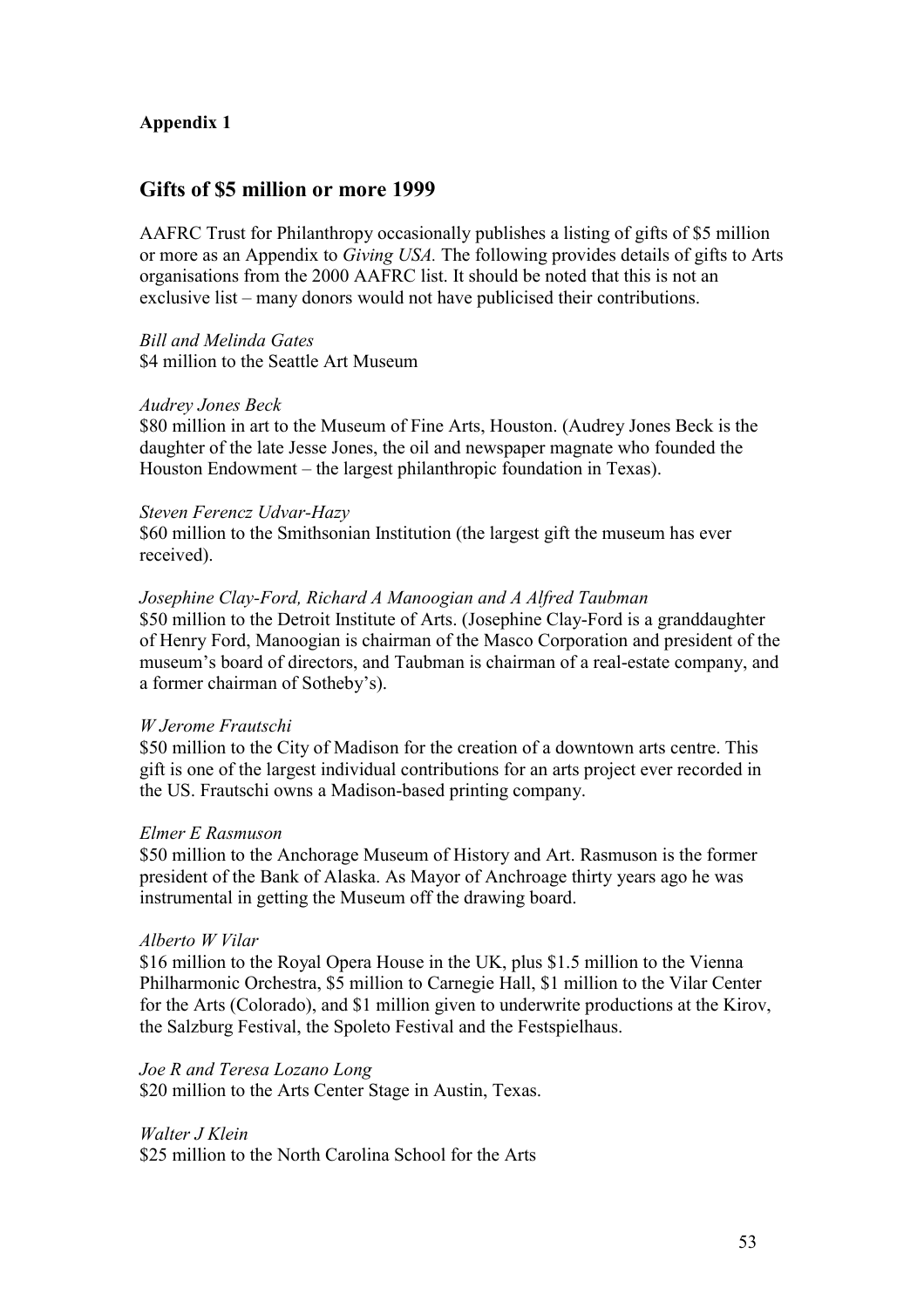**Appendix 1**

## Gifts of $5 million or more 1999

AAFRC Trust for Philanthropy occasionally publishes a listing of gifts of $5 million or more as an Appendix to *Giving USA.* The following provides details of gifts to Arts organisations from the 2000 AAFRC list. It should be noted that this is not an exclusive list – many donors would not have publicised their contributions.

*Bill and Melinda Gates*
$4 million to the Seattle Art Museum

*Audrey Jones Beck*
$80 million in art to the Museum of Fine Arts, Houston. (Audrey Jones Beck is the daughter of the late Jesse Jones, the oil and newspaper magnate who founded the Houston Endowment – the largest philanthropic foundation in Texas).

*Steven Ferencz Udvar-Hazy*
$60 million to the Smithsonian Institution (the largest gift the museum has ever received).

*Josephine Clay-Ford, Richard A Manoogian and A Alfred Taubman*
$50 million to the Detroit Institute of Arts. (Josephine Clay-Ford is a granddaughter of Henry Ford, Manoogian is chairman of the Masco Corporation and president of the museum's board of directors, and Taubman is chairman of a real-estate company, and a former chairman of Sotheby's).

*W Jerome Frautschi*
$50 million to the City of Madison for the creation of a downtown arts centre. This gift is one of the largest individual contributions for an arts project ever recorded in the US. Frautschi owns a Madison-based printing company.

*Elmer E Rasmuson*
$50 million to the Anchorage Museum of History and Art. Rasmuson is the former president of the Bank of Alaska. As Mayor of Anchroage thirty years ago he was instrumental in getting the Museum off the drawing board.

*Alberto W Vilar*
$16 million to the Royal Opera House in the UK, plus $1.5 million to the Vienna Philharmonic Orchestra, $5 million to Carnegie Hall, $1 million to the Vilar Center for the Arts (Colorado), and $1 million given to underwrite productions at the Kirov, the Salzburg Festival, the Spoleto Festival and the Festspielhaus.

*Joe R and Teresa Lozano Long*
$20 million to the Arts Center Stage in Austin, Texas.

*Walter J Klein*
$25 million to the North Carolina School for the Arts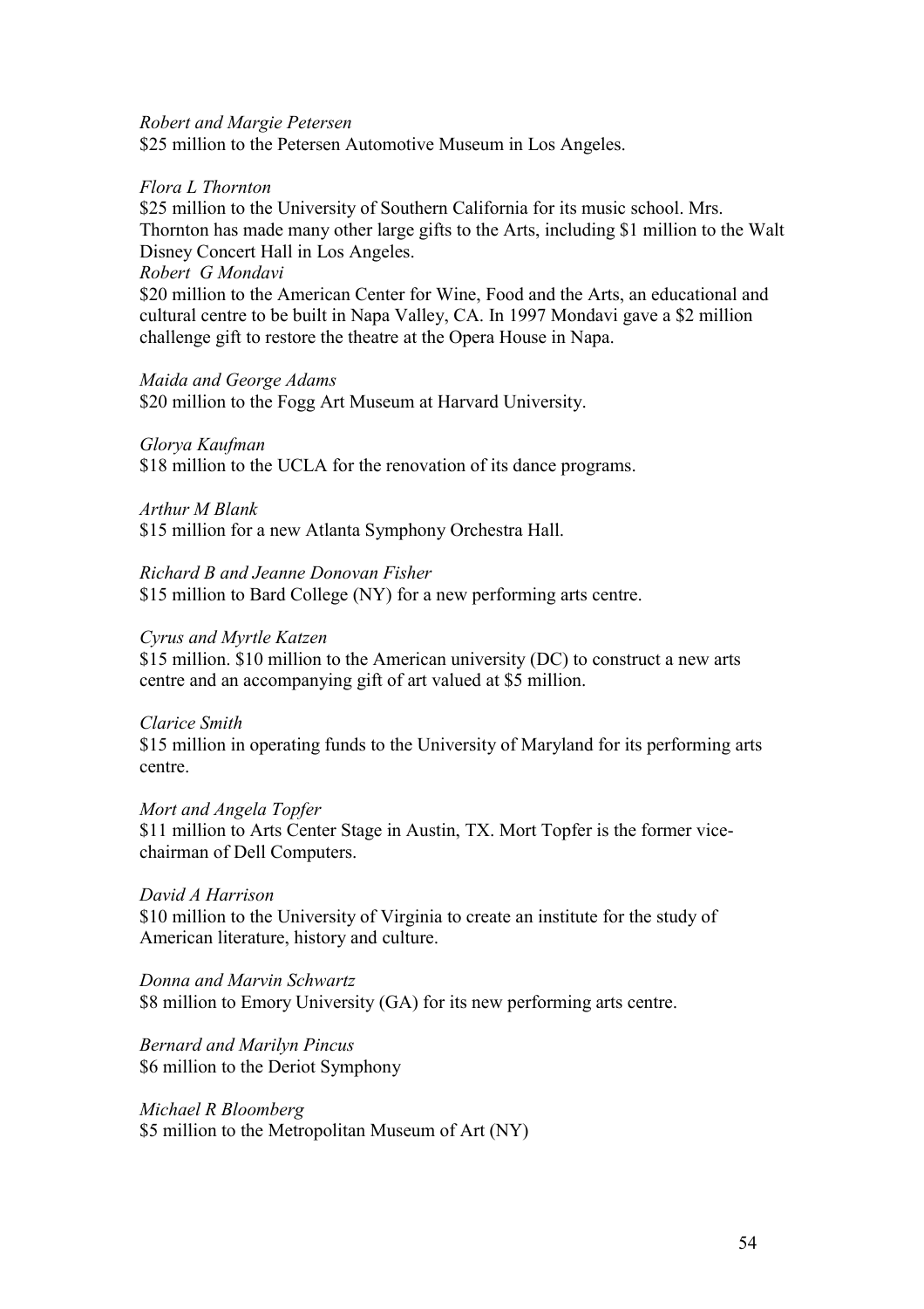*Robert and Margie Petersen*
$25 million to the Petersen Automotive Museum in Los Angeles.

*Flora L Thornton*
$25 million to the University of Southern California for its music school. Mrs. Thornton has made many other large gifts to the Arts, including $1 million to the Walt Disney Concert Hall in Los Angeles.
*Robert G Mondavi*
$20 million to the American Center for Wine, Food and the Arts, an educational and cultural centre to be built in Napa Valley, CA. In 1997 Mondavi gave a $2 million challenge gift to restore the theatre at the Opera House in Napa.

*Maida and George Adams*
$20 million to the Fogg Art Museum at Harvard University.

*Glorya Kaufman*
$18 million to the UCLA for the renovation of its dance programs.

*Arthur M Blank*
$15 million for a new Atlanta Symphony Orchestra Hall.

*Richard B and Jeanne Donovan Fisher*
$15 million to Bard College (NY) for a new performing arts centre.

*Cyrus and Myrtle Katzen*
$15 million. $10 million to the American university (DC) to construct a new arts centre and an accompanying gift of art valued at $5 million.

*Clarice Smith*
$15 million in operating funds to the University of Maryland for its performing arts centre.

*Mort and Angela Topfer*
$11 million to Arts Center Stage in Austin, TX. Mort Topfer is the former vice-chairman of Dell Computers.

*David A Harrison*
$10 million to the University of Virginia to create an institute for the study of American literature, history and culture.

*Donna and Marvin Schwartz*
$8 million to Emory University (GA) for its new performing arts centre.

*Bernard and Marilyn Pincus*
$6 million to the Deriot Symphony

*Michael R Bloomberg*
$5 million to the Metropolitan Museum of Art (NY)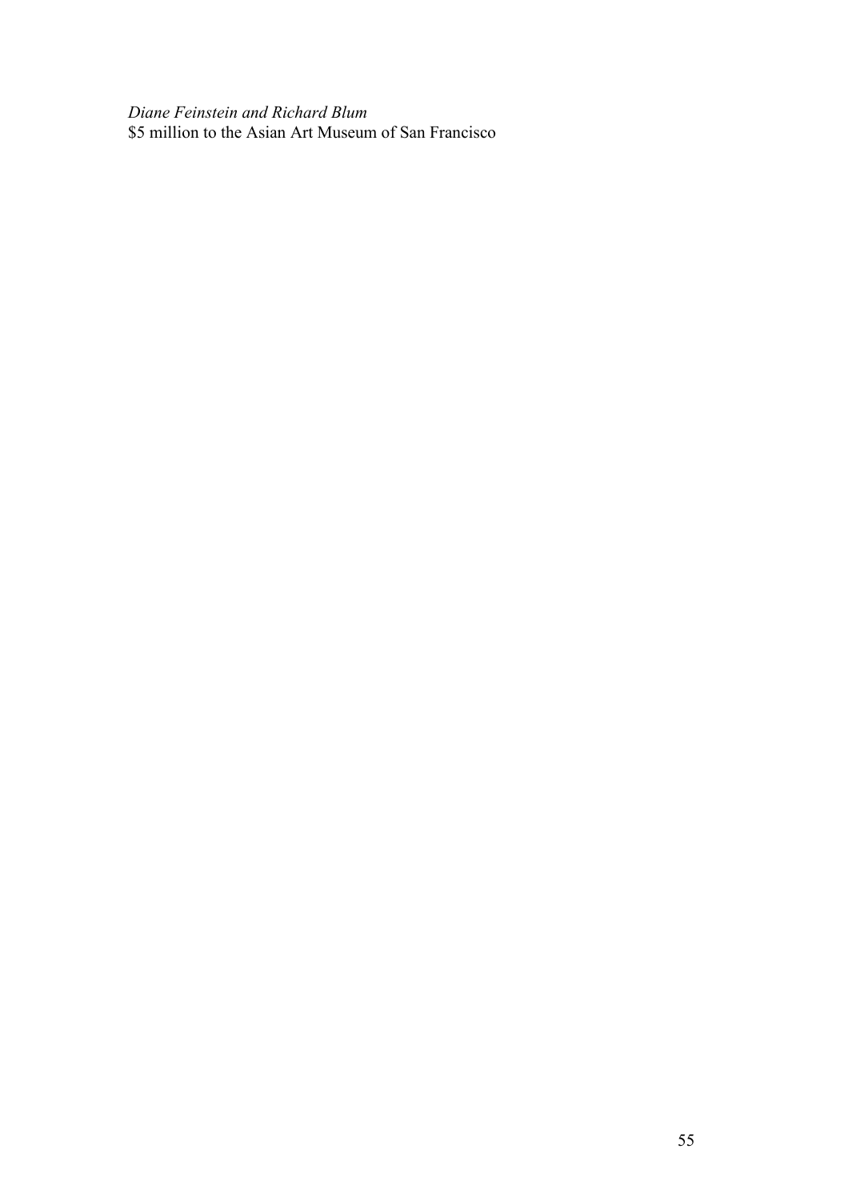*Diane Feinstein and Richard Blum*
$5 million to the Asian Art Museum of San Francisco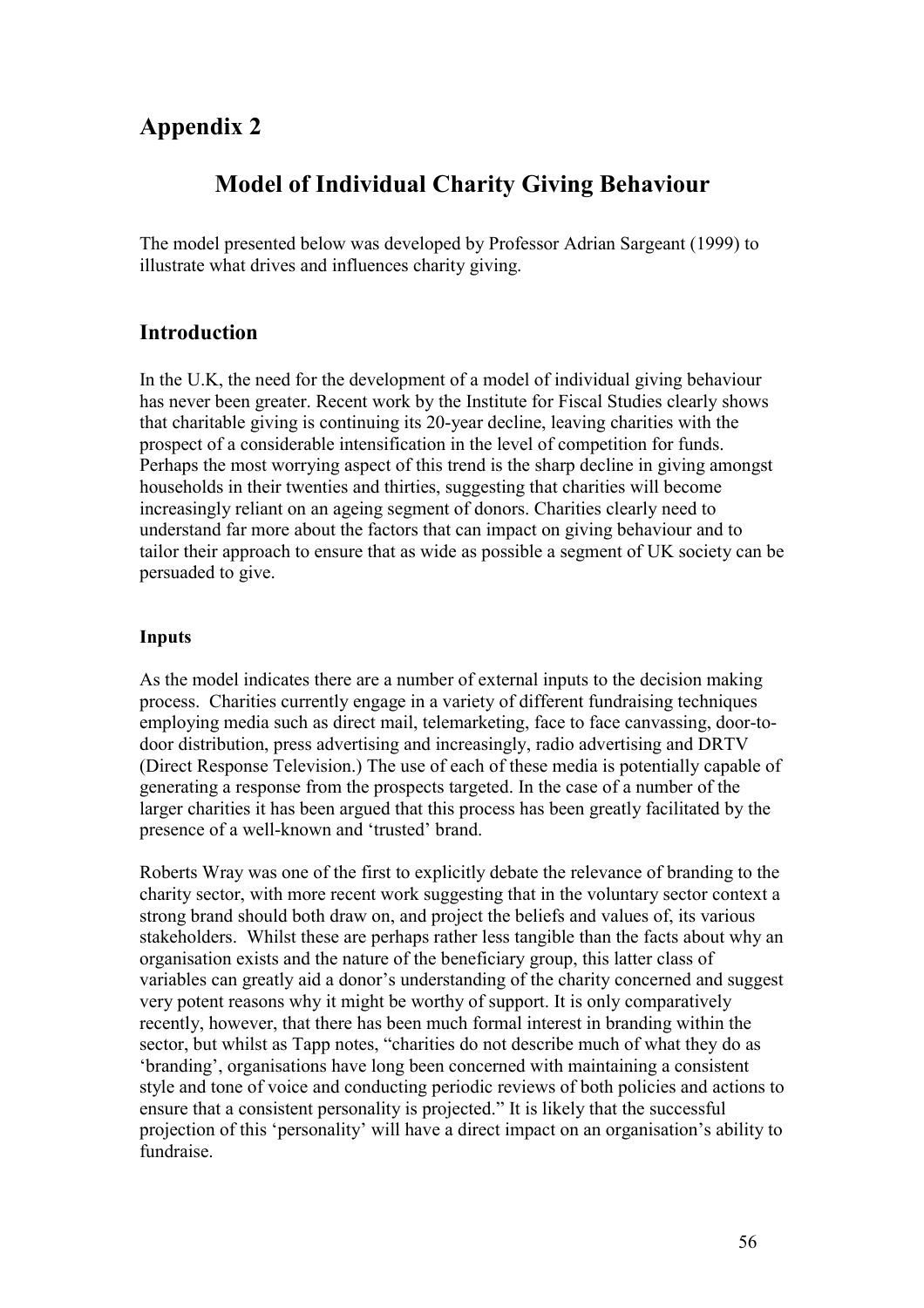# Appendix 2

## Model of Individual Charity Giving Behaviour

The model presented below was developed by Professor Adrian Sargeant (1999) to illustrate what drives and influences charity giving.

### Introduction

In the U.K, the need for the development of a model of individual giving behaviour has never been greater. Recent work by the Institute for Fiscal Studies clearly shows that charitable giving is continuing its 20-year decline, leaving charities with the prospect of a considerable intensification in the level of competition for funds. Perhaps the most worrying aspect of this trend is the sharp decline in giving amongst households in their twenties and thirties, suggesting that charities will become increasingly reliant on an ageing segment of donors. Charities clearly need to understand far more about the factors that can impact on giving behaviour and to tailor their approach to ensure that as wide as possible a segment of UK society can be persuaded to give.

#### Inputs

As the model indicates there are a number of external inputs to the decision making process. Charities currently engage in a variety of different fundraising techniques employing media such as direct mail, telemarketing, face to face canvassing, door-to-door distribution, press advertising and increasingly, radio advertising and DRTV (Direct Response Television.) The use of each of these media is potentially capable of generating a response from the prospects targeted. In the case of a number of the larger charities it has been argued that this process has been greatly facilitated by the presence of a well-known and 'trusted' brand.

Roberts Wray was one of the first to explicitly debate the relevance of branding to the charity sector, with more recent work suggesting that in the voluntary sector context a strong brand should both draw on, and project the beliefs and values of, its various stakeholders. Whilst these are perhaps rather less tangible than the facts about why an organisation exists and the nature of the beneficiary group, this latter class of variables can greatly aid a donor's understanding of the charity concerned and suggest very potent reasons why it might be worthy of support. It is only comparatively recently, however, that there has been much formal interest in branding within the sector, but whilst as Tapp notes, "charities do not describe much of what they do as 'branding', organisations have long been concerned with maintaining a consistent style and tone of voice and conducting periodic reviews of both policies and actions to ensure that a consistent personality is projected." It is likely that the successful projection of this 'personality' will have a direct impact on an organisation's ability to fundraise.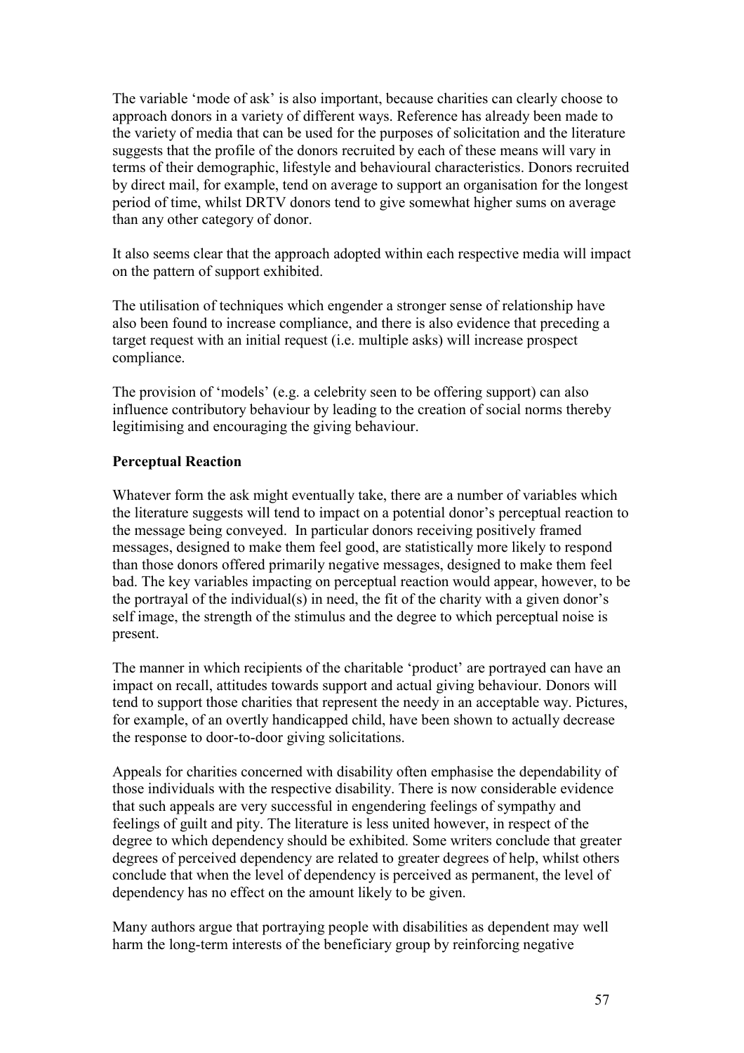The variable 'mode of ask' is also important, because charities can clearly choose to approach donors in a variety of different ways. Reference has already been made to the variety of media that can be used for the purposes of solicitation and the literature suggests that the profile of the donors recruited by each of these means will vary in terms of their demographic, lifestyle and behavioural characteristics. Donors recruited by direct mail, for example, tend on average to support an organisation for the longest period of time, whilst DRTV donors tend to give somewhat higher sums on average than any other category of donor.

It also seems clear that the approach adopted within each respective media will impact on the pattern of support exhibited.

The utilisation of techniques which engender a stronger sense of relationship have also been found to increase compliance, and there is also evidence that preceding a target request with an initial request (i.e. multiple asks) will increase prospect compliance.

The provision of 'models' (e.g. a celebrity seen to be offering support) can also influence contributory behaviour by leading to the creation of social norms thereby legitimising and encouraging the giving behaviour.

**Perceptual Reaction**

Whatever form the ask might eventually take, there are a number of variables which the literature suggests will tend to impact on a potential donor's perceptual reaction to the message being conveyed. In particular donors receiving positively framed messages, designed to make them feel good, are statistically more likely to respond than those donors offered primarily negative messages, designed to make them feel bad. The key variables impacting on perceptual reaction would appear, however, to be the portrayal of the individual(s) in need, the fit of the charity with a given donor's self image, the strength of the stimulus and the degree to which perceptual noise is present.

The manner in which recipients of the charitable 'product' are portrayed can have an impact on recall, attitudes towards support and actual giving behaviour. Donors will tend to support those charities that represent the needy in an acceptable way. Pictures, for example, of an overtly handicapped child, have been shown to actually decrease the response to door-to-door giving solicitations.

Appeals for charities concerned with disability often emphasise the dependability of those individuals with the respective disability. There is now considerable evidence that such appeals are very successful in engendering feelings of sympathy and feelings of guilt and pity. The literature is less united however, in respect of the degree to which dependency should be exhibited. Some writers conclude that greater degrees of perceived dependency are related to greater degrees of help, whilst others conclude that when the level of dependency is perceived as permanent, the level of dependency has no effect on the amount likely to be given.

Many authors argue that portraying people with disabilities as dependent may well harm the long-term interests of the beneficiary group by reinforcing negative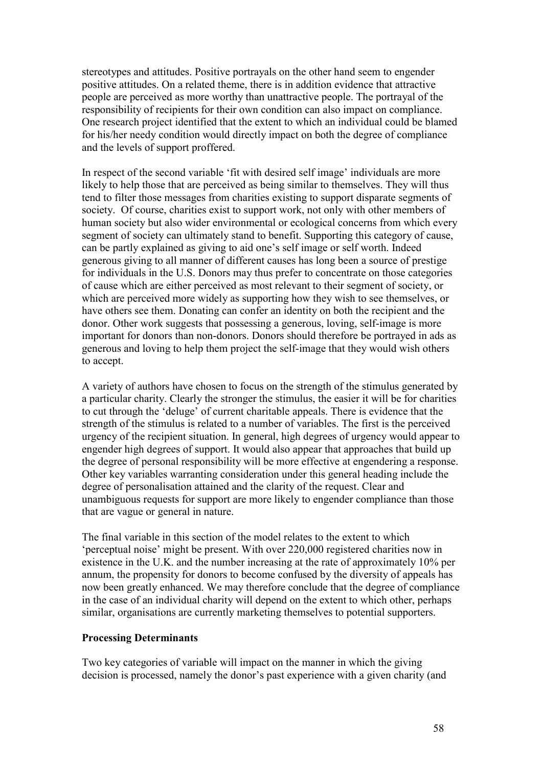stereotypes and attitudes. Positive portrayals on the other hand seem to engender positive attitudes. On a related theme, there is in addition evidence that attractive people are perceived as more worthy than unattractive people. The portrayal of the responsibility of recipients for their own condition can also impact on compliance. One research project identified that the extent to which an individual could be blamed for his/her needy condition would directly impact on both the degree of compliance and the levels of support proffered.

In respect of the second variable 'fit with desired self image' individuals are more likely to help those that are perceived as being similar to themselves. They will thus tend to filter those messages from charities existing to support disparate segments of society. Of course, charities exist to support work, not only with other members of human society but also wider environmental or ecological concerns from which every segment of society can ultimately stand to benefit. Supporting this category of cause, can be partly explained as giving to aid one's self image or self worth. Indeed generous giving to all manner of different causes has long been a source of prestige for individuals in the U.S. Donors may thus prefer to concentrate on those categories of cause which are either perceived as most relevant to their segment of society, or which are perceived more widely as supporting how they wish to see themselves, or have others see them. Donating can confer an identity on both the recipient and the donor. Other work suggests that possessing a generous, loving, self-image is more important for donors than non-donors. Donors should therefore be portrayed in ads as generous and loving to help them project the self-image that they would wish others to accept.

A variety of authors have chosen to focus on the strength of the stimulus generated by a particular charity. Clearly the stronger the stimulus, the easier it will be for charities to cut through the 'deluge' of current charitable appeals. There is evidence that the strength of the stimulus is related to a number of variables. The first is the perceived urgency of the recipient situation. In general, high degrees of urgency would appear to engender high degrees of support. It would also appear that approaches that build up the degree of personal responsibility will be more effective at engendering a response. Other key variables warranting consideration under this general heading include the degree of personalisation attained and the clarity of the request. Clear and unambiguous requests for support are more likely to engender compliance than those that are vague or general in nature.

The final variable in this section of the model relates to the extent to which 'perceptual noise' might be present. With over 220,000 registered charities now in existence in the U.K. and the number increasing at the rate of approximately 10% per annum, the propensity for donors to become confused by the diversity of appeals has now been greatly enhanced. We may therefore conclude that the degree of compliance in the case of an individual charity will depend on the extent to which other, perhaps similar, organisations are currently marketing themselves to potential supporters.

**Processing Determinants**

Two key categories of variable will impact on the manner in which the giving decision is processed, namely the donor's past experience with a given charity (and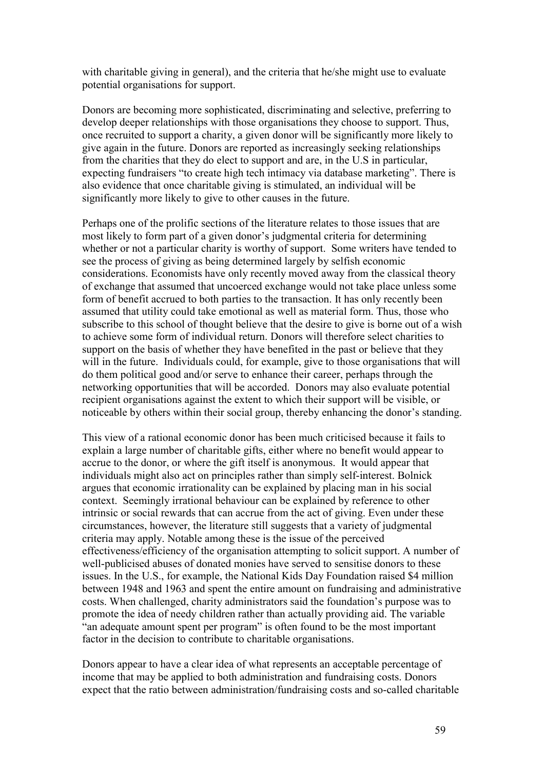with charitable giving in general), and the criteria that he/she might use to evaluate potential organisations for support.

Donors are becoming more sophisticated, discriminating and selective, preferring to develop deeper relationships with those organisations they choose to support. Thus, once recruited to support a charity, a given donor will be significantly more likely to give again in the future. Donors are reported as increasingly seeking relationships from the charities that they do elect to support and are, in the U.S in particular, expecting fundraisers "to create high tech intimacy via database marketing". There is also evidence that once charitable giving is stimulated, an individual will be significantly more likely to give to other causes in the future.

Perhaps one of the prolific sections of the literature relates to those issues that are most likely to form part of a given donor's judgmental criteria for determining whether or not a particular charity is worthy of support. Some writers have tended to see the process of giving as being determined largely by selfish economic considerations. Economists have only recently moved away from the classical theory of exchange that assumed that uncoerced exchange would not take place unless some form of benefit accrued to both parties to the transaction. It has only recently been assumed that utility could take emotional as well as material form. Thus, those who subscribe to this school of thought believe that the desire to give is borne out of a wish to achieve some form of individual return. Donors will therefore select charities to support on the basis of whether they have benefited in the past or believe that they will in the future. Individuals could, for example, give to those organisations that will do them political good and/or serve to enhance their career, perhaps through the networking opportunities that will be accorded. Donors may also evaluate potential recipient organisations against the extent to which their support will be visible, or noticeable by others within their social group, thereby enhancing the donor's standing.

This view of a rational economic donor has been much criticised because it fails to explain a large number of charitable gifts, either where no benefit would appear to accrue to the donor, or where the gift itself is anonymous. It would appear that individuals might also act on principles rather than simply self-interest. Bolnick argues that economic irrationality can be explained by placing man in his social context. Seemingly irrational behaviour can be explained by reference to other intrinsic or social rewards that can accrue from the act of giving. Even under these circumstances, however, the literature still suggests that a variety of judgmental criteria may apply. Notable among these is the issue of the perceived effectiveness/efficiency of the organisation attempting to solicit support. A number of well-publicised abuses of donated monies have served to sensitise donors to these issues. In the U.S., for example, the National Kids Day Foundation raised \$4 million between 1948 and 1963 and spent the entire amount on fundraising and administrative costs. When challenged, charity administrators said the foundation's purpose was to promote the idea of needy children rather than actually providing aid. The variable "an adequate amount spent per program" is often found to be the most important factor in the decision to contribute to charitable organisations.

Donors appear to have a clear idea of what represents an acceptable percentage of income that may be applied to both administration and fundraising costs. Donors expect that the ratio between administration/fundraising costs and so-called charitable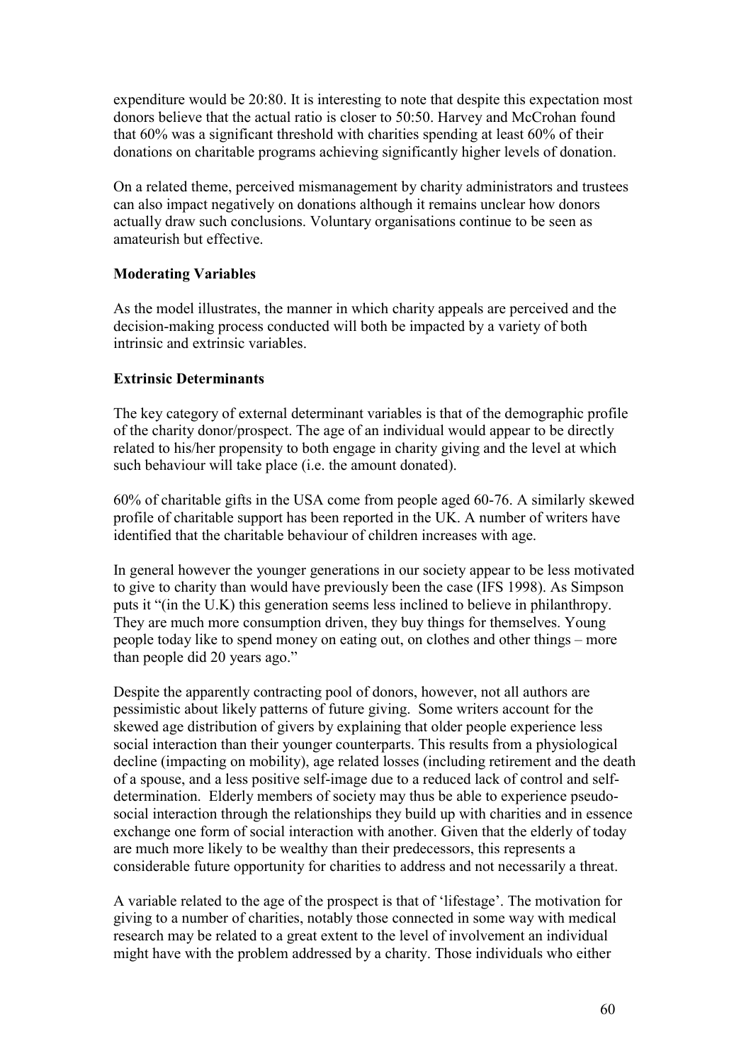expenditure would be 20:80. It is interesting to note that despite this expectation most donors believe that the actual ratio is closer to 50:50. Harvey and McCrohan found that 60% was a significant threshold with charities spending at least 60% of their donations on charitable programs achieving significantly higher levels of donation.

On a related theme, perceived mismanagement by charity administrators and trustees can also impact negatively on donations although it remains unclear how donors actually draw such conclusions. Voluntary organisations continue to be seen as amateurish but effective.

**Moderating Variables**

As the model illustrates, the manner in which charity appeals are perceived and the decision-making process conducted will both be impacted by a variety of both intrinsic and extrinsic variables.

**Extrinsic Determinants**

The key category of external determinant variables is that of the demographic profile of the charity donor/prospect. The age of an individual would appear to be directly related to his/her propensity to both engage in charity giving and the level at which such behaviour will take place (i.e. the amount donated).

60% of charitable gifts in the USA come from people aged 60-76. A similarly skewed profile of charitable support has been reported in the UK. A number of writers have identified that the charitable behaviour of children increases with age.

In general however the younger generations in our society appear to be less motivated to give to charity than would have previously been the case (IFS 1998). As Simpson puts it "(in the U.K) this generation seems less inclined to believe in philanthropy. They are much more consumption driven, they buy things for themselves. Young people today like to spend money on eating out, on clothes and other things – more than people did 20 years ago."

Despite the apparently contracting pool of donors, however, not all authors are pessimistic about likely patterns of future giving. Some writers account for the skewed age distribution of givers by explaining that older people experience less social interaction than their younger counterparts. This results from a physiological decline (impacting on mobility), age related losses (including retirement and the death of a spouse, and a less positive self-image due to a reduced lack of control and self-determination. Elderly members of society may thus be able to experience pseudo-social interaction through the relationships they build up with charities and in essence exchange one form of social interaction with another. Given that the elderly of today are much more likely to be wealthy than their predecessors, this represents a considerable future opportunity for charities to address and not necessarily a threat.

A variable related to the age of the prospect is that of 'lifestage'. The motivation for giving to a number of charities, notably those connected in some way with medical research may be related to a great extent to the level of involvement an individual might have with the problem addressed by a charity. Those individuals who either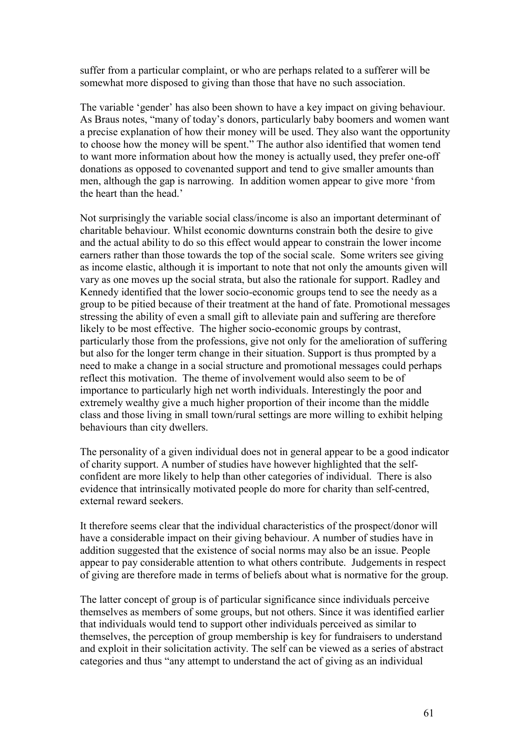suffer from a particular complaint, or who are perhaps related to a sufferer will be somewhat more disposed to giving than those that have no such association.

The variable 'gender' has also been shown to have a key impact on giving behaviour. As Braus notes, "many of today's donors, particularly baby boomers and women want a precise explanation of how their money will be used. They also want the opportunity to choose how the money will be spent." The author also identified that women tend to want more information about how the money is actually used, they prefer one-off donations as opposed to covenanted support and tend to give smaller amounts than men, although the gap is narrowing. In addition women appear to give more 'from the heart than the head.'

Not surprisingly the variable social class/income is also an important determinant of charitable behaviour. Whilst economic downturns constrain both the desire to give and the actual ability to do so this effect would appear to constrain the lower income earners rather than those towards the top of the social scale. Some writers see giving as income elastic, although it is important to note that not only the amounts given will vary as one moves up the social strata, but also the rationale for support. Radley and Kennedy identified that the lower socio-economic groups tend to see the needy as a group to be pitied because of their treatment at the hand of fate. Promotional messages stressing the ability of even a small gift to alleviate pain and suffering are therefore likely to be most effective. The higher socio-economic groups by contrast, particularly those from the professions, give not only for the amelioration of suffering but also for the longer term change in their situation. Support is thus prompted by a need to make a change in a social structure and promotional messages could perhaps reflect this motivation. The theme of involvement would also seem to be of importance to particularly high net worth individuals. Interestingly the poor and extremely wealthy give a much higher proportion of their income than the middle class and those living in small town/rural settings are more willing to exhibit helping behaviours than city dwellers.

The personality of a given individual does not in general appear to be a good indicator of charity support. A number of studies have however highlighted that the self-confident are more likely to help than other categories of individual. There is also evidence that intrinsically motivated people do more for charity than self-centred, external reward seekers.

It therefore seems clear that the individual characteristics of the prospect/donor will have a considerable impact on their giving behaviour. A number of studies have in addition suggested that the existence of social norms may also be an issue. People appear to pay considerable attention to what others contribute. Judgements in respect of giving are therefore made in terms of beliefs about what is normative for the group.

The latter concept of group is of particular significance since individuals perceive themselves as members of some groups, but not others. Since it was identified earlier that individuals would tend to support other individuals perceived as similar to themselves, the perception of group membership is key for fundraisers to understand and exploit in their solicitation activity. The self can be viewed as a series of abstract categories and thus "any attempt to understand the act of giving as an individual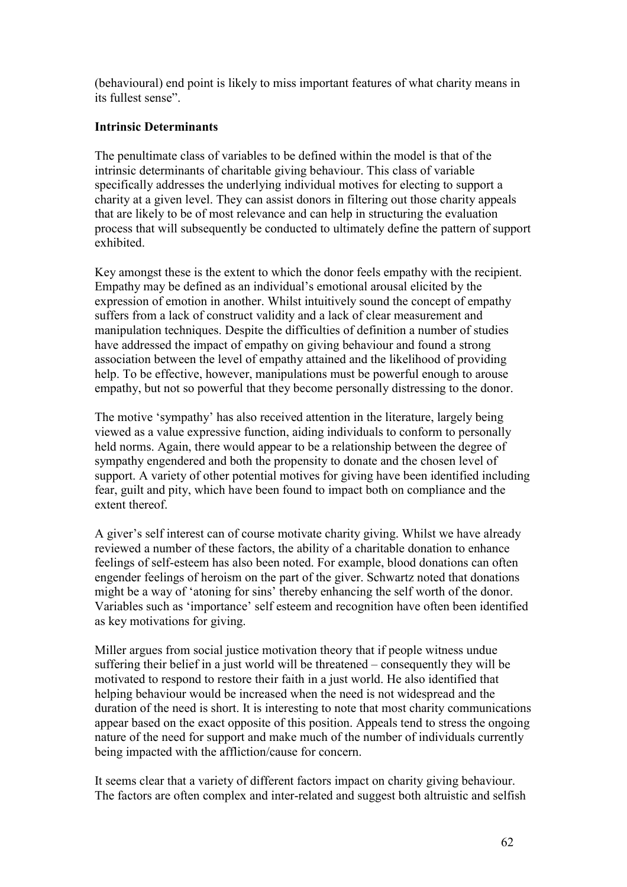(behavioural) end point is likely to miss important features of what charity means in its fullest sense".

**Intrinsic Determinants**

The penultimate class of variables to be defined within the model is that of the intrinsic determinants of charitable giving behaviour. This class of variable specifically addresses the underlying individual motives for electing to support a charity at a given level. They can assist donors in filtering out those charity appeals that are likely to be of most relevance and can help in structuring the evaluation process that will subsequently be conducted to ultimately define the pattern of support exhibited.

Key amongst these is the extent to which the donor feels empathy with the recipient. Empathy may be defined as an individual's emotional arousal elicited by the expression of emotion in another. Whilst intuitively sound the concept of empathy suffers from a lack of construct validity and a lack of clear measurement and manipulation techniques. Despite the difficulties of definition a number of studies have addressed the impact of empathy on giving behaviour and found a strong association between the level of empathy attained and the likelihood of providing help. To be effective, however, manipulations must be powerful enough to arouse empathy, but not so powerful that they become personally distressing to the donor.

The motive 'sympathy' has also received attention in the literature, largely being viewed as a value expressive function, aiding individuals to conform to personally held norms. Again, there would appear to be a relationship between the degree of sympathy engendered and both the propensity to donate and the chosen level of support. A variety of other potential motives for giving have been identified including fear, guilt and pity, which have been found to impact both on compliance and the extent thereof.

A giver's self interest can of course motivate charity giving. Whilst we have already reviewed a number of these factors, the ability of a charitable donation to enhance feelings of self-esteem has also been noted. For example, blood donations can often engender feelings of heroism on the part of the giver. Schwartz noted that donations might be a way of 'atoning for sins' thereby enhancing the self worth of the donor. Variables such as 'importance' self esteem and recognition have often been identified as key motivations for giving.

Miller argues from social justice motivation theory that if people witness undue suffering their belief in a just world will be threatened – consequently they will be motivated to respond to restore their faith in a just world. He also identified that helping behaviour would be increased when the need is not widespread and the duration of the need is short. It is interesting to note that most charity communications appear based on the exact opposite of this position. Appeals tend to stress the ongoing nature of the need for support and make much of the number of individuals currently being impacted with the affliction/cause for concern.

It seems clear that a variety of different factors impact on charity giving behaviour. The factors are often complex and inter-related and suggest both altruistic and selfish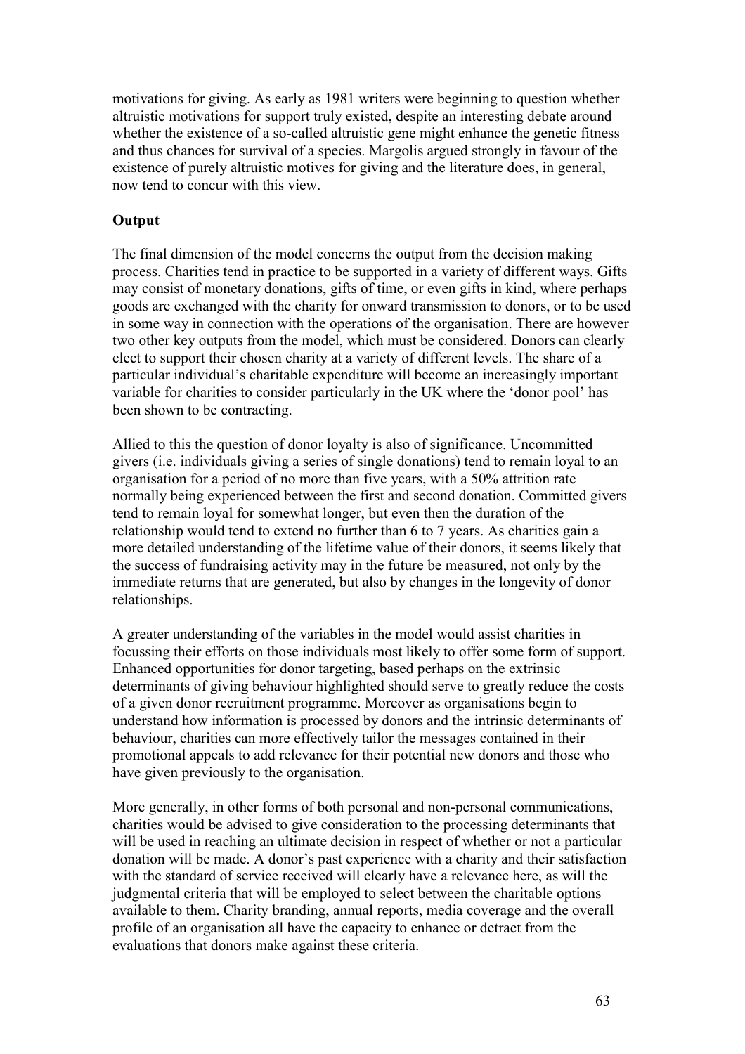motivations for giving. As early as 1981 writers were beginning to question whether altruistic motivations for support truly existed, despite an interesting debate around whether the existence of a so-called altruistic gene might enhance the genetic fitness and thus chances for survival of a species. Margolis argued strongly in favour of the existence of purely altruistic motives for giving and the literature does, in general, now tend to concur with this view.

**Output**

The final dimension of the model concerns the output from the decision making process. Charities tend in practice to be supported in a variety of different ways. Gifts may consist of monetary donations, gifts of time, or even gifts in kind, where perhaps goods are exchanged with the charity for onward transmission to donors, or to be used in some way in connection with the operations of the organisation. There are however two other key outputs from the model, which must be considered. Donors can clearly elect to support their chosen charity at a variety of different levels. The share of a particular individual's charitable expenditure will become an increasingly important variable for charities to consider particularly in the UK where the 'donor pool' has been shown to be contracting.

Allied to this the question of donor loyalty is also of significance. Uncommitted givers (i.e. individuals giving a series of single donations) tend to remain loyal to an organisation for a period of no more than five years, with a 50% attrition rate normally being experienced between the first and second donation. Committed givers tend to remain loyal for somewhat longer, but even then the duration of the relationship would tend to extend no further than 6 to 7 years. As charities gain a more detailed understanding of the lifetime value of their donors, it seems likely that the success of fundraising activity may in the future be measured, not only by the immediate returns that are generated, but also by changes in the longevity of donor relationships.

A greater understanding of the variables in the model would assist charities in focussing their efforts on those individuals most likely to offer some form of support. Enhanced opportunities for donor targeting, based perhaps on the extrinsic determinants of giving behaviour highlighted should serve to greatly reduce the costs of a given donor recruitment programme. Moreover as organisations begin to understand how information is processed by donors and the intrinsic determinants of behaviour, charities can more effectively tailor the messages contained in their promotional appeals to add relevance for their potential new donors and those who have given previously to the organisation.

More generally, in other forms of both personal and non-personal communications, charities would be advised to give consideration to the processing determinants that will be used in reaching an ultimate decision in respect of whether or not a particular donation will be made. A donor's past experience with a charity and their satisfaction with the standard of service received will clearly have a relevance here, as will the judgmental criteria that will be employed to select between the charitable options available to them. Charity branding, annual reports, media coverage and the overall profile of an organisation all have the capacity to enhance or detract from the evaluations that donors make against these criteria.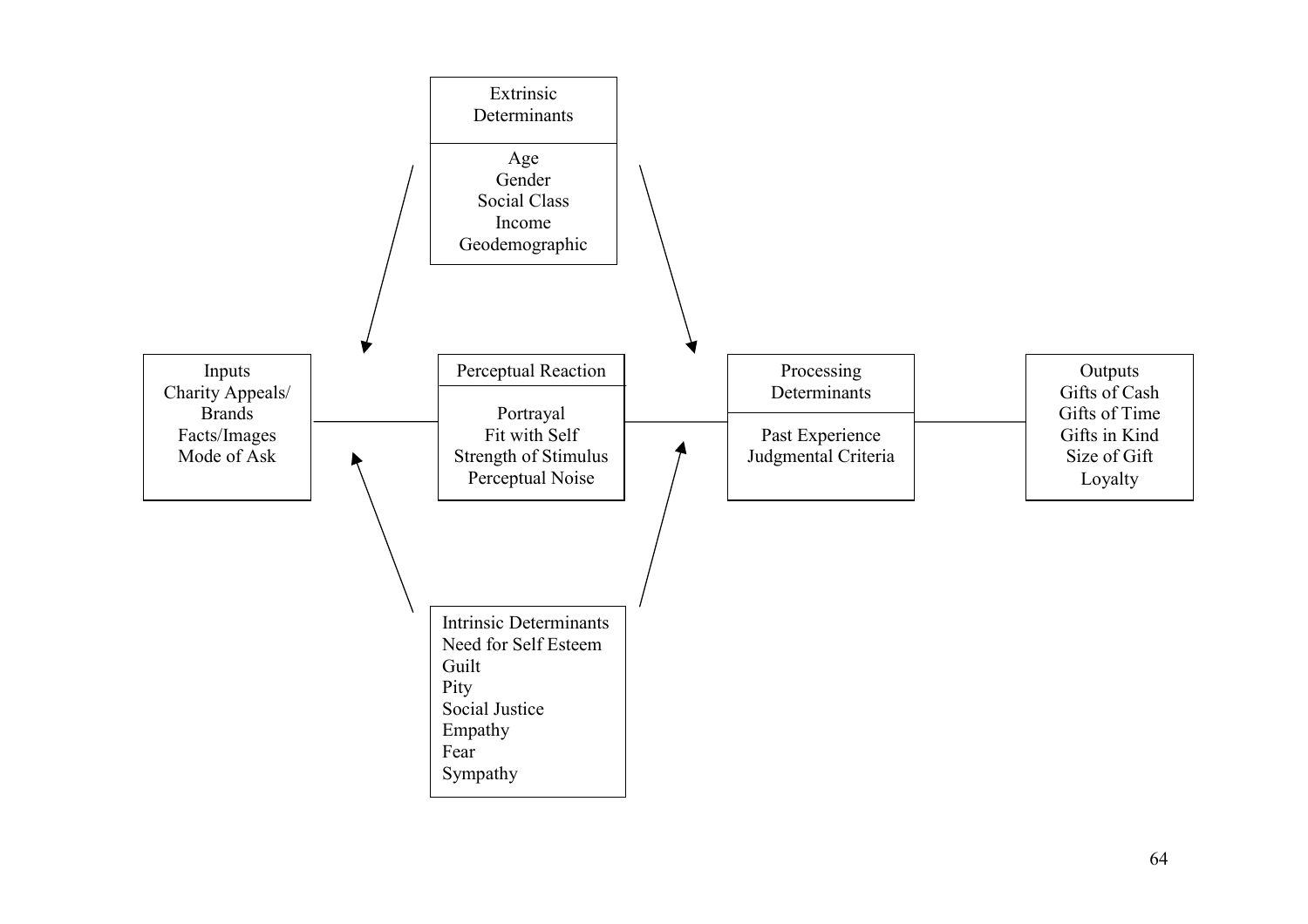**Extrinsic Determinants**

- Age
- Gender
- Social Class
- Income
- Geodemographic

**Inputs**

- Charity Appeals/ Brands
- Facts/Images
- Mode of Ask

**Perceptual Reaction**

- Portrayal
- Fit with Self
- Strength of Stimulus
- Perceptual Noise

**Processing Determinants**

- Past Experience
- Judgmental Criteria

**Outputs**

- Gifts of Cash
- Gifts of Time
- Gifts in Kind
- Size of Gift
- Loyalty

**Intrinsic Determinants**

- Need for Self Esteem
- Guilt
- Pity
- Social Justice
- Empathy
- Fear
- Sympathy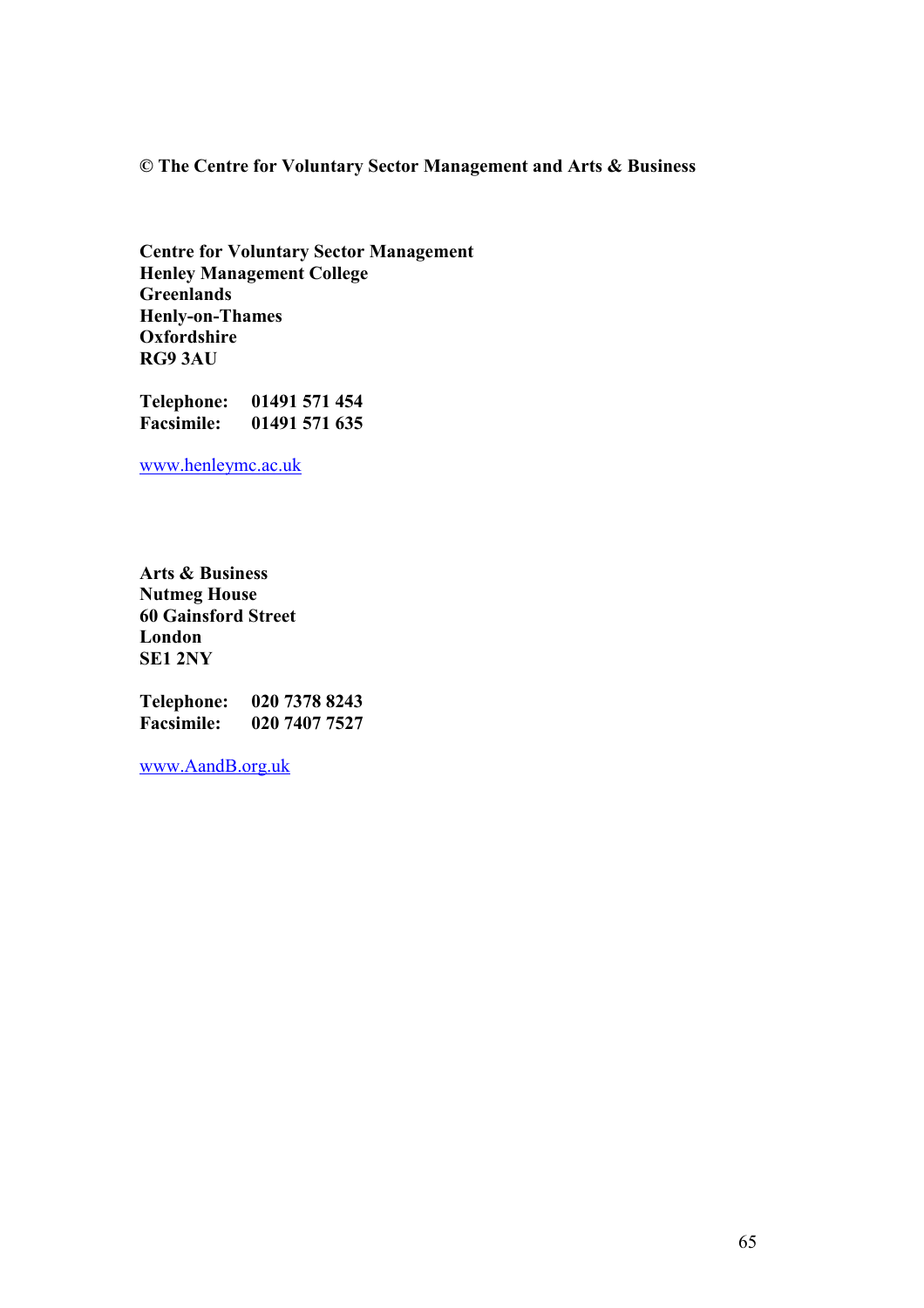**© The Centre for Voluntary Sector Management and Arts & Business**

**Centre for Voluntary Sector Management**
**Henley Management College**
**Greenlands**
**Henly-on-Thames**
**Oxfordshire**
**RG9 3AU**

**Telephone: 01491 571 454**
**Facsimile: 01491 571 635**

www.henleymc.ac.uk

**Arts & Business**
**Nutmeg House**
**60 Gainsford Street**
**London**
**SE1 2NY**

**Telephone: 020 7378 8243**
**Facsimile: 020 7407 7527**

www.AandB.org.uk